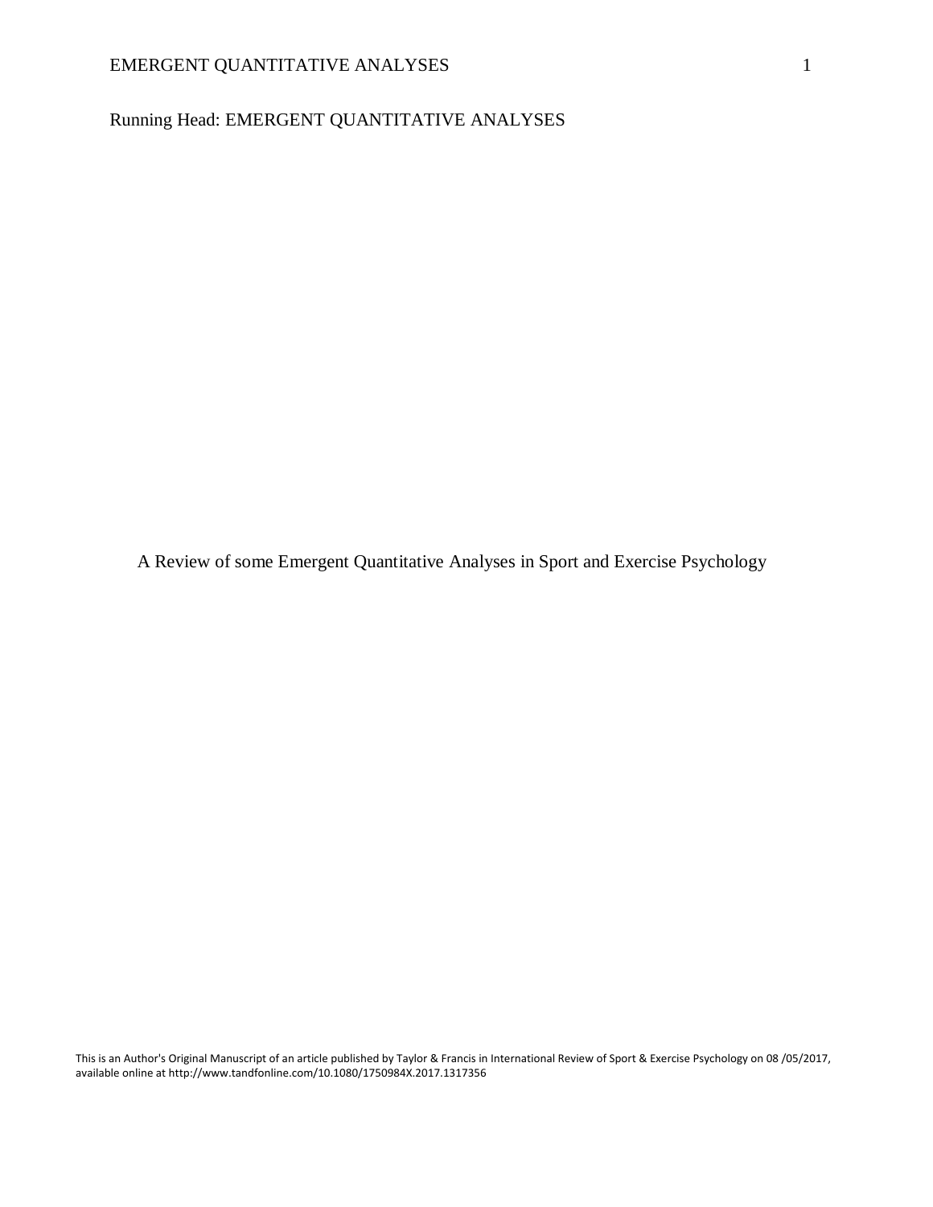Running Head: EMERGENT QUANTITATIVE ANALYSES

# A Review of some Emergent Quantitative Analyses in Sport and Exercise Psychology

This is an Author's Original Manuscript of an article published by Taylor & Francis in International Review of Sport & Exercise Psychology on 08 /05/2017, available online at http://www.tandfonline.com/10.1080/1750984X.2017.1317356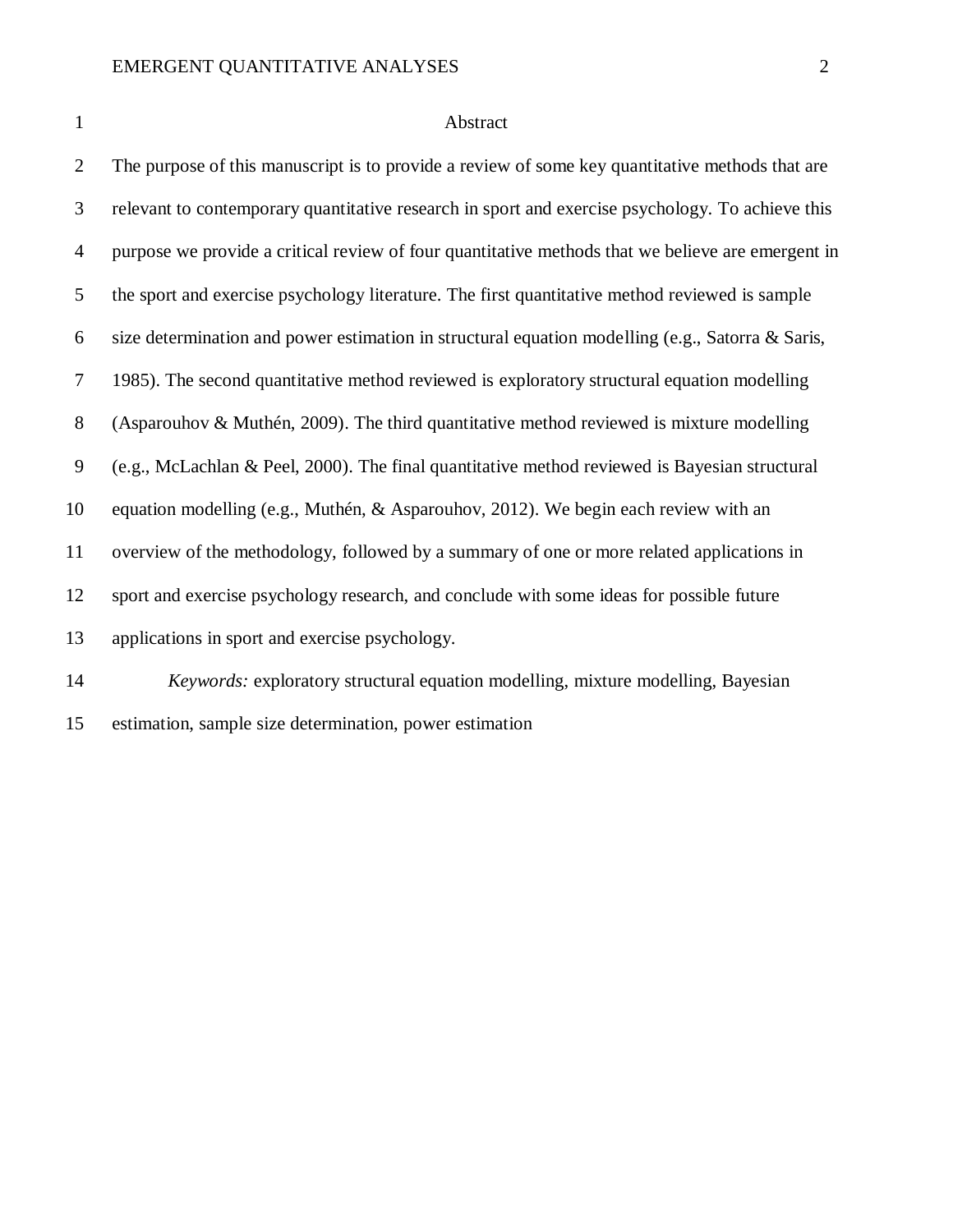# Abstract

The purpose of this manuscript is to provide a review of some key quantitative methods that are relevant to contemporary quantitative research in sport and exercise psychology. To achieve this purpose we provide a critical review of four quantitative methods that we believe are emergent in the sport and exercise psychology literature. The first quantitative method reviewed is sample size determination and power estimation in structural equation modelling (e.g., Satorra & Saris, 1985). The second quantitative method reviewed is exploratory structural equation modelling (Asparouhov & Muthén, 2009). The third quantitative method reviewed is mixture modelling (e.g., McLachlan & Peel, 2000). The final quantitative method reviewed is Bayesian structural equation modelling (e.g., Muthén, & Asparouhov, 2012). We begin each review with an overview of the methodology, followed by a summary of one or more related applications in sport and exercise psychology research, and conclude with some ideas for possible future applications in sport and exercise psychology.

*Keywords:* exploratory structural equation modelling, mixture modelling, Bayesian estimation, sample size determination, power estimation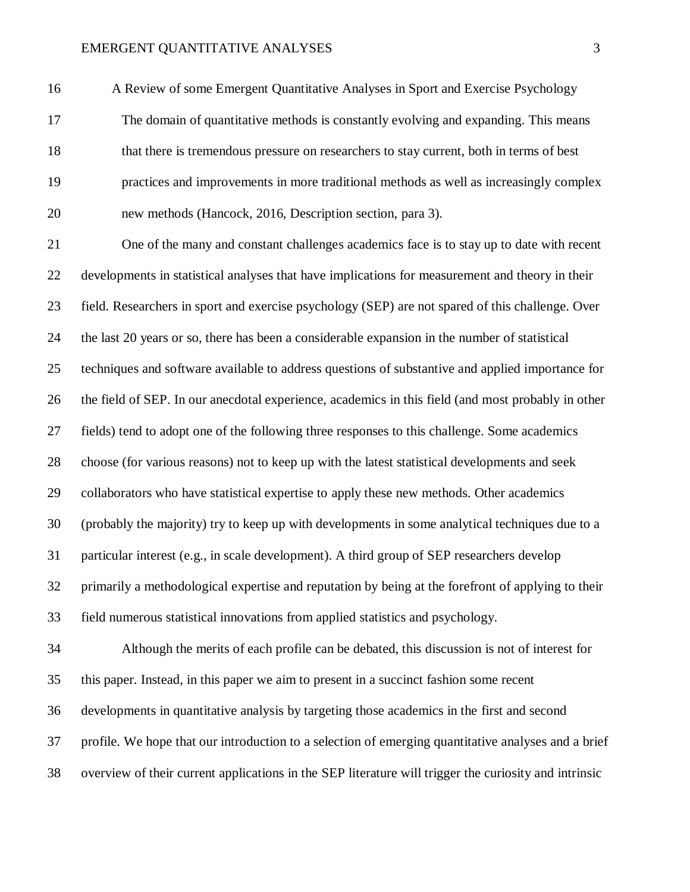# A Review of some Emergent Quantitative Analyses in Sport and Exercise Psychology

> The domain of quantitative methods is constantly evolving and expanding. This means that there is tremendous pressure on researchers to stay current, both in terms of best practices and improvements in more traditional methods as well as increasingly complex new methods (Hancock, 2016, Description section, para 3).

One of the many and constant challenges academics face is to stay up to date with recent developments in statistical analyses that have implications for measurement and theory in their field. Researchers in sport and exercise psychology (SEP) are not spared of this challenge. Over the last 20 years or so, there has been a considerable expansion in the number of statistical techniques and software available to address questions of substantive and applied importance for the field of SEP. In our anecdotal experience, academics in this field (and most probably in other fields) tend to adopt one of the following three responses to this challenge. Some academics choose (for various reasons) not to keep up with the latest statistical developments and seek collaborators who have statistical expertise to apply these new methods. Other academics (probably the majority) try to keep up with developments in some analytical techniques due to a particular interest (e.g., in scale development). A third group of SEP researchers develop primarily a methodological expertise and reputation by being at the forefront of applying to their field numerous statistical innovations from applied statistics and psychology.

Although the merits of each profile can be debated, this discussion is not of interest for this paper. Instead, in this paper we aim to present in a succinct fashion some recent developments in quantitative analysis by targeting those academics in the first and second profile. We hope that our introduction to a selection of emerging quantitative analyses and a brief overview of their current applications in the SEP literature will trigger the curiosity and intrinsic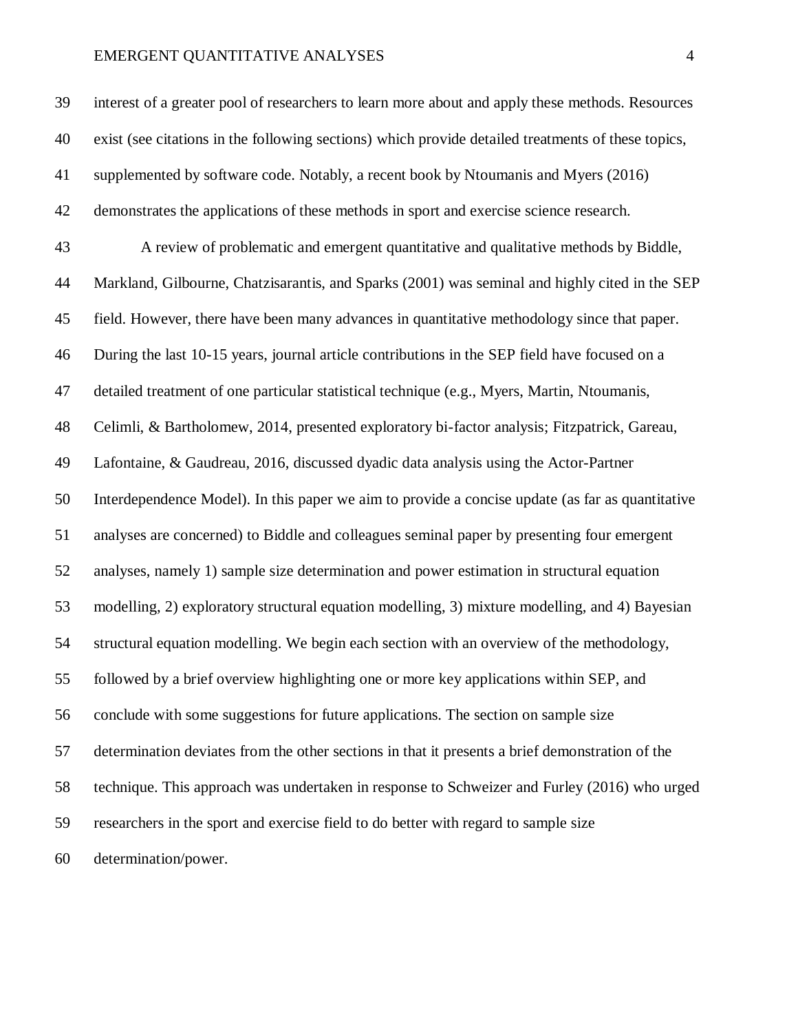interest of a greater pool of researchers to learn more about and apply these methods. Resources exist (see citations in the following sections) which provide detailed treatments of these topics, supplemented by software code. Notably, a recent book by Ntoumanis and Myers (2016) demonstrates the applications of these methods in sport and exercise science research.

A review of problematic and emergent quantitative and qualitative methods by Biddle, Markland, Gilbourne, Chatzisarantis, and Sparks (2001) was seminal and highly cited in the SEP field. However, there have been many advances in quantitative methodology since that paper. During the last 10-15 years, journal article contributions in the SEP field have focused on a detailed treatment of one particular statistical technique (e.g., Myers, Martin, Ntoumanis, Celimli, & Bartholomew, 2014, presented exploratory bi-factor analysis; Fitzpatrick, Gareau, Lafontaine, & Gaudreau, 2016, discussed dyadic data analysis using the Actor-Partner Interdependence Model). In this paper we aim to provide a concise update (as far as quantitative analyses are concerned) to Biddle and colleagues seminal paper by presenting four emergent analyses, namely 1) sample size determination and power estimation in structural equation modelling, 2) exploratory structural equation modelling, 3) mixture modelling, and 4) Bayesian structural equation modelling. We begin each section with an overview of the methodology, followed by a brief overview highlighting one or more key applications within SEP, and conclude with some suggestions for future applications. The section on sample size determination deviates from the other sections in that it presents a brief demonstration of the technique. This approach was undertaken in response to Schweizer and Furley (2016) who urged researchers in the sport and exercise field to do better with regard to sample size determination/power.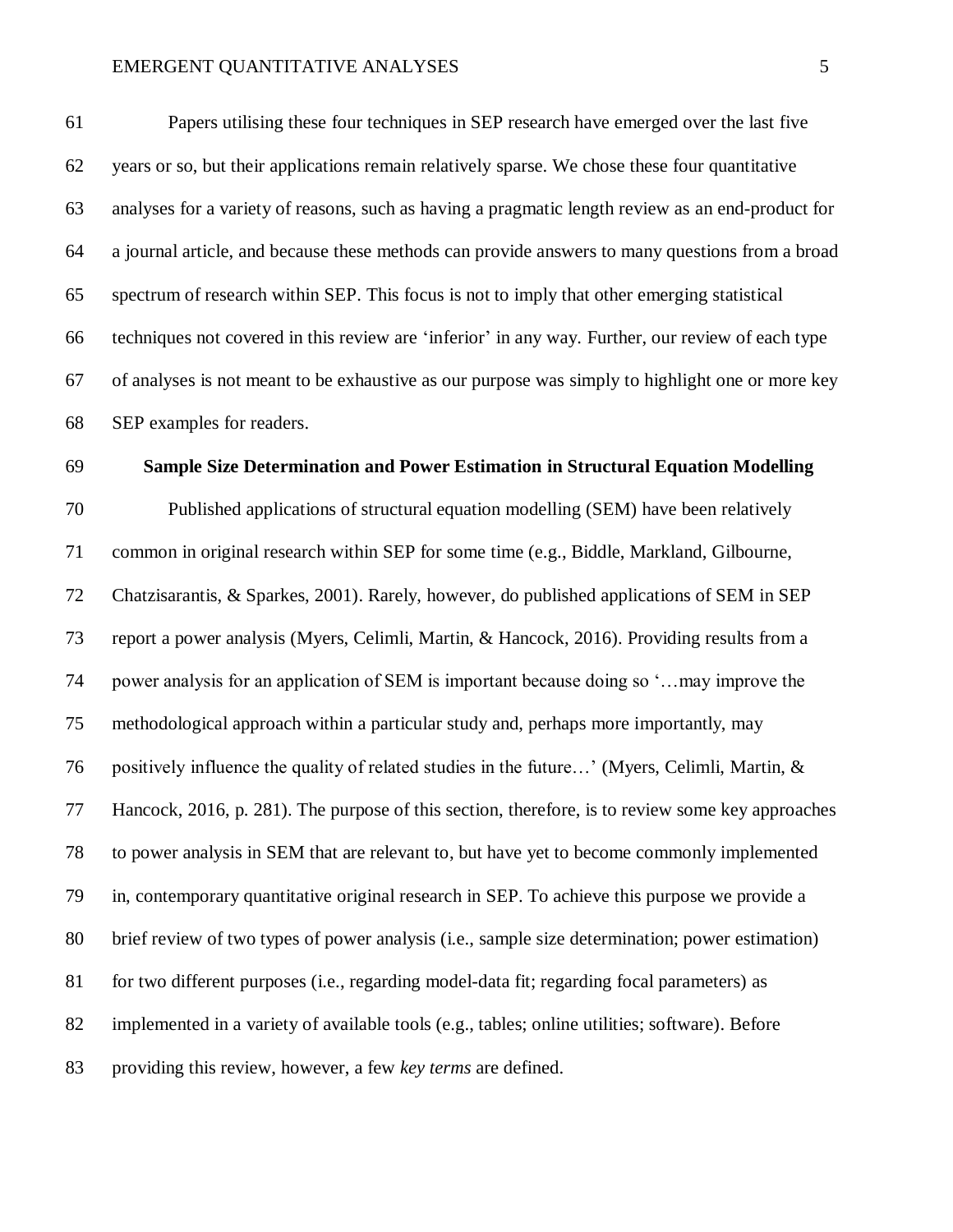Papers utilising these four techniques in SEP research have emerged over the last five years or so, but their applications remain relatively sparse. We chose these four quantitative analyses for a variety of reasons, such as having a pragmatic length review as an end-product for a journal article, and because these methods can provide answers to many questions from a broad spectrum of research within SEP. This focus is not to imply that other emerging statistical techniques not covered in this review are 'inferior' in any way. Further, our review of each type of analyses is not meant to be exhaustive as our purpose was simply to highlight one or more key SEP examples for readers.

## Sample Size Determination and Power Estimation in Structural Equation Modelling

Published applications of structural equation modelling (SEM) have been relatively common in original research within SEP for some time (e.g., Biddle, Markland, Gilbourne, Chatzisarantis, & Sparkes, 2001). Rarely, however, do published applications of SEM in SEP report a power analysis (Myers, Celimli, Martin, & Hancock, 2016). Providing results from a power analysis for an application of SEM is important because doing so '…may improve the methodological approach within a particular study and, perhaps more importantly, may positively influence the quality of related studies in the future…' (Myers, Celimli, Martin, & Hancock, 2016, p. 281). The purpose of this section, therefore, is to review some key approaches to power analysis in SEM that are relevant to, but have yet to become commonly implemented in, contemporary quantitative original research in SEP. To achieve this purpose we provide a brief review of two types of power analysis (i.e., sample size determination; power estimation) for two different purposes (i.e., regarding model-data fit; regarding focal parameters) as implemented in a variety of available tools (e.g., tables; online utilities; software). Before providing this review, however, a few *key terms* are defined.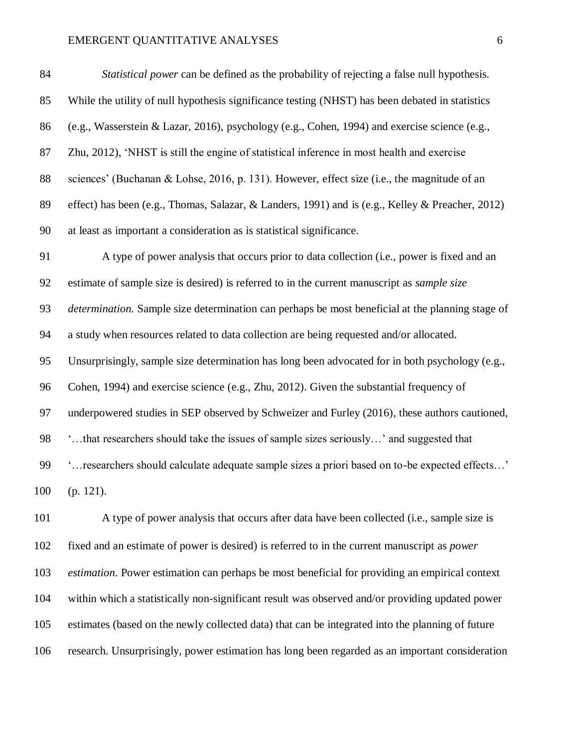*Statistical power* can be defined as the probability of rejecting a false null hypothesis. While the utility of null hypothesis significance testing (NHST) has been debated in statistics (e.g., Wasserstein & Lazar, 2016), psychology (e.g., Cohen, 1994) and exercise science (e.g., Zhu, 2012), 'NHST is still the engine of statistical inference in most health and exercise sciences' (Buchanan & Lohse, 2016, p. 131). However, effect size (i.e., the magnitude of an effect) has been (e.g., Thomas, Salazar, & Landers, 1991) and is (e.g., Kelley & Preacher, 2012) at least as important a consideration as is statistical significance.

A type of power analysis that occurs prior to data collection (i.e., power is fixed and an estimate of sample size is desired) is referred to in the current manuscript as *sample size determination.* Sample size determination can perhaps be most beneficial at the planning stage of a study when resources related to data collection are being requested and/or allocated. Unsurprisingly, sample size determination has long been advocated for in both psychology (e.g., Cohen, 1994) and exercise science (e.g., Zhu, 2012). Given the substantial frequency of underpowered studies in SEP observed by Schweizer and Furley (2016), these authors cautioned, '…that researchers should take the issues of sample sizes seriously…' and suggested that '…researchers should calculate adequate sample sizes a priori based on to-be expected effects…' (p. 121).

A type of power analysis that occurs after data have been collected (i.e., sample size is fixed and an estimate of power is desired) is referred to in the current manuscript as *power estimation*. Power estimation can perhaps be most beneficial for providing an empirical context within which a statistically non-significant result was observed and/or providing updated power estimates (based on the newly collected data) that can be integrated into the planning of future research. Unsurprisingly, power estimation has long been regarded as an important consideration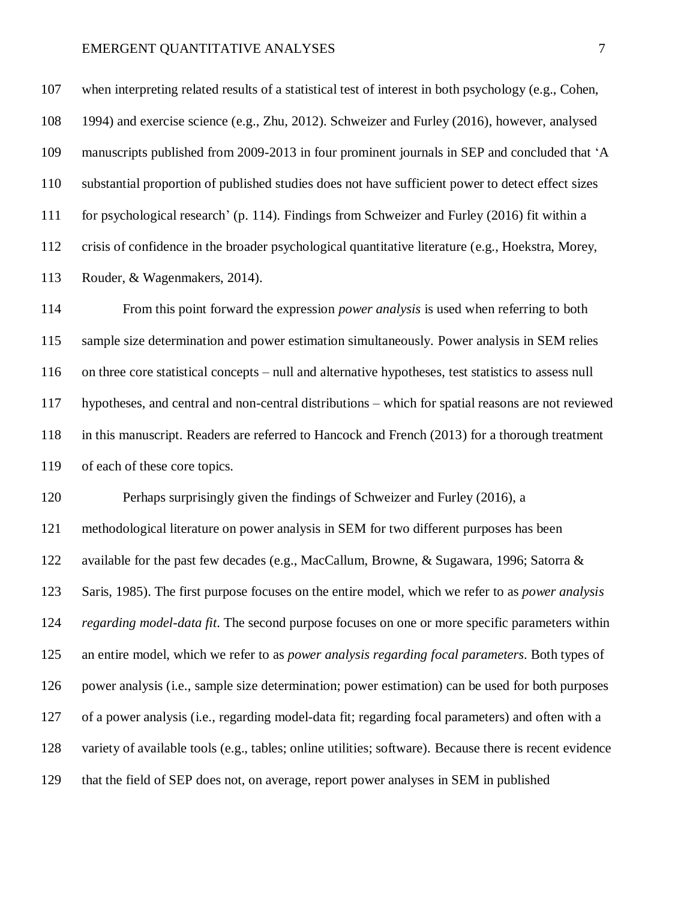when interpreting related results of a statistical test of interest in both psychology (e.g., Cohen, 1994) and exercise science (e.g., Zhu, 2012). Schweizer and Furley (2016), however, analysed manuscripts published from 2009-2013 in four prominent journals in SEP and concluded that 'A substantial proportion of published studies does not have sufficient power to detect effect sizes for psychological research' (p. 114). Findings from Schweizer and Furley (2016) fit within a crisis of confidence in the broader psychological quantitative literature (e.g., Hoekstra, Morey, Rouder, & Wagenmakers, 2014).

From this point forward the expression *power analysis* is used when referring to both sample size determination and power estimation simultaneously. Power analysis in SEM relies on three core statistical concepts – null and alternative hypotheses, test statistics to assess null hypotheses, and central and non-central distributions – which for spatial reasons are not reviewed in this manuscript. Readers are referred to Hancock and French (2013) for a thorough treatment of each of these core topics.

Perhaps surprisingly given the findings of Schweizer and Furley (2016), a methodological literature on power analysis in SEM for two different purposes has been available for the past few decades (e.g., MacCallum, Browne, & Sugawara, 1996; Satorra & Saris, 1985). The first purpose focuses on the entire model, which we refer to as *power analysis regarding model-data fit*. The second purpose focuses on one or more specific parameters within an entire model, which we refer to as *power analysis regarding focal parameters*. Both types of power analysis (i.e., sample size determination; power estimation) can be used for both purposes of a power analysis (i.e., regarding model-data fit; regarding focal parameters) and often with a variety of available tools (e.g., tables; online utilities; software). Because there is recent evidence that the field of SEP does not, on average, report power analyses in SEM in published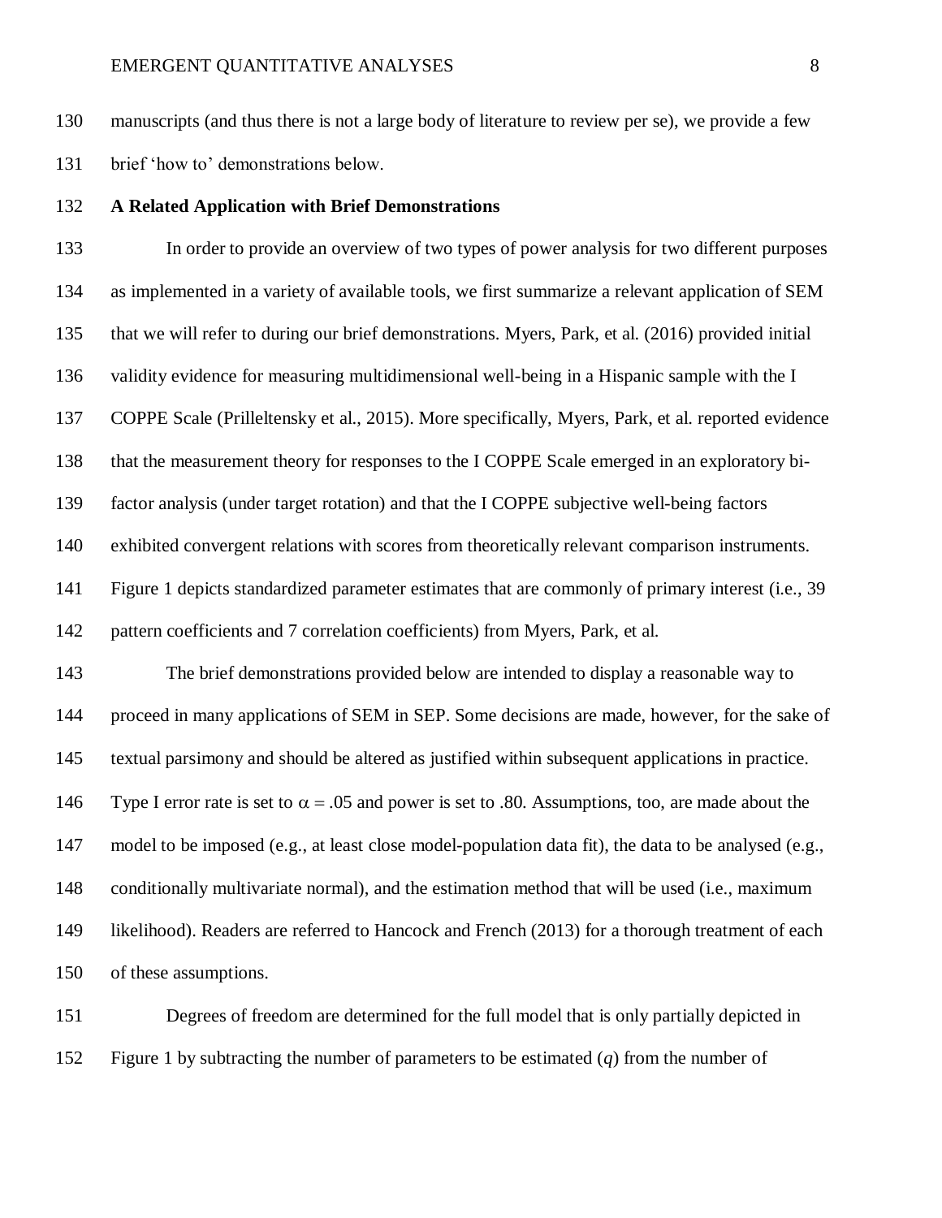manuscripts (and thus there is not a large body of literature to review per se), we provide a few brief 'how to' demonstrations below.

**A Related Application with Brief Demonstrations**

In order to provide an overview of two types of power analysis for two different purposes as implemented in a variety of available tools, we first summarize a relevant application of SEM that we will refer to during our brief demonstrations. Myers, Park, et al. (2016) provided initial validity evidence for measuring multidimensional well-being in a Hispanic sample with the I COPPE Scale (Prilleltensky et al., 2015). More specifically, Myers, Park, et al. reported evidence that the measurement theory for responses to the I COPPE Scale emerged in an exploratory bi-factor analysis (under target rotation) and that the I COPPE subjective well-being factors exhibited convergent relations with scores from theoretically relevant comparison instruments. Figure 1 depicts standardized parameter estimates that are commonly of primary interest (i.e., 39 pattern coefficients and 7 correlation coefficients) from Myers, Park, et al.

The brief demonstrations provided below are intended to display a reasonable way to proceed in many applications of SEM in SEP. Some decisions are made, however, for the sake of textual parsimony and should be altered as justified within subsequent applications in practice. Type I error rate is set to $\alpha = .05$ and power is set to .80. Assumptions, too, are made about the model to be imposed (e.g., at least close model-population data fit), the data to be analysed (e.g., conditionally multivariate normal), and the estimation method that will be used (i.e., maximum likelihood). Readers are referred to Hancock and French (2013) for a thorough treatment of each of these assumptions.

Degrees of freedom are determined for the full model that is only partially depicted in Figure 1 by subtracting the number of parameters to be estimated ($q$) from the number of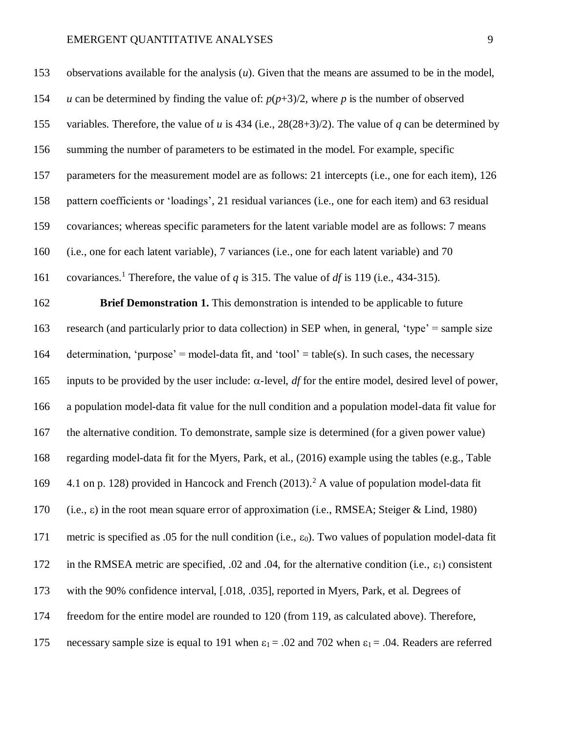observations available for the analysis ($u$). Given that the means are assumed to be in the model, $u$ can be determined by finding the value of: $p(p+3)/2$, where $p$ is the number of observed variables. Therefore, the value of $u$ is 434 (i.e., 28(28+3)/2). The value of $q$ can be determined by summing the number of parameters to be estimated in the model. For example, specific parameters for the measurement model are as follows: 21 intercepts (i.e., one for each item), 126 pattern coefficients or 'loadings', 21 residual variances (i.e., one for each item) and 63 residual covariances; whereas specific parameters for the latent variable model are as follows: 7 means (i.e., one for each latent variable), 7 variances (i.e., one for each latent variable) and 70 covariances.[1] Therefore, the value of $q$ is 315. The value of $df$ is 119 (i.e., 434-315).

**Brief Demonstration 1.** This demonstration is intended to be applicable to future research (and particularly prior to data collection) in SEP when, in general, 'type' = sample size determination, 'purpose' = model-data fit, and 'tool' = table(s). In such cases, the necessary inputs to be provided by the user include: $\alpha$-level, $df$ for the entire model, desired level of power, a population model-data fit value for the null condition and a population model-data fit value for the alternative condition. To demonstrate, sample size is determined (for a given power value) regarding model-data fit for the Myers, Park, et al., (2016) example using the tables (e.g., Table 4.1 on p. 128) provided in Hancock and French (2013).[2] A value of population model-data fit (i.e., $\varepsilon$) in the root mean square error of approximation (i.e., RMSEA; Steiger & Lind, 1980) metric is specified as .05 for the null condition (i.e., $\varepsilon_0$). Two values of population model-data fit in the RMSEA metric are specified, .02 and .04, for the alternative condition (i.e., $\varepsilon_1$) consistent with the 90% confidence interval, [.018, .035], reported in Myers, Park, et al. Degrees of freedom for the entire model are rounded to 120 (from 119, as calculated above). Therefore, necessary sample size is equal to 191 when $\varepsilon_1 = .02$ and 702 when $\varepsilon_1 = .04$. Readers are referred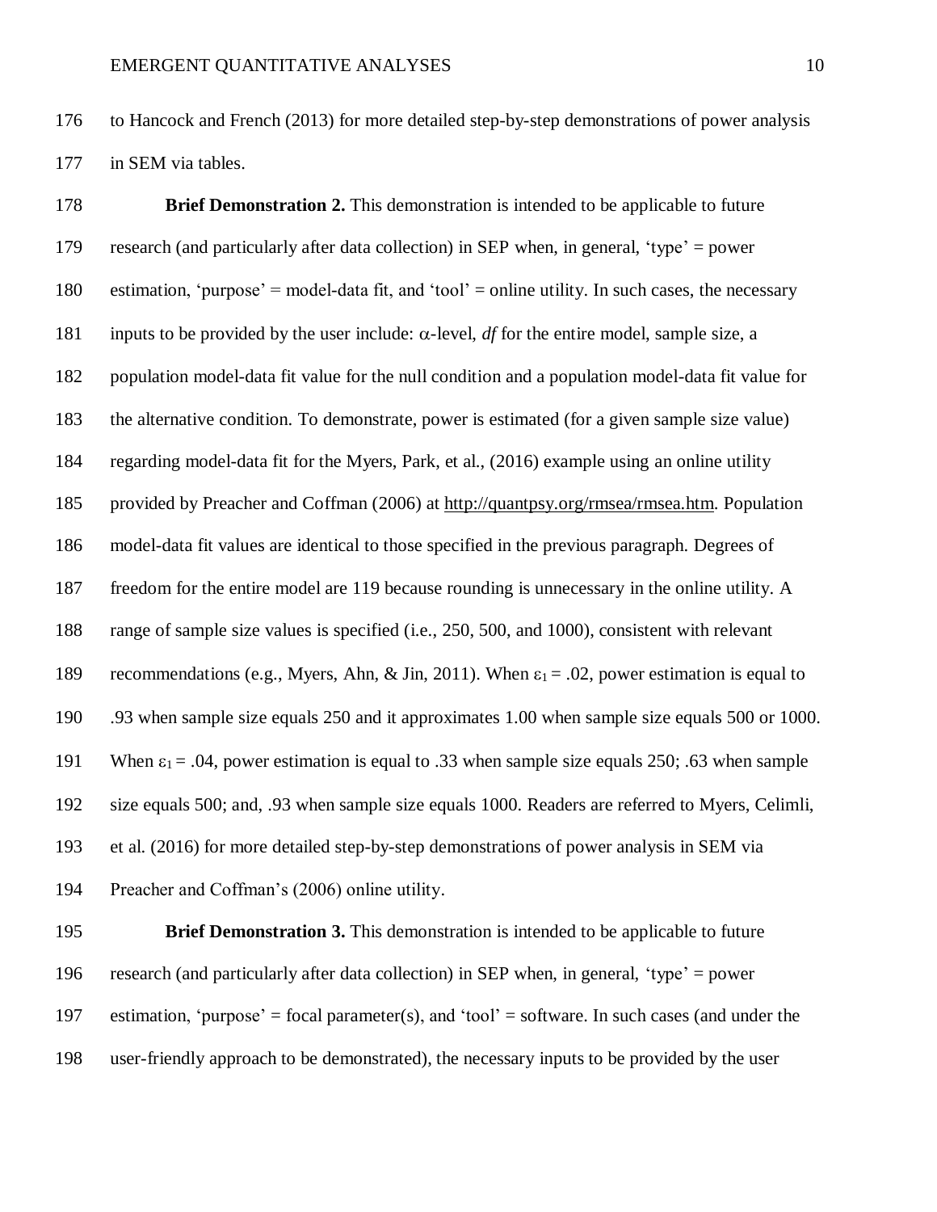to Hancock and French (2013) for more detailed step-by-step demonstrations of power analysis in SEM via tables.

**Brief Demonstration 2.** This demonstration is intended to be applicable to future research (and particularly after data collection) in SEP when, in general, 'type' = power estimation, 'purpose' = model-data fit, and 'tool' = online utility. In such cases, the necessary inputs to be provided by the user include: $\alpha$-level, *df* for the entire model, sample size, a population model-data fit value for the null condition and a population model-data fit value for the alternative condition. To demonstrate, power is estimated (for a given sample size value) regarding model-data fit for the Myers, Park, et al., (2016) example using an online utility provided by Preacher and Coffman (2006) at http://quantpsy.org/rmsea/rmsea.htm. Population model-data fit values are identical to those specified in the previous paragraph. Degrees of freedom for the entire model are 119 because rounding is unnecessary in the online utility. A range of sample size values is specified (i.e., 250, 500, and 1000), consistent with relevant recommendations (e.g., Myers, Ahn, & Jin, 2011). When $\varepsilon_1 = .02$, power estimation is equal to .93 when sample size equals 250 and it approximates 1.00 when sample size equals 500 or 1000. When $\varepsilon_1 = .04$, power estimation is equal to .33 when sample size equals 250; .63 when sample size equals 500; and, .93 when sample size equals 1000. Readers are referred to Myers, Celimli, et al. (2016) for more detailed step-by-step demonstrations of power analysis in SEM via Preacher and Coffman's (2006) online utility.

**Brief Demonstration 3.** This demonstration is intended to be applicable to future research (and particularly after data collection) in SEP when, in general, 'type' = power estimation, 'purpose' = focal parameter(s), and 'tool' = software. In such cases (and under the user-friendly approach to be demonstrated), the necessary inputs to be provided by the user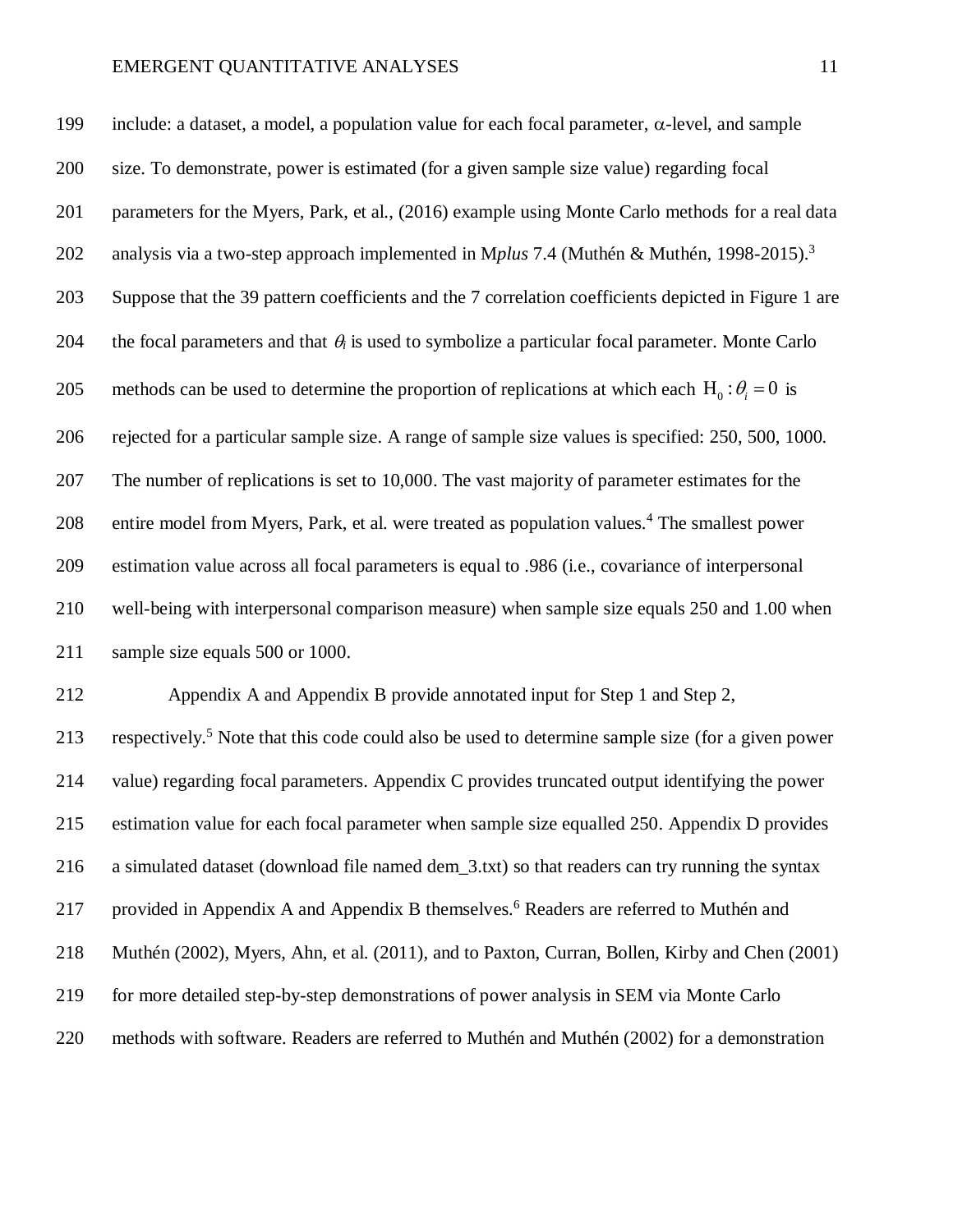include: a dataset, a model, a population value for each focal parameter, $\alpha$-level, and sample size. To demonstrate, power is estimated (for a given sample size value) regarding focal parameters for the Myers, Park, et al., (2016) example using Monte Carlo methods for a real data analysis via a two-step approach implemented in M*plus* 7.4 (Muthén & Muthén, 1998-2015).[3] Suppose that the 39 pattern coefficients and the 7 correlation coefficients depicted in Figure 1 are the focal parameters and that $\theta_i$ is used to symbolize a particular focal parameter. Monte Carlo methods can be used to determine the proportion of replications at which each $\mathrm{H}_0 : \theta_i = 0$ is rejected for a particular sample size. A range of sample size values is specified: 250, 500, 1000. The number of replications is set to 10,000. The vast majority of parameter estimates for the entire model from Myers, Park, et al. were treated as population values.[4] The smallest power estimation value across all focal parameters is equal to .986 (i.e., covariance of interpersonal well-being with interpersonal comparison measure) when sample size equals 250 and 1.00 when sample size equals 500 or 1000.

Appendix A and Appendix B provide annotated input for Step 1 and Step 2, respectively.[5] Note that this code could also be used to determine sample size (for a given power value) regarding focal parameters. Appendix C provides truncated output identifying the power estimation value for each focal parameter when sample size equalled 250. Appendix D provides a simulated dataset (download file named dem_3.txt) so that readers can try running the syntax provided in Appendix A and Appendix B themselves.[6] Readers are referred to Muthén and Muthén (2002), Myers, Ahn, et al. (2011), and to Paxton, Curran, Bollen, Kirby and Chen (2001) for more detailed step-by-step demonstrations of power analysis in SEM via Monte Carlo methods with software. Readers are referred to Muthén and Muthén (2002) for a demonstration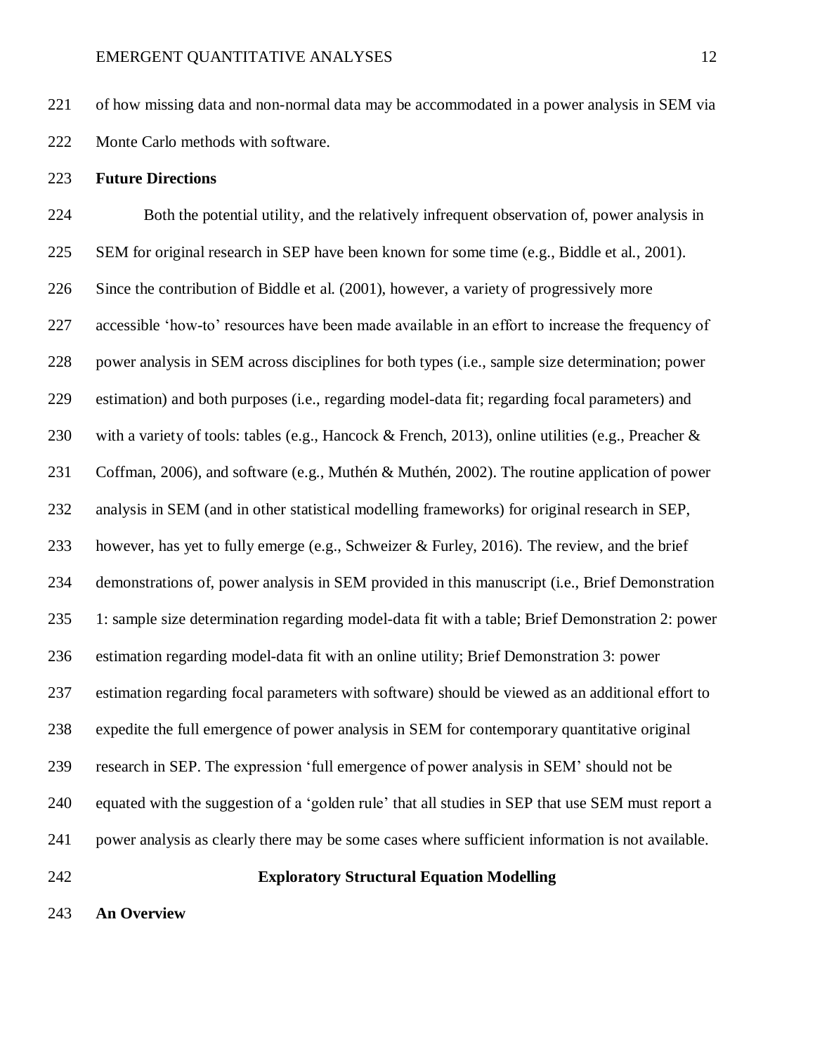of how missing data and non-normal data may be accommodated in a power analysis in SEM via Monte Carlo methods with software.

**Future Directions**

Both the potential utility, and the relatively infrequent observation of, power analysis in SEM for original research in SEP have been known for some time (e.g., Biddle et al., 2001). Since the contribution of Biddle et al. (2001), however, a variety of progressively more accessible 'how-to' resources have been made available in an effort to increase the frequency of power analysis in SEM across disciplines for both types (i.e., sample size determination; power estimation) and both purposes (i.e., regarding model-data fit; regarding focal parameters) and with a variety of tools: tables (e.g., Hancock & French, 2013), online utilities (e.g., Preacher & Coffman, 2006), and software (e.g., Muthén & Muthén, 2002). The routine application of power analysis in SEM (and in other statistical modelling frameworks) for original research in SEP, however, has yet to fully emerge (e.g., Schweizer & Furley, 2016). The review, and the brief demonstrations of, power analysis in SEM provided in this manuscript (i.e., Brief Demonstration 1: sample size determination regarding model-data fit with a table; Brief Demonstration 2: power estimation regarding model-data fit with an online utility; Brief Demonstration 3: power estimation regarding focal parameters with software) should be viewed as an additional effort to expedite the full emergence of power analysis in SEM for contemporary quantitative original research in SEP. The expression 'full emergence of power analysis in SEM' should not be equated with the suggestion of a 'golden rule' that all studies in SEP that use SEM must report a power analysis as clearly there may be some cases where sufficient information is not available.

## Exploratory Structural Equation Modelling

**An Overview**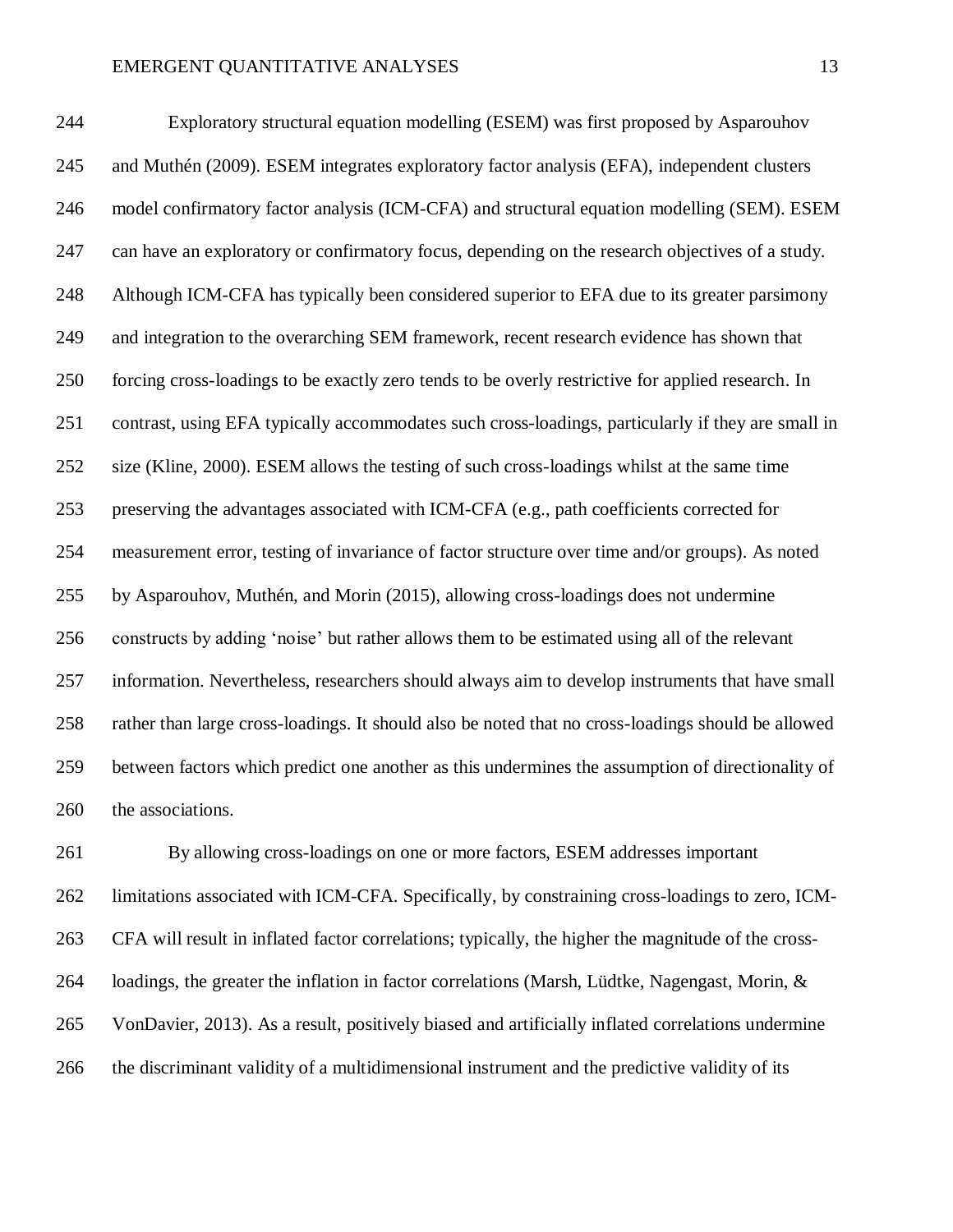Exploratory structural equation modelling (ESEM) was first proposed by Asparouhov and Muthén (2009). ESEM integrates exploratory factor analysis (EFA), independent clusters model confirmatory factor analysis (ICM-CFA) and structural equation modelling (SEM). ESEM can have an exploratory or confirmatory focus, depending on the research objectives of a study. Although ICM-CFA has typically been considered superior to EFA due to its greater parsimony and integration to the overarching SEM framework, recent research evidence has shown that forcing cross-loadings to be exactly zero tends to be overly restrictive for applied research. In contrast, using EFA typically accommodates such cross-loadings, particularly if they are small in size (Kline, 2000). ESEM allows the testing of such cross-loadings whilst at the same time preserving the advantages associated with ICM-CFA (e.g., path coefficients corrected for measurement error, testing of invariance of factor structure over time and/or groups). As noted by Asparouhov, Muthén, and Morin (2015), allowing cross-loadings does not undermine constructs by adding 'noise' but rather allows them to be estimated using all of the relevant information. Nevertheless, researchers should always aim to develop instruments that have small rather than large cross-loadings. It should also be noted that no cross-loadings should be allowed between factors which predict one another as this undermines the assumption of directionality of the associations.

By allowing cross-loadings on one or more factors, ESEM addresses important limitations associated with ICM-CFA. Specifically, by constraining cross-loadings to zero, ICM-CFA will result in inflated factor correlations; typically, the higher the magnitude of the cross-loadings, the greater the inflation in factor correlations (Marsh, Lüdtke, Nagengast, Morin, & VonDavier, 2013). As a result, positively biased and artificially inflated correlations undermine the discriminant validity of a multidimensional instrument and the predictive validity of its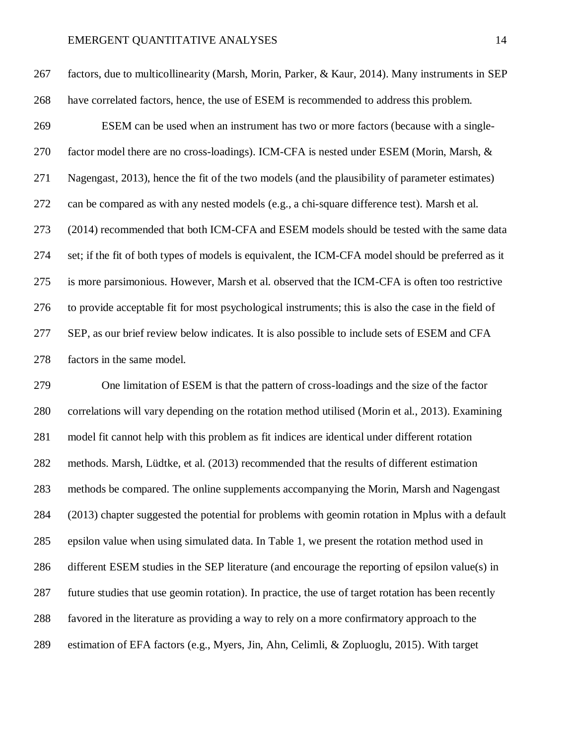factors, due to multicollinearity (Marsh, Morin, Parker, & Kaur, 2014). Many instruments in SEP have correlated factors, hence, the use of ESEM is recommended to address this problem.

ESEM can be used when an instrument has two or more factors (because with a single-factor model there are no cross-loadings). ICM-CFA is nested under ESEM (Morin, Marsh, & Nagengast, 2013), hence the fit of the two models (and the plausibility of parameter estimates) can be compared as with any nested models (e.g., a chi-square difference test). Marsh et al. (2014) recommended that both ICM-CFA and ESEM models should be tested with the same data set; if the fit of both types of models is equivalent, the ICM-CFA model should be preferred as it is more parsimonious. However, Marsh et al. observed that the ICM-CFA is often too restrictive to provide acceptable fit for most psychological instruments; this is also the case in the field of SEP, as our brief review below indicates. It is also possible to include sets of ESEM and CFA factors in the same model.

One limitation of ESEM is that the pattern of cross-loadings and the size of the factor correlations will vary depending on the rotation method utilised (Morin et al., 2013). Examining model fit cannot help with this problem as fit indices are identical under different rotation methods. Marsh, Lüdtke, et al. (2013) recommended that the results of different estimation methods be compared. The online supplements accompanying the Morin, Marsh and Nagengast (2013) chapter suggested the potential for problems with geomin rotation in Mplus with a default epsilon value when using simulated data. In Table 1, we present the rotation method used in different ESEM studies in the SEP literature (and encourage the reporting of epsilon value(s) in future studies that use geomin rotation). In practice, the use of target rotation has been recently favored in the literature as providing a way to rely on a more confirmatory approach to the estimation of EFA factors (e.g., Myers, Jin, Ahn, Celimli, & Zopluoglu, 2015). With target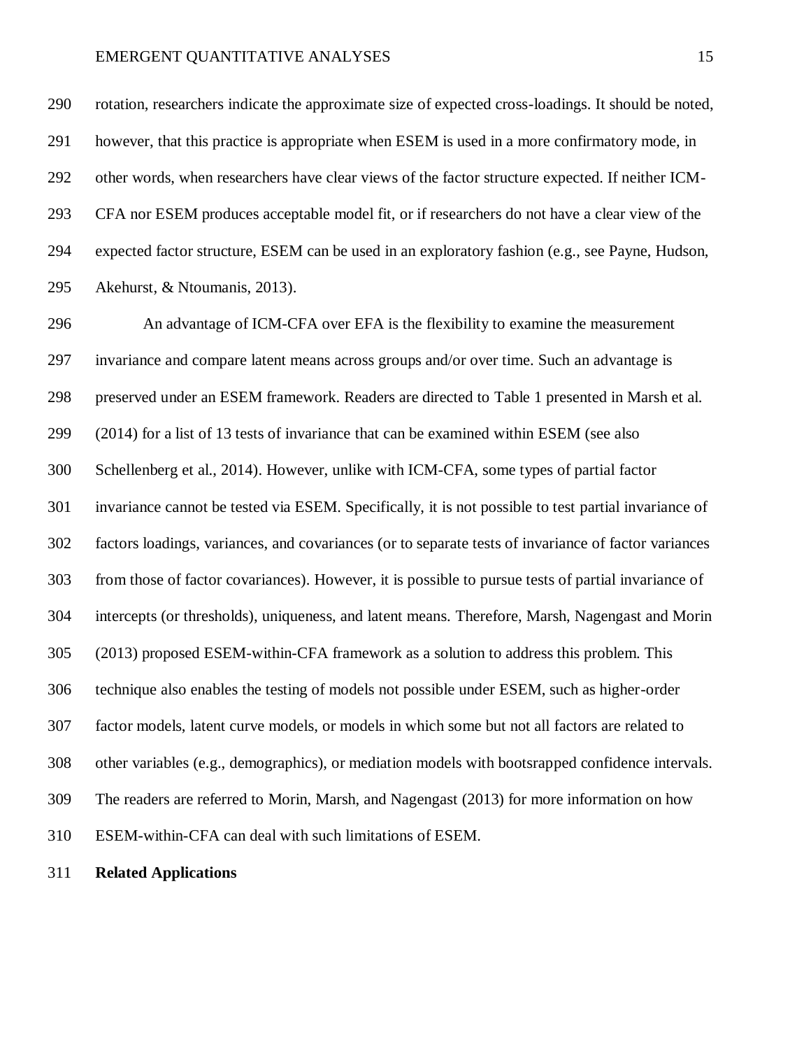rotation, researchers indicate the approximate size of expected cross-loadings. It should be noted, however, that this practice is appropriate when ESEM is used in a more confirmatory mode, in other words, when researchers have clear views of the factor structure expected. If neither ICM-CFA nor ESEM produces acceptable model fit, or if researchers do not have a clear view of the expected factor structure, ESEM can be used in an exploratory fashion (e.g., see Payne, Hudson, Akehurst, & Ntoumanis, 2013).

An advantage of ICM-CFA over EFA is the flexibility to examine the measurement invariance and compare latent means across groups and/or over time. Such an advantage is preserved under an ESEM framework. Readers are directed to Table 1 presented in Marsh et al. (2014) for a list of 13 tests of invariance that can be examined within ESEM (see also Schellenberg et al., 2014). However, unlike with ICM-CFA, some types of partial factor invariance cannot be tested via ESEM. Specifically, it is not possible to test partial invariance of factors loadings, variances, and covariances (or to separate tests of invariance of factor variances from those of factor covariances). However, it is possible to pursue tests of partial invariance of intercepts (or thresholds), uniqueness, and latent means. Therefore, Marsh, Nagengast and Morin (2013) proposed ESEM-within-CFA framework as a solution to address this problem. This technique also enables the testing of models not possible under ESEM, such as higher-order factor models, latent curve models, or models in which some but not all factors are related to other variables (e.g., demographics), or mediation models with bootsrapped confidence intervals. The readers are referred to Morin, Marsh, and Nagengast (2013) for more information on how ESEM-within-CFA can deal with such limitations of ESEM.

**Related Applications**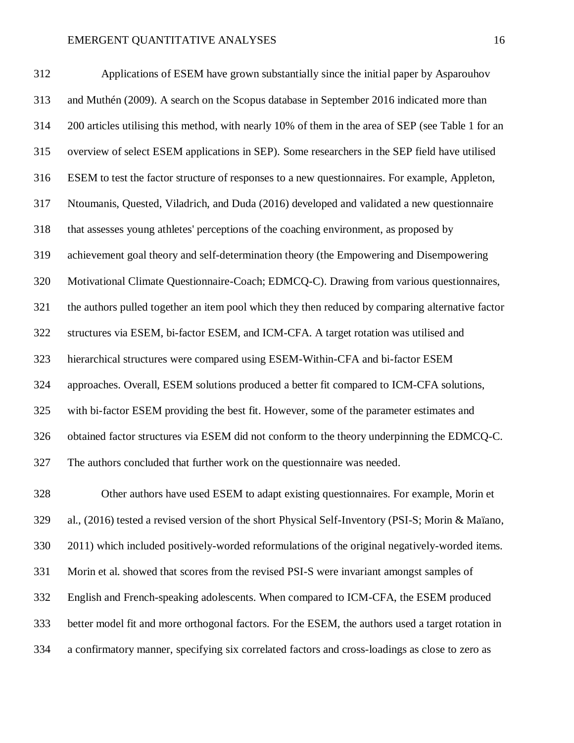Applications of ESEM have grown substantially since the initial paper by Asparouhov and Muthén (2009). A search on the Scopus database in September 2016 indicated more than 200 articles utilising this method, with nearly 10% of them in the area of SEP (see Table 1 for an overview of select ESEM applications in SEP). Some researchers in the SEP field have utilised ESEM to test the factor structure of responses to a new questionnaires. For example, Appleton, Ntoumanis, Quested, Viladrich, and Duda (2016) developed and validated a new questionnaire that assesses young athletes' perceptions of the coaching environment, as proposed by achievement goal theory and self-determination theory (the Empowering and Disempowering Motivational Climate Questionnaire-Coach; EDMCQ-C). Drawing from various questionnaires, the authors pulled together an item pool which they then reduced by comparing alternative factor structures via ESEM, bi-factor ESEM, and ICM-CFA. A target rotation was utilised and hierarchical structures were compared using ESEM-Within-CFA and bi-factor ESEM approaches. Overall, ESEM solutions produced a better fit compared to ICM-CFA solutions, with bi-factor ESEM providing the best fit. However, some of the parameter estimates and obtained factor structures via ESEM did not conform to the theory underpinning the EDMCQ-C. The authors concluded that further work on the questionnaire was needed.

Other authors have used ESEM to adapt existing questionnaires. For example, Morin et al., (2016) tested a revised version of the short Physical Self-Inventory (PSI-S; Morin & Maïano, 2011) which included positively-worded reformulations of the original negatively-worded items. Morin et al. showed that scores from the revised PSI-S were invariant amongst samples of English and French-speaking adolescents. When compared to ICM-CFA, the ESEM produced better model fit and more orthogonal factors. For the ESEM, the authors used a target rotation in a confirmatory manner, specifying six correlated factors and cross-loadings as close to zero as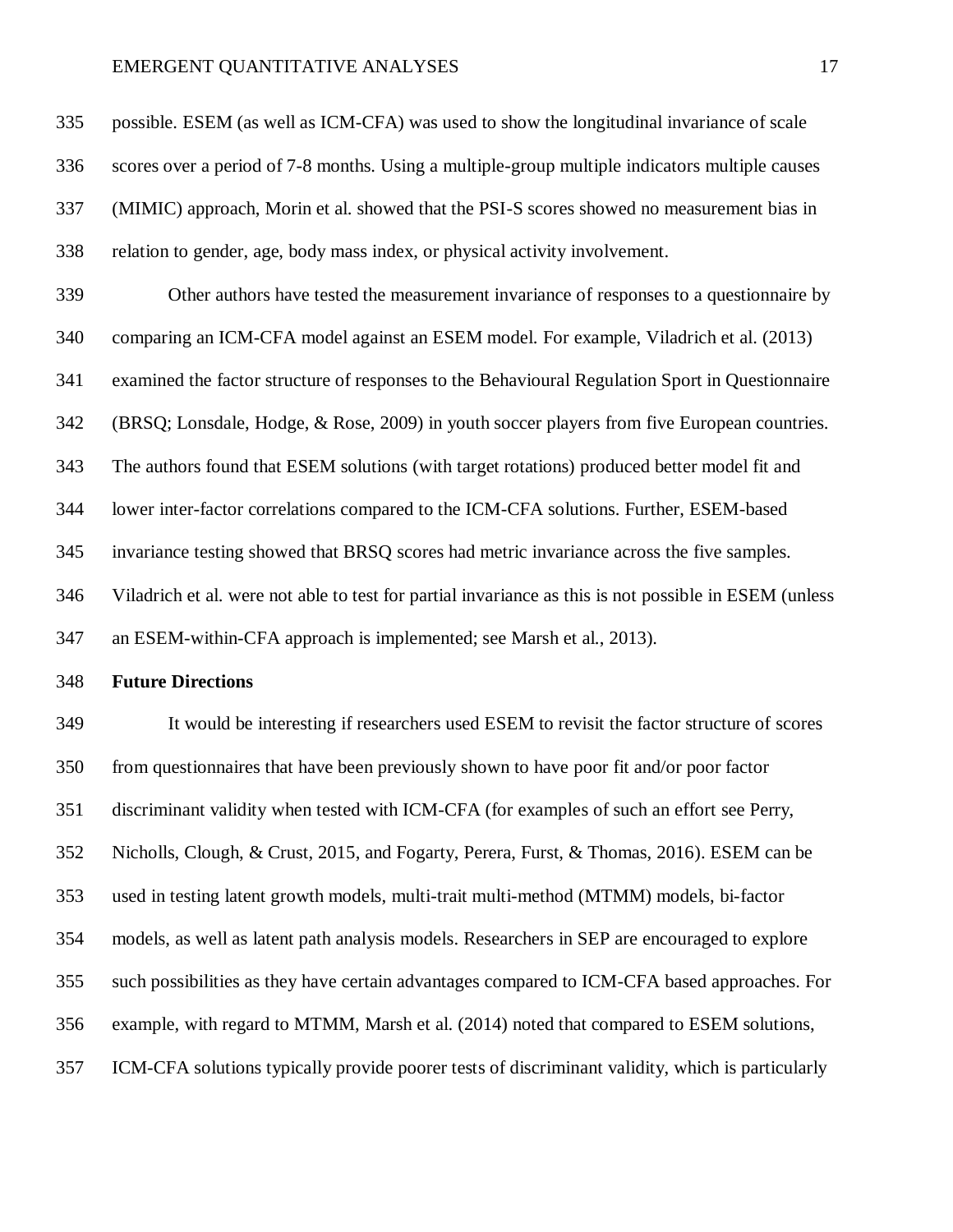possible. ESEM (as well as ICM-CFA) was used to show the longitudinal invariance of scale scores over a period of 7-8 months. Using a multiple-group multiple indicators multiple causes (MIMIC) approach, Morin et al. showed that the PSI-S scores showed no measurement bias in relation to gender, age, body mass index, or physical activity involvement.

Other authors have tested the measurement invariance of responses to a questionnaire by comparing an ICM-CFA model against an ESEM model. For example, Viladrich et al. (2013) examined the factor structure of responses to the Behavioural Regulation Sport in Questionnaire (BRSQ; Lonsdale, Hodge, & Rose, 2009) in youth soccer players from five European countries. The authors found that ESEM solutions (with target rotations) produced better model fit and lower inter-factor correlations compared to the ICM-CFA solutions. Further, ESEM-based invariance testing showed that BRSQ scores had metric invariance across the five samples. Viladrich et al. were not able to test for partial invariance as this is not possible in ESEM (unless an ESEM-within-CFA approach is implemented; see Marsh et al., 2013).

**Future Directions**

It would be interesting if researchers used ESEM to revisit the factor structure of scores from questionnaires that have been previously shown to have poor fit and/or poor factor discriminant validity when tested with ICM-CFA (for examples of such an effort see Perry, Nicholls, Clough, & Crust, 2015, and Fogarty, Perera, Furst, & Thomas, 2016). ESEM can be used in testing latent growth models, multi-trait multi-method (MTMM) models, bi-factor models, as well as latent path analysis models. Researchers in SEP are encouraged to explore such possibilities as they have certain advantages compared to ICM-CFA based approaches. For example, with regard to MTMM, Marsh et al. (2014) noted that compared to ESEM solutions, ICM-CFA solutions typically provide poorer tests of discriminant validity, which is particularly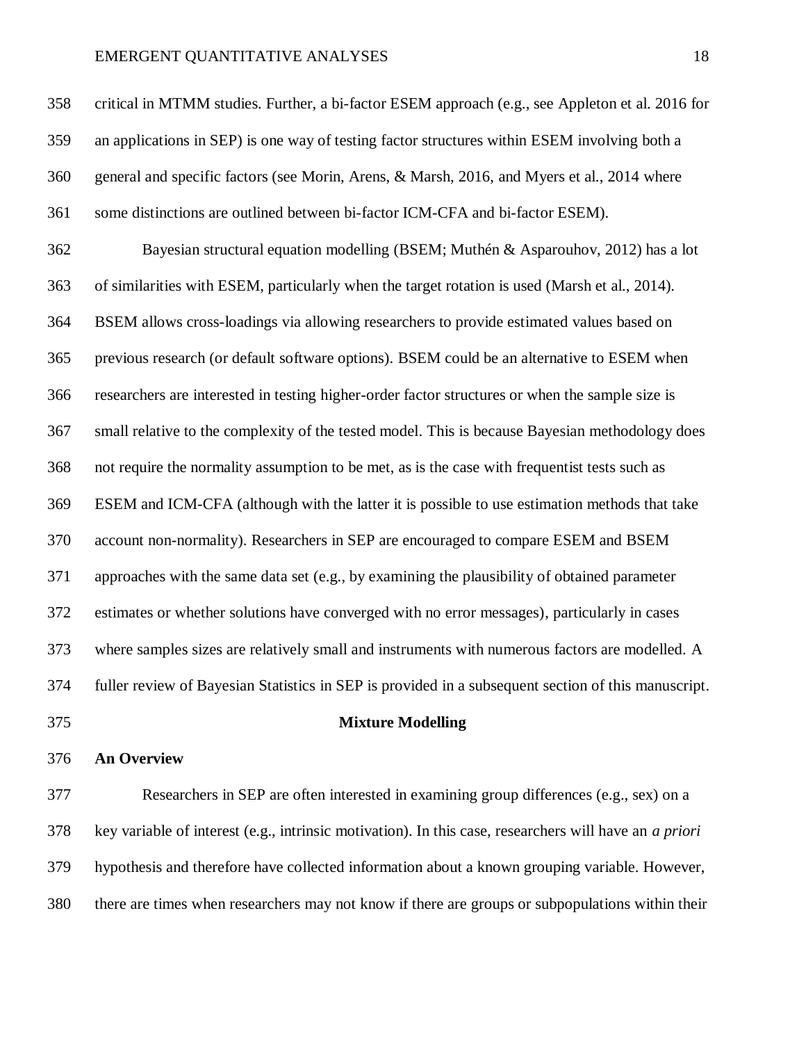critical in MTMM studies. Further, a bi-factor ESEM approach (e.g., see Appleton et al. 2016 for an applications in SEP) is one way of testing factor structures within ESEM involving both a general and specific factors (see Morin, Arens, & Marsh, 2016, and Myers et al., 2014 where some distinctions are outlined between bi-factor ICM-CFA and bi-factor ESEM).

Bayesian structural equation modelling (BSEM; Muthén & Asparouhov, 2012) has a lot of similarities with ESEM, particularly when the target rotation is used (Marsh et al., 2014). BSEM allows cross-loadings via allowing researchers to provide estimated values based on previous research (or default software options). BSEM could be an alternative to ESEM when researchers are interested in testing higher-order factor structures or when the sample size is small relative to the complexity of the tested model. This is because Bayesian methodology does not require the normality assumption to be met, as is the case with frequentist tests such as ESEM and ICM-CFA (although with the latter it is possible to use estimation methods that take account non-normality). Researchers in SEP are encouraged to compare ESEM and BSEM approaches with the same data set (e.g., by examining the plausibility of obtained parameter estimates or whether solutions have converged with no error messages), particularly in cases where samples sizes are relatively small and instruments with numerous factors are modelled. A fuller review of Bayesian Statistics in SEP is provided in a subsequent section of this manuscript.

## Mixture Modelling

### An Overview

Researchers in SEP are often interested in examining group differences (e.g., sex) on a key variable of interest (e.g., intrinsic motivation). In this case, researchers will have an *a priori* hypothesis and therefore have collected information about a known grouping variable. However, there are times when researchers may not know if there are groups or subpopulations within their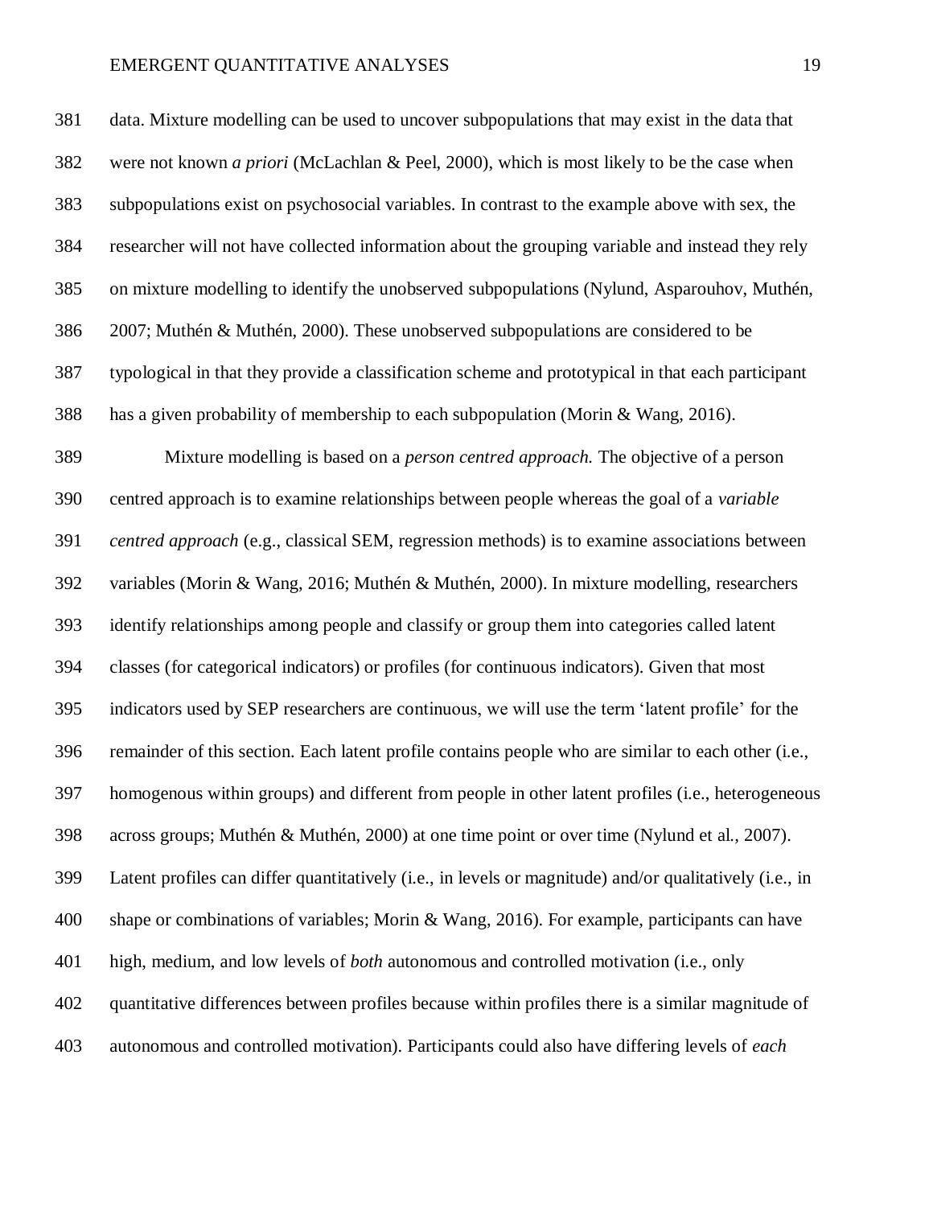data. Mixture modelling can be used to uncover subpopulations that may exist in the data that were not known *a priori* (McLachlan & Peel, 2000), which is most likely to be the case when subpopulations exist on psychosocial variables. In contrast to the example above with sex, the researcher will not have collected information about the grouping variable and instead they rely on mixture modelling to identify the unobserved subpopulations (Nylund, Asparouhov, Muthén, 2007; Muthén & Muthén, 2000). These unobserved subpopulations are considered to be typological in that they provide a classification scheme and prototypical in that each participant has a given probability of membership to each subpopulation (Morin & Wang, 2016).

Mixture modelling is based on a *person centred approach.* The objective of a person centred approach is to examine relationships between people whereas the goal of a *variable centred approach* (e.g., classical SEM, regression methods) is to examine associations between variables (Morin & Wang, 2016; Muthén & Muthén, 2000). In mixture modelling, researchers identify relationships among people and classify or group them into categories called latent classes (for categorical indicators) or profiles (for continuous indicators). Given that most indicators used by SEP researchers are continuous, we will use the term 'latent profile' for the remainder of this section. Each latent profile contains people who are similar to each other (i.e., homogenous within groups) and different from people in other latent profiles (i.e., heterogeneous across groups; Muthén & Muthén, 2000) at one time point or over time (Nylund et al., 2007). Latent profiles can differ quantitatively (i.e., in levels or magnitude) and/or qualitatively (i.e., in shape or combinations of variables; Morin & Wang, 2016). For example, participants can have high, medium, and low levels of *both* autonomous and controlled motivation (i.e., only quantitative differences between profiles because within profiles there is a similar magnitude of autonomous and controlled motivation). Participants could also have differing levels of *each*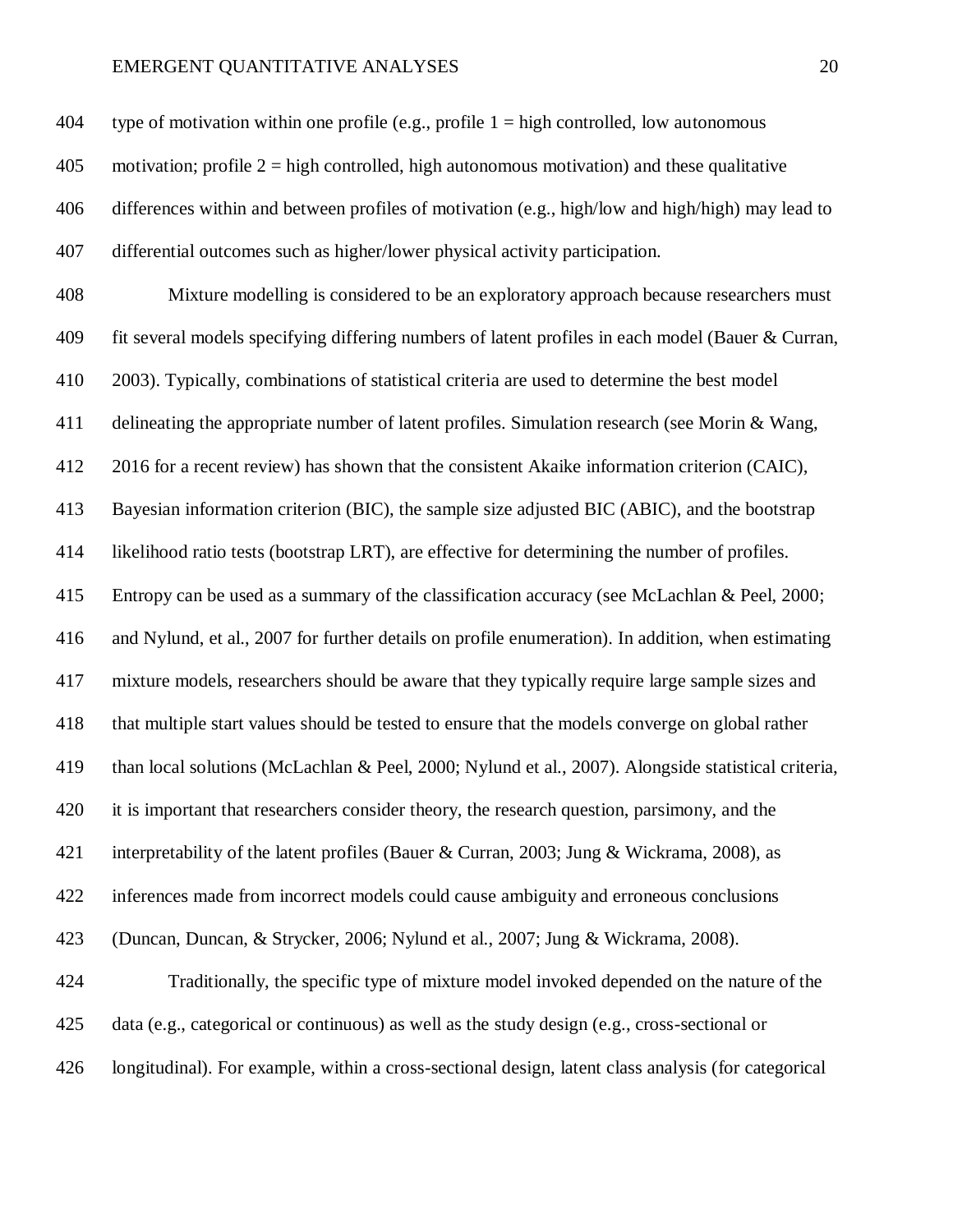type of motivation within one profile (e.g., profile 1 = high controlled, low autonomous motivation; profile 2 = high controlled, high autonomous motivation) and these qualitative differences within and between profiles of motivation (e.g., high/low and high/high) may lead to differential outcomes such as higher/lower physical activity participation.

Mixture modelling is considered to be an exploratory approach because researchers must fit several models specifying differing numbers of latent profiles in each model (Bauer & Curran, 2003). Typically, combinations of statistical criteria are used to determine the best model delineating the appropriate number of latent profiles. Simulation research (see Morin & Wang, 2016 for a recent review) has shown that the consistent Akaike information criterion (CAIC), Bayesian information criterion (BIC), the sample size adjusted BIC (ABIC), and the bootstrap likelihood ratio tests (bootstrap LRT), are effective for determining the number of profiles. Entropy can be used as a summary of the classification accuracy (see McLachlan & Peel, 2000; and Nylund, et al., 2007 for further details on profile enumeration). In addition, when estimating mixture models, researchers should be aware that they typically require large sample sizes and that multiple start values should be tested to ensure that the models converge on global rather than local solutions (McLachlan & Peel, 2000; Nylund et al., 2007). Alongside statistical criteria, it is important that researchers consider theory, the research question, parsimony, and the interpretability of the latent profiles (Bauer & Curran, 2003; Jung & Wickrama, 2008), as inferences made from incorrect models could cause ambiguity and erroneous conclusions (Duncan, Duncan, & Strycker, 2006; Nylund et al., 2007; Jung & Wickrama, 2008).

Traditionally, the specific type of mixture model invoked depended on the nature of the data (e.g., categorical or continuous) as well as the study design (e.g., cross-sectional or longitudinal). For example, within a cross-sectional design, latent class analysis (for categorical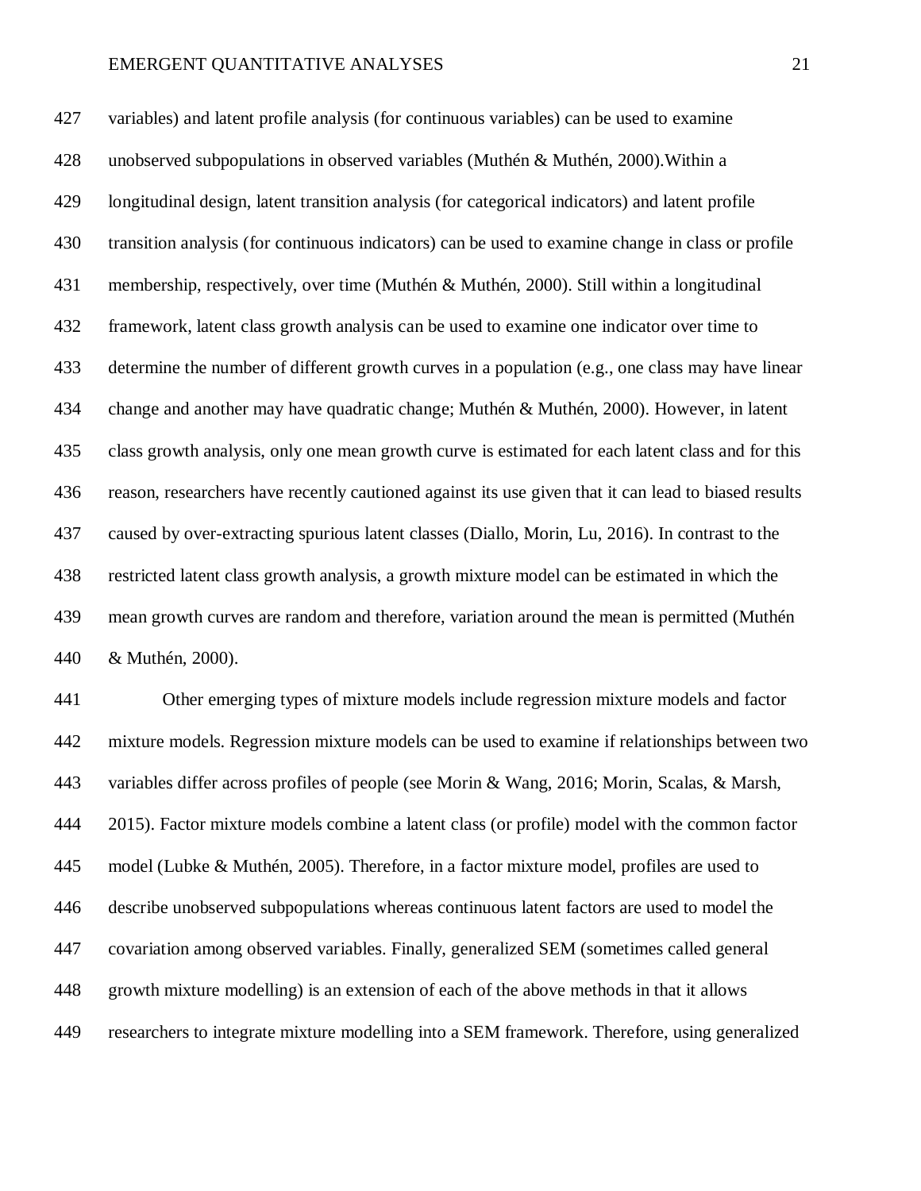variables) and latent profile analysis (for continuous variables) can be used to examine unobserved subpopulations in observed variables (Muthén & Muthén, 2000).Within a longitudinal design, latent transition analysis (for categorical indicators) and latent profile transition analysis (for continuous indicators) can be used to examine change in class or profile membership, respectively, over time (Muthén & Muthén, 2000). Still within a longitudinal framework, latent class growth analysis can be used to examine one indicator over time to determine the number of different growth curves in a population (e.g., one class may have linear change and another may have quadratic change; Muthén & Muthén, 2000). However, in latent class growth analysis, only one mean growth curve is estimated for each latent class and for this reason, researchers have recently cautioned against its use given that it can lead to biased results caused by over-extracting spurious latent classes (Diallo, Morin, Lu, 2016). In contrast to the restricted latent class growth analysis, a growth mixture model can be estimated in which the mean growth curves are random and therefore, variation around the mean is permitted (Muthén & Muthén, 2000).

Other emerging types of mixture models include regression mixture models and factor mixture models. Regression mixture models can be used to examine if relationships between two variables differ across profiles of people (see Morin & Wang, 2016; Morin, Scalas, & Marsh, 2015). Factor mixture models combine a latent class (or profile) model with the common factor model (Lubke & Muthén, 2005). Therefore, in a factor mixture model, profiles are used to describe unobserved subpopulations whereas continuous latent factors are used to model the covariation among observed variables. Finally, generalized SEM (sometimes called general growth mixture modelling) is an extension of each of the above methods in that it allows researchers to integrate mixture modelling into a SEM framework. Therefore, using generalized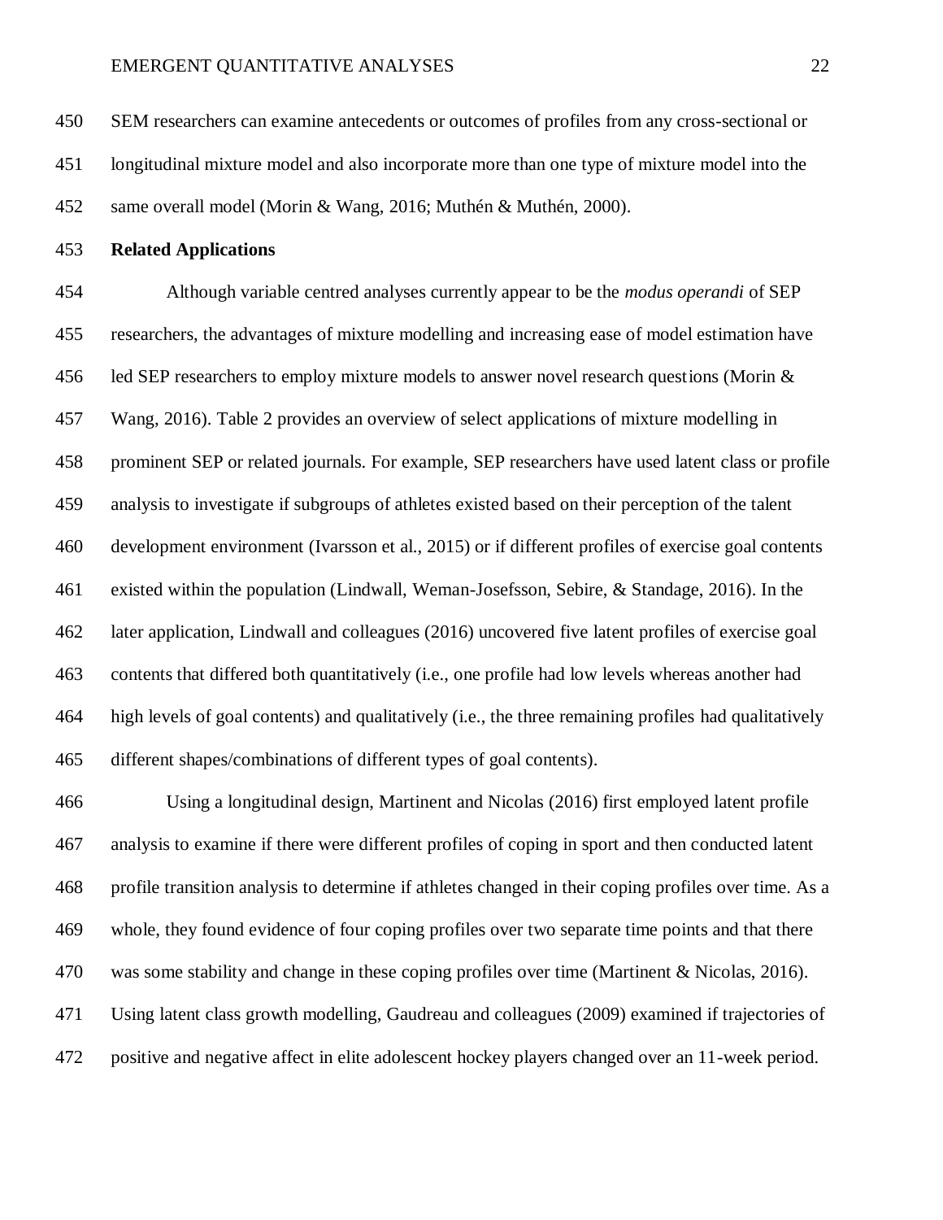SEM researchers can examine antecedents or outcomes of profiles from any cross-sectional or longitudinal mixture model and also incorporate more than one type of mixture model into the same overall model (Morin & Wang, 2016; Muthén & Muthén, 2000).

**Related Applications**

Although variable centred analyses currently appear to be the *modus operandi* of SEP researchers, the advantages of mixture modelling and increasing ease of model estimation have led SEP researchers to employ mixture models to answer novel research questions (Morin & Wang, 2016). Table 2 provides an overview of select applications of mixture modelling in prominent SEP or related journals. For example, SEP researchers have used latent class or profile analysis to investigate if subgroups of athletes existed based on their perception of the talent development environment (Ivarsson et al., 2015) or if different profiles of exercise goal contents existed within the population (Lindwall, Weman-Josefsson, Sebire, & Standage, 2016). In the later application, Lindwall and colleagues (2016) uncovered five latent profiles of exercise goal contents that differed both quantitatively (i.e., one profile had low levels whereas another had high levels of goal contents) and qualitatively (i.e., the three remaining profiles had qualitatively different shapes/combinations of different types of goal contents).

Using a longitudinal design, Martinent and Nicolas (2016) first employed latent profile analysis to examine if there were different profiles of coping in sport and then conducted latent profile transition analysis to determine if athletes changed in their coping profiles over time. As a whole, they found evidence of four coping profiles over two separate time points and that there was some stability and change in these coping profiles over time (Martinent & Nicolas, 2016). Using latent class growth modelling, Gaudreau and colleagues (2009) examined if trajectories of positive and negative affect in elite adolescent hockey players changed over an 11-week period.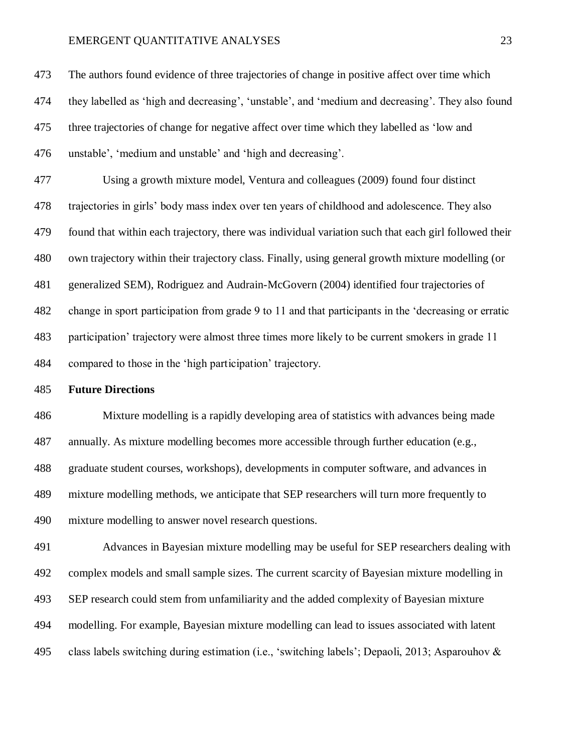The authors found evidence of three trajectories of change in positive affect over time which they labelled as 'high and decreasing', 'unstable', and 'medium and decreasing'. They also found three trajectories of change for negative affect over time which they labelled as 'low and unstable', 'medium and unstable' and 'high and decreasing'.

Using a growth mixture model, Ventura and colleagues (2009) found four distinct trajectories in girls' body mass index over ten years of childhood and adolescence. They also found that within each trajectory, there was individual variation such that each girl followed their own trajectory within their trajectory class. Finally, using general growth mixture modelling (or generalized SEM), Rodriguez and Audrain-McGovern (2004) identified four trajectories of change in sport participation from grade 9 to 11 and that participants in the 'decreasing or erratic participation' trajectory were almost three times more likely to be current smokers in grade 11 compared to those in the 'high participation' trajectory.

## Future Directions

Mixture modelling is a rapidly developing area of statistics with advances being made annually. As mixture modelling becomes more accessible through further education (e.g., graduate student courses, workshops), developments in computer software, and advances in mixture modelling methods, we anticipate that SEP researchers will turn more frequently to mixture modelling to answer novel research questions.

Advances in Bayesian mixture modelling may be useful for SEP researchers dealing with complex models and small sample sizes. The current scarcity of Bayesian mixture modelling in SEP research could stem from unfamiliarity and the added complexity of Bayesian mixture modelling. For example, Bayesian mixture modelling can lead to issues associated with latent class labels switching during estimation (i.e., 'switching labels'; Depaoli, 2013; Asparouhov &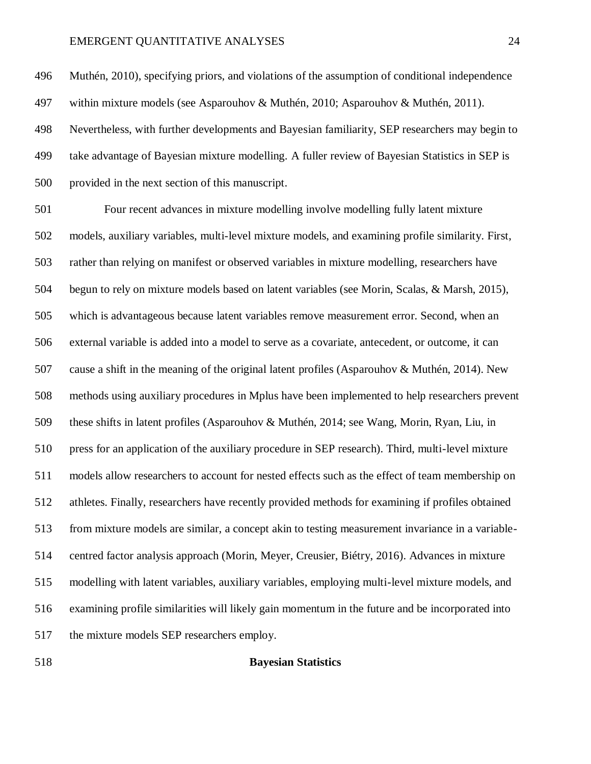Muthén, 2010), specifying priors, and violations of the assumption of conditional independence within mixture models (see Asparouhov & Muthén, 2010; Asparouhov & Muthén, 2011). Nevertheless, with further developments and Bayesian familiarity, SEP researchers may begin to take advantage of Bayesian mixture modelling. A fuller review of Bayesian Statistics in SEP is provided in the next section of this manuscript.

Four recent advances in mixture modelling involve modelling fully latent mixture models, auxiliary variables, multi-level mixture models, and examining profile similarity. First, rather than relying on manifest or observed variables in mixture modelling, researchers have begun to rely on mixture models based on latent variables (see Morin, Scalas, & Marsh, 2015), which is advantageous because latent variables remove measurement error. Second, when an external variable is added into a model to serve as a covariate, antecedent, or outcome, it can cause a shift in the meaning of the original latent profiles (Asparouhov & Muthén, 2014). New methods using auxiliary procedures in Mplus have been implemented to help researchers prevent these shifts in latent profiles (Asparouhov & Muthén, 2014; see Wang, Morin, Ryan, Liu, in press for an application of the auxiliary procedure in SEP research). Third, multi-level mixture models allow researchers to account for nested effects such as the effect of team membership on athletes. Finally, researchers have recently provided methods for examining if profiles obtained from mixture models are similar, a concept akin to testing measurement invariance in a variable-centred factor analysis approach (Morin, Meyer, Creusier, Biétry, 2016). Advances in mixture modelling with latent variables, auxiliary variables, employing multi-level mixture models, and examining profile similarities will likely gain momentum in the future and be incorporated into the mixture models SEP researchers employ.

## Bayesian Statistics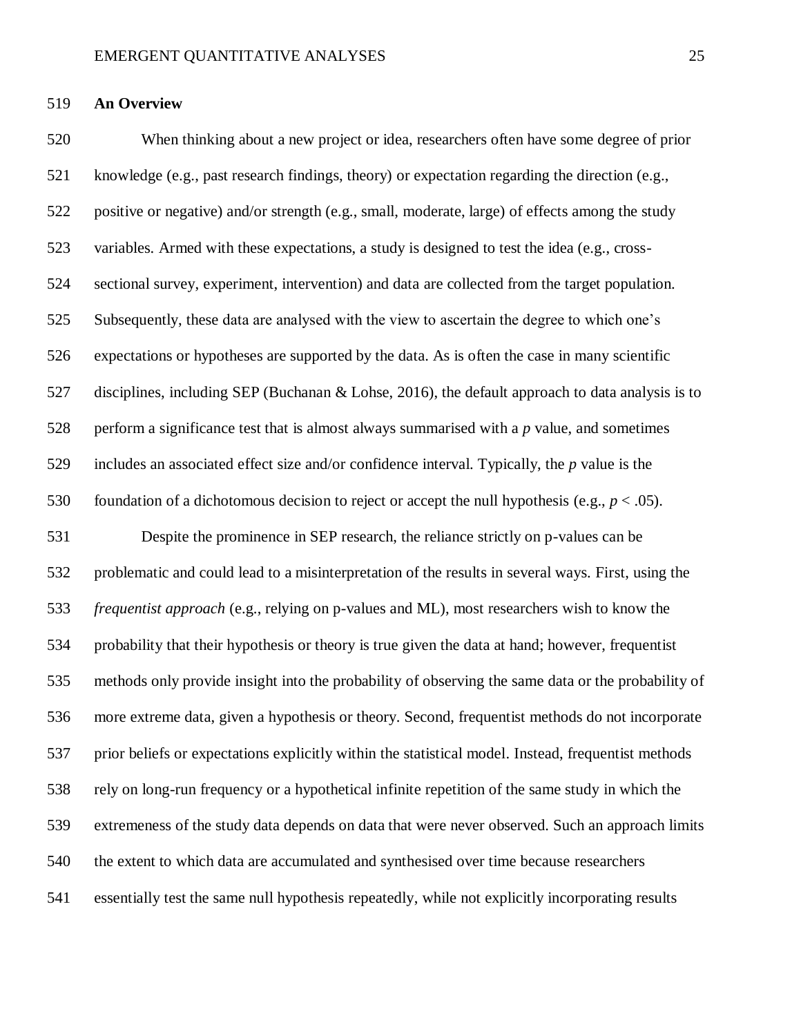**An Overview**

When thinking about a new project or idea, researchers often have some degree of prior knowledge (e.g., past research findings, theory) or expectation regarding the direction (e.g., positive or negative) and/or strength (e.g., small, moderate, large) of effects among the study variables. Armed with these expectations, a study is designed to test the idea (e.g., cross-sectional survey, experiment, intervention) and data are collected from the target population. Subsequently, these data are analysed with the view to ascertain the degree to which one's expectations or hypotheses are supported by the data. As is often the case in many scientific disciplines, including SEP (Buchanan & Lohse, 2016), the default approach to data analysis is to perform a significance test that is almost always summarised with a *p* value, and sometimes includes an associated effect size and/or confidence interval. Typically, the *p* value is the foundation of a dichotomous decision to reject or accept the null hypothesis (e.g., $p < .05$).

Despite the prominence in SEP research, the reliance strictly on p-values can be problematic and could lead to a misinterpretation of the results in several ways. First, using the *frequentist approach* (e.g., relying on p-values and ML), most researchers wish to know the probability that their hypothesis or theory is true given the data at hand; however, frequentist methods only provide insight into the probability of observing the same data or the probability of more extreme data, given a hypothesis or theory. Second, frequentist methods do not incorporate prior beliefs or expectations explicitly within the statistical model. Instead, frequentist methods rely on long-run frequency or a hypothetical infinite repetition of the same study in which the extremeness of the study data depends on data that were never observed. Such an approach limits the extent to which data are accumulated and synthesised over time because researchers essentially test the same null hypothesis repeatedly, while not explicitly incorporating results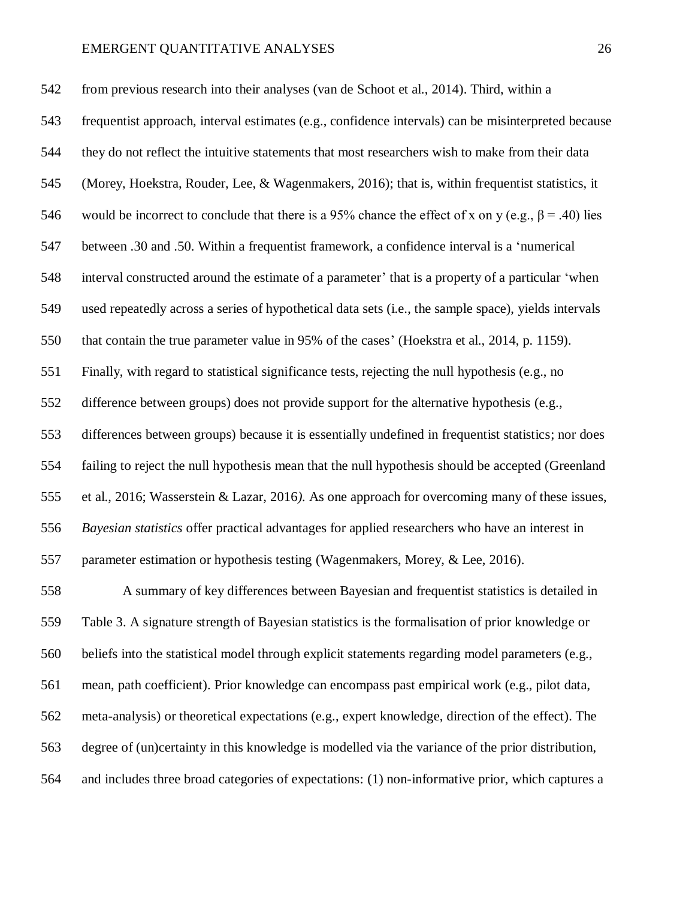from previous research into their analyses (van de Schoot et al., 2014). Third, within a frequentist approach, interval estimates (e.g., confidence intervals) can be misinterpreted because they do not reflect the intuitive statements that most researchers wish to make from their data (Morey, Hoekstra, Rouder, Lee, & Wagenmakers, 2016); that is, within frequentist statistics, it would be incorrect to conclude that there is a 95% chance the effect of x on y (e.g., $\beta = .40$) lies between .30 and .50. Within a frequentist framework, a confidence interval is a 'numerical interval constructed around the estimate of a parameter' that is a property of a particular 'when used repeatedly across a series of hypothetical data sets (i.e., the sample space), yields intervals that contain the true parameter value in 95% of the cases' (Hoekstra et al., 2014, p. 1159). Finally, with regard to statistical significance tests, rejecting the null hypothesis (e.g., no difference between groups) does not provide support for the alternative hypothesis (e.g., differences between groups) because it is essentially undefined in frequentist statistics; nor does failing to reject the null hypothesis mean that the null hypothesis should be accepted (Greenland et al., 2016; Wasserstein & Lazar, 2016*).* As one approach for overcoming many of these issues, *Bayesian statistics* offer practical advantages for applied researchers who have an interest in parameter estimation or hypothesis testing (Wagenmakers, Morey, & Lee, 2016).

A summary of key differences between Bayesian and frequentist statistics is detailed in Table 3. A signature strength of Bayesian statistics is the formalisation of prior knowledge or beliefs into the statistical model through explicit statements regarding model parameters (e.g., mean, path coefficient). Prior knowledge can encompass past empirical work (e.g., pilot data, meta-analysis) or theoretical expectations (e.g., expert knowledge, direction of the effect). The degree of (un)certainty in this knowledge is modelled via the variance of the prior distribution, and includes three broad categories of expectations: (1) non-informative prior, which captures a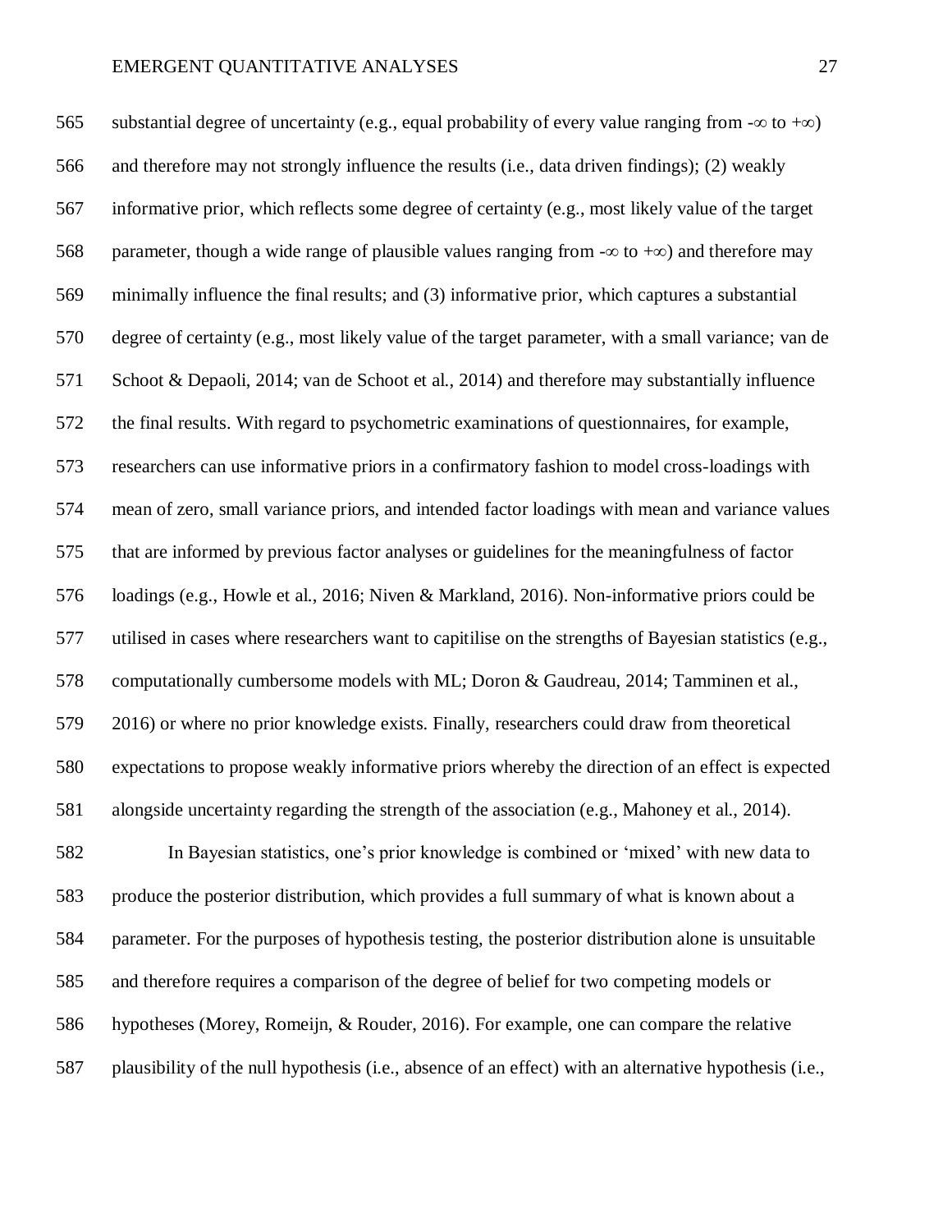substantial degree of uncertainty (e.g., equal probability of every value ranging from $-\infty$ to $+\infty$) and therefore may not strongly influence the results (i.e., data driven findings); (2) weakly informative prior, which reflects some degree of certainty (e.g., most likely value of the target parameter, though a wide range of plausible values ranging from $-\infty$ to $+\infty$) and therefore may minimally influence the final results; and (3) informative prior, which captures a substantial degree of certainty (e.g., most likely value of the target parameter, with a small variance; van de Schoot & Depaoli, 2014; van de Schoot et al., 2014) and therefore may substantially influence the final results. With regard to psychometric examinations of questionnaires, for example, researchers can use informative priors in a confirmatory fashion to model cross-loadings with mean of zero, small variance priors, and intended factor loadings with mean and variance values that are informed by previous factor analyses or guidelines for the meaningfulness of factor loadings (e.g., Howle et al., 2016; Niven & Markland, 2016). Non-informative priors could be utilised in cases where researchers want to capitilise on the strengths of Bayesian statistics (e.g., computationally cumbersome models with ML; Doron & Gaudreau, 2014; Tamminen et al., 2016) or where no prior knowledge exists. Finally, researchers could draw from theoretical expectations to propose weakly informative priors whereby the direction of an effect is expected alongside uncertainty regarding the strength of the association (e.g., Mahoney et al., 2014).

In Bayesian statistics, one's prior knowledge is combined or 'mixed' with new data to produce the posterior distribution, which provides a full summary of what is known about a parameter. For the purposes of hypothesis testing, the posterior distribution alone is unsuitable and therefore requires a comparison of the degree of belief for two competing models or hypotheses (Morey, Romeijn, & Rouder, 2016). For example, one can compare the relative plausibility of the null hypothesis (i.e., absence of an effect) with an alternative hypothesis (i.e.,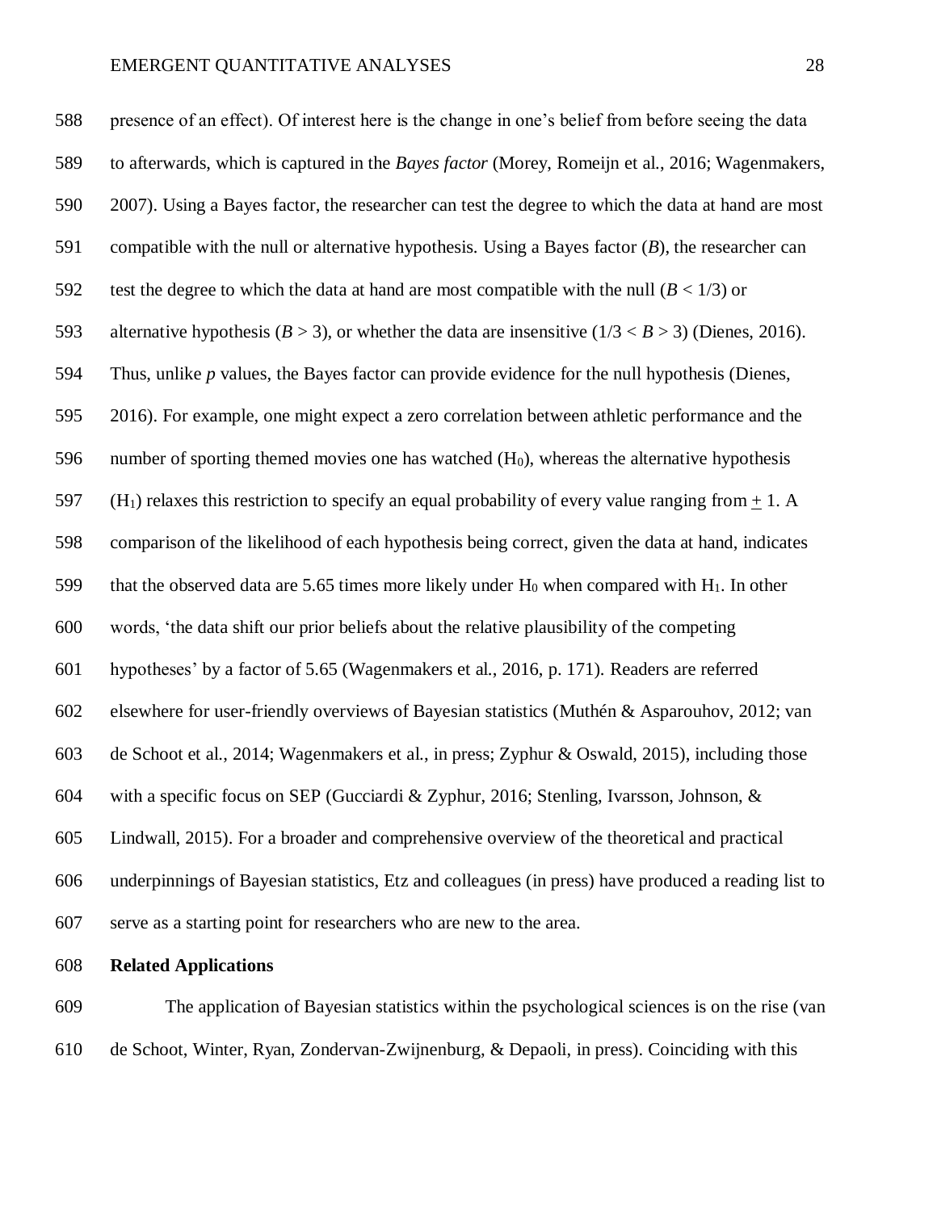presence of an effect). Of interest here is the change in one's belief from before seeing the data to afterwards, which is captured in the *Bayes factor* (Morey, Romeijn et al., 2016; Wagenmakers, 2007). Using a Bayes factor, the researcher can test the degree to which the data at hand are most compatible with the null or alternative hypothesis. Using a Bayes factor (*B*), the researcher can test the degree to which the data at hand are most compatible with the null ($B < 1/3$) or alternative hypothesis ($B > 3$), or whether the data are insensitive ($1/3 < B > 3$) (Dienes, 2016). Thus, unlike *p* values, the Bayes factor can provide evidence for the null hypothesis (Dienes, 2016). For example, one might expect a zero correlation between athletic performance and the number of sporting themed movies one has watched ($H_0$), whereas the alternative hypothesis ($H_1$) relaxes this restriction to specify an equal probability of every value ranging from $\pm$ 1. A comparison of the likelihood of each hypothesis being correct, given the data at hand, indicates that the observed data are 5.65 times more likely under $H_0$ when compared with $H_1$. In other words, 'the data shift our prior beliefs about the relative plausibility of the competing hypotheses' by a factor of 5.65 (Wagenmakers et al., 2016, p. 171). Readers are referred elsewhere for user-friendly overviews of Bayesian statistics (Muthén & Asparouhov, 2012; van de Schoot et al., 2014; Wagenmakers et al., in press; Zyphur & Oswald, 2015), including those with a specific focus on SEP (Gucciardi & Zyphur, 2016; Stenling, Ivarsson, Johnson, & Lindwall, 2015). For a broader and comprehensive overview of the theoretical and practical underpinnings of Bayesian statistics, Etz and colleagues (in press) have produced a reading list to serve as a starting point for researchers who are new to the area.

**Related Applications**

The application of Bayesian statistics within the psychological sciences is on the rise (van de Schoot, Winter, Ryan, Zondervan-Zwijnenburg, & Depaoli, in press). Coinciding with this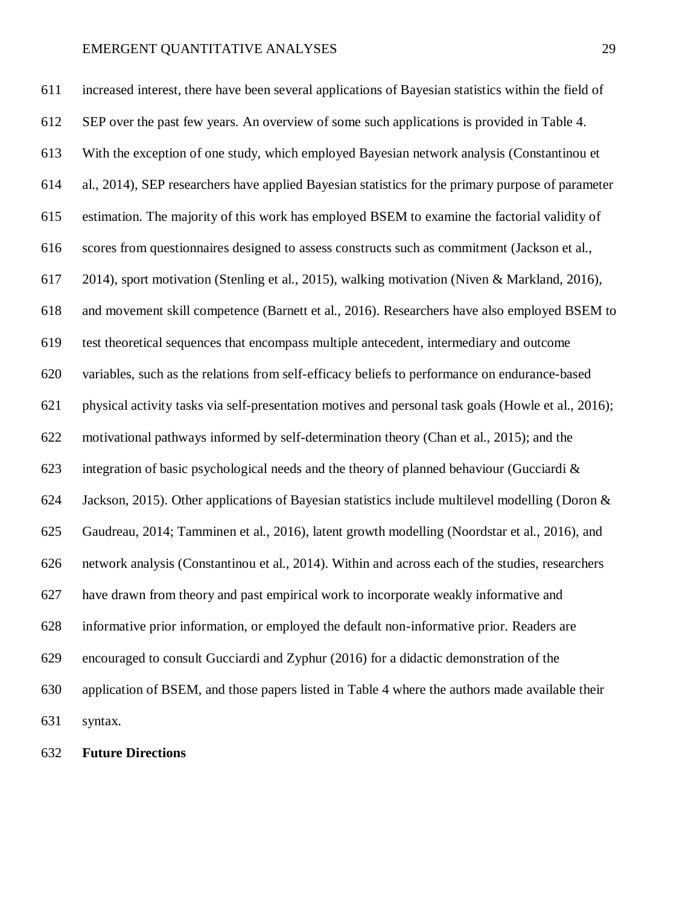increased interest, there have been several applications of Bayesian statistics within the field of SEP over the past few years. An overview of some such applications is provided in Table 4. With the exception of one study, which employed Bayesian network analysis (Constantinou et al., 2014), SEP researchers have applied Bayesian statistics for the primary purpose of parameter estimation. The majority of this work has employed BSEM to examine the factorial validity of scores from questionnaires designed to assess constructs such as commitment (Jackson et al., 2014), sport motivation (Stenling et al., 2015), walking motivation (Niven & Markland, 2016), and movement skill competence (Barnett et al., 2016). Researchers have also employed BSEM to test theoretical sequences that encompass multiple antecedent, intermediary and outcome variables, such as the relations from self-efficacy beliefs to performance on endurance-based physical activity tasks via self-presentation motives and personal task goals (Howle et al., 2016); motivational pathways informed by self-determination theory (Chan et al., 2015); and the integration of basic psychological needs and the theory of planned behaviour (Gucciardi & Jackson, 2015). Other applications of Bayesian statistics include multilevel modelling (Doron & Gaudreau, 2014; Tamminen et al., 2016), latent growth modelling (Noordstar et al., 2016), and network analysis (Constantinou et al., 2014). Within and across each of the studies, researchers have drawn from theory and past empirical work to incorporate weakly informative and informative prior information, or employed the default non-informative prior. Readers are encouraged to consult Gucciardi and Zyphur (2016) for a didactic demonstration of the application of BSEM, and those papers listed in Table 4 where the authors made available their syntax.

**Future Directions**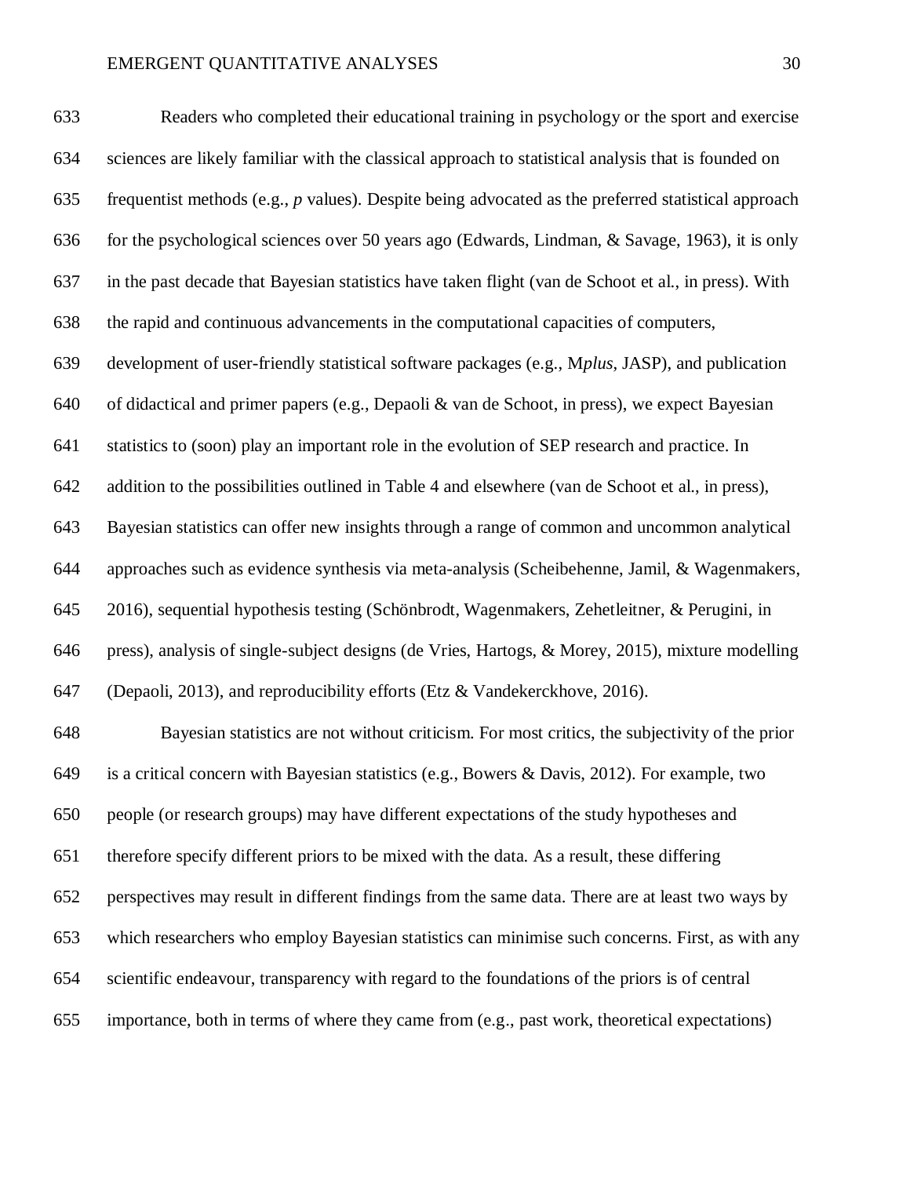Readers who completed their educational training in psychology or the sport and exercise sciences are likely familiar with the classical approach to statistical analysis that is founded on frequentist methods (e.g., *p* values). Despite being advocated as the preferred statistical approach for the psychological sciences over 50 years ago (Edwards, Lindman, & Savage, 1963), it is only in the past decade that Bayesian statistics have taken flight (van de Schoot et al., in press). With the rapid and continuous advancements in the computational capacities of computers, development of user-friendly statistical software packages (e.g., M*plus*, JASP), and publication of didactical and primer papers (e.g., Depaoli & van de Schoot, in press), we expect Bayesian statistics to (soon) play an important role in the evolution of SEP research and practice. In addition to the possibilities outlined in Table 4 and elsewhere (van de Schoot et al., in press), Bayesian statistics can offer new insights through a range of common and uncommon analytical approaches such as evidence synthesis via meta-analysis (Scheibehenne, Jamil, & Wagenmakers, 2016), sequential hypothesis testing (Schönbrodt, Wagenmakers, Zehetleitner, & Perugini, in press), analysis of single-subject designs (de Vries, Hartogs, & Morey, 2015), mixture modelling (Depaoli, 2013), and reproducibility efforts (Etz & Vandekerckhove, 2016).

Bayesian statistics are not without criticism. For most critics, the subjectivity of the prior is a critical concern with Bayesian statistics (e.g., Bowers & Davis, 2012). For example, two people (or research groups) may have different expectations of the study hypotheses and therefore specify different priors to be mixed with the data. As a result, these differing perspectives may result in different findings from the same data. There are at least two ways by which researchers who employ Bayesian statistics can minimise such concerns. First, as with any scientific endeavour, transparency with regard to the foundations of the priors is of central importance, both in terms of where they came from (e.g., past work, theoretical expectations)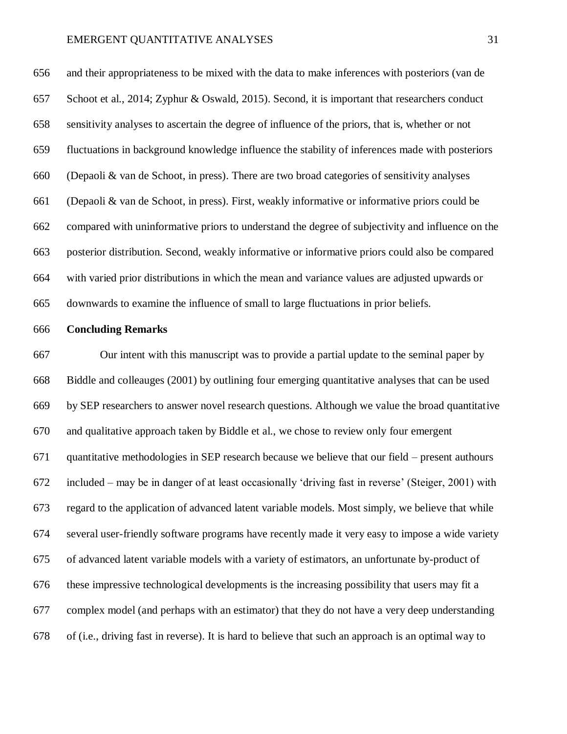and their appropriateness to be mixed with the data to make inferences with posteriors (van de Schoot et al., 2014; Zyphur & Oswald, 2015). Second, it is important that researchers conduct sensitivity analyses to ascertain the degree of influence of the priors, that is, whether or not fluctuations in background knowledge influence the stability of inferences made with posteriors (Depaoli & van de Schoot, in press). There are two broad categories of sensitivity analyses (Depaoli & van de Schoot, in press). First, weakly informative or informative priors could be compared with uninformative priors to understand the degree of subjectivity and influence on the posterior distribution. Second, weakly informative or informative priors could also be compared with varied prior distributions in which the mean and variance values are adjusted upwards or downwards to examine the influence of small to large fluctuations in prior beliefs.

## Concluding Remarks

Our intent with this manuscript was to provide a partial update to the seminal paper by Biddle and colleauges (2001) by outlining four emerging quantitative analyses that can be used by SEP researchers to answer novel research questions. Although we value the broad quantitative and qualitative approach taken by Biddle et al., we chose to review only four emergent quantitative methodologies in SEP research because we believe that our field – present authours included – may be in danger of at least occasionally 'driving fast in reverse' (Steiger, 2001) with regard to the application of advanced latent variable models. Most simply, we believe that while several user-friendly software programs have recently made it very easy to impose a wide variety of advanced latent variable models with a variety of estimators, an unfortunate by-product of these impressive technological developments is the increasing possibility that users may fit a complex model (and perhaps with an estimator) that they do not have a very deep understanding of (i.e., driving fast in reverse). It is hard to believe that such an approach is an optimal way to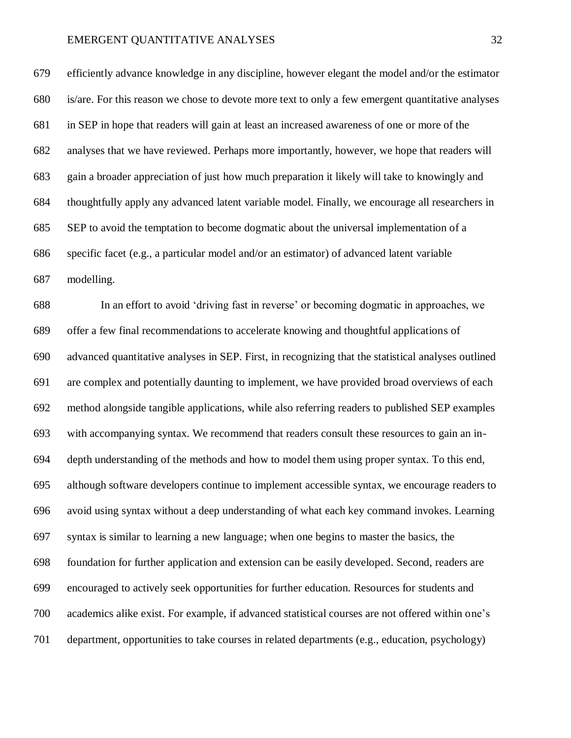efficiently advance knowledge in any discipline, however elegant the model and/or the estimator is/are. For this reason we chose to devote more text to only a few emergent quantitative analyses in SEP in hope that readers will gain at least an increased awareness of one or more of the analyses that we have reviewed. Perhaps more importantly, however, we hope that readers will gain a broader appreciation of just how much preparation it likely will take to knowingly and thoughtfully apply any advanced latent variable model. Finally, we encourage all researchers in SEP to avoid the temptation to become dogmatic about the universal implementation of a specific facet (e.g., a particular model and/or an estimator) of advanced latent variable modelling.

In an effort to avoid 'driving fast in reverse' or becoming dogmatic in approaches, we offer a few final recommendations to accelerate knowing and thoughtful applications of advanced quantitative analyses in SEP. First, in recognizing that the statistical analyses outlined are complex and potentially daunting to implement, we have provided broad overviews of each method alongside tangible applications, while also referring readers to published SEP examples with accompanying syntax. We recommend that readers consult these resources to gain an in-depth understanding of the methods and how to model them using proper syntax. To this end, although software developers continue to implement accessible syntax, we encourage readers to avoid using syntax without a deep understanding of what each key command invokes. Learning syntax is similar to learning a new language; when one begins to master the basics, the foundation for further application and extension can be easily developed. Second, readers are encouraged to actively seek opportunities for further education. Resources for students and academics alike exist. For example, if advanced statistical courses are not offered within one's department, opportunities to take courses in related departments (e.g., education, psychology)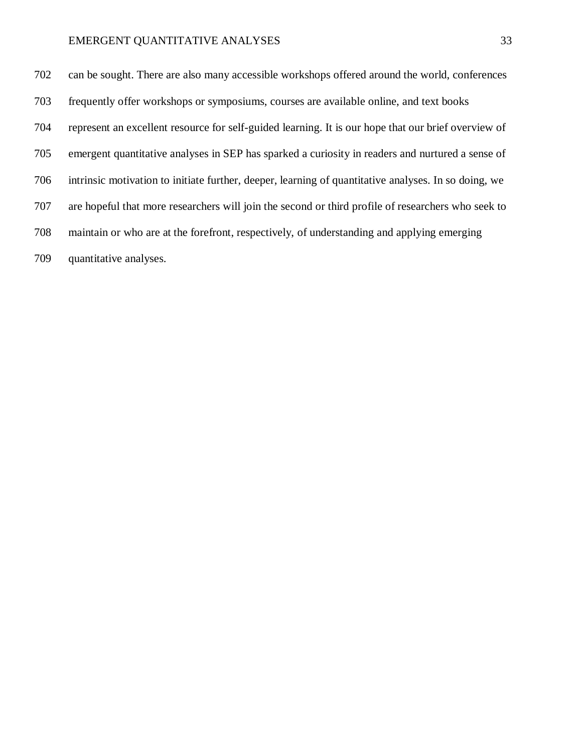can be sought. There are also many accessible workshops offered around the world, conferences frequently offer workshops or symposiums, courses are available online, and text books represent an excellent resource for self-guided learning. It is our hope that our brief overview of emergent quantitative analyses in SEP has sparked a curiosity in readers and nurtured a sense of intrinsic motivation to initiate further, deeper, learning of quantitative analyses. In so doing, we are hopeful that more researchers will join the second or third profile of researchers who seek to maintain or who are at the forefront, respectively, of understanding and applying emerging quantitative analyses.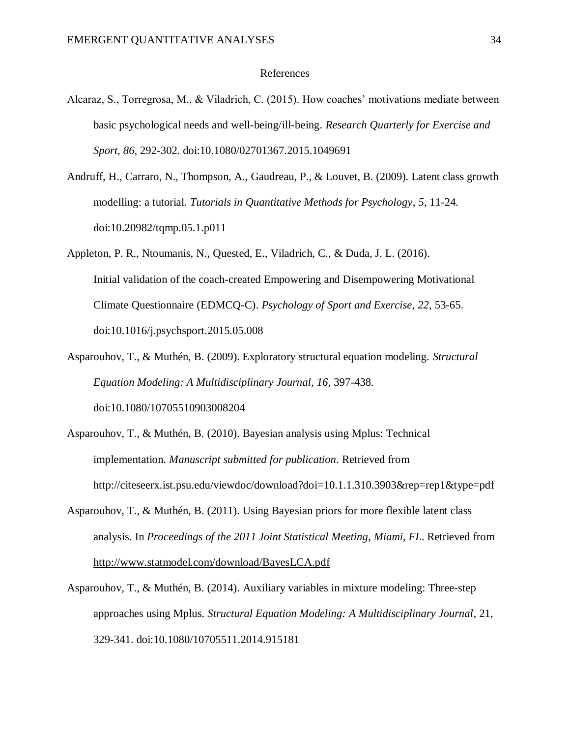# References

Alcaraz, S., Torregrosa, M., & Viladrich, C. (2015). How coaches' motivations mediate between basic psychological needs and well-being/ill-being. *Research Quarterly for Exercise and Sport, 86*, 292-302. doi:10.1080/02701367.2015.1049691

Andruff, H., Carraro, N., Thompson, A., Gaudreau, P., & Louvet, B. (2009). Latent class growth modelling: a tutorial. *Tutorials in Quantitative Methods for Psychology*, *5*, 11-24. doi:10.20982/tqmp.05.1.p011

Appleton, P. R., Ntoumanis, N., Quested, E., Viladrich, C., & Duda, J. L. (2016). Initial validation of the coach-created Empowering and Disempowering Motivational Climate Questionnaire (EDMCQ-C). *Psychology of Sport and Exercise*, *22*, 53-65. doi:10.1016/j.psychsport.2015.05.008

Asparouhov, T., & Muthén, B. (2009). Exploratory structural equation modeling. *Structural Equation Modeling: A Multidisciplinary Journal*, *16*, 397-438. doi:10.1080/10705510903008204

Asparouhov, T., & Muthén, B. (2010). Bayesian analysis using Mplus: Technical implementation. *Manuscript submitted for publication*. Retrieved from http://citeseerx.ist.psu.edu/viewdoc/download?doi=10.1.1.310.3903&rep=rep1&type=pdf

Asparouhov, T., & Muthén, B. (2011). Using Bayesian priors for more flexible latent class analysis. In *Proceedings of the 2011 Joint Statistical Meeting*, *Miami, FL*. Retrieved from http://www.statmodel.com/download/BayesLCA.pdf

Asparouhov, T., & Muthén, B. (2014). Auxiliary variables in mixture modeling: Three-step approaches using Mplus. *Structural Equation Modeling: A Multidisciplinary Journal*, 21, 329-341. doi:10.1080/10705511.2014.915181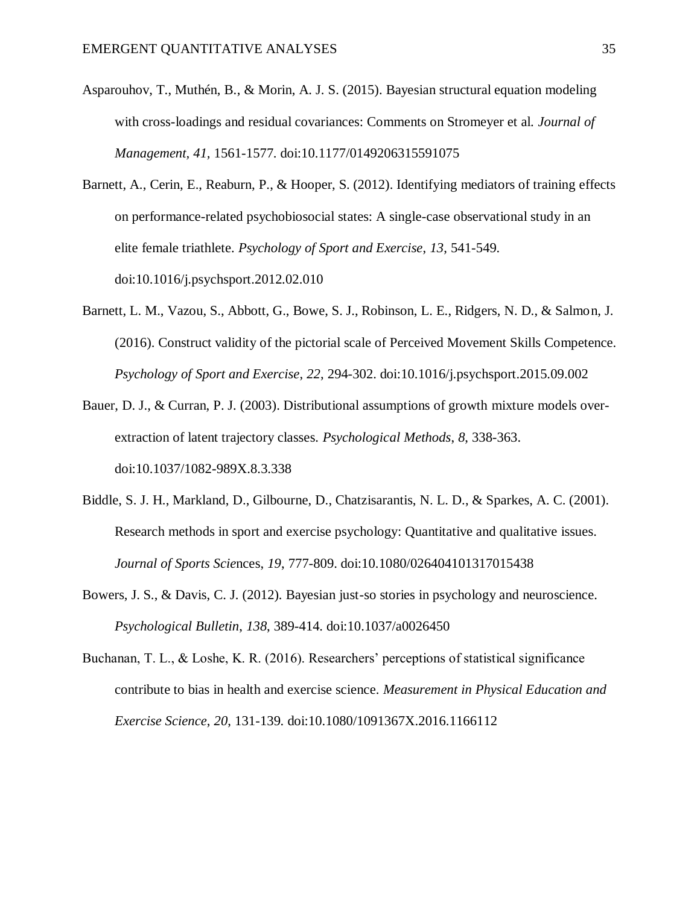Asparouhov, T., Muthén, B., & Morin, A. J. S. (2015). Bayesian structural equation modeling with cross-loadings and residual covariances: Comments on Stromeyer et al. *Journal of Management*, *41*, 1561-1577. doi:10.1177/0149206315591075

Barnett, A., Cerin, E., Reaburn, P., & Hooper, S. (2012). Identifying mediators of training effects on performance-related psychobiosocial states: A single-case observational study in an elite female triathlete. *Psychology of Sport and Exercise*, *13*, 541-549. doi:10.1016/j.psychsport.2012.02.010

Barnett, L. M., Vazou, S., Abbott, G., Bowe, S. J., Robinson, L. E., Ridgers, N. D., & Salmon, J. (2016). Construct validity of the pictorial scale of Perceived Movement Skills Competence. *Psychology of Sport and Exercise*, *22*, 294-302. doi:10.1016/j.psychsport.2015.09.002

Bauer, D. J., & Curran, P. J. (2003). Distributional assumptions of growth mixture models over-extraction of latent trajectory classes. *Psychological Methods*, *8*, 338-363. doi:10.1037/1082-989X.8.3.338

Biddle, S. J. H., Markland, D., Gilbourne, D., Chatzisarantis, N. L. D., & Sparkes, A. C. (2001). Research methods in sport and exercise psychology: Quantitative and qualitative issues. *Journal of Sports Sciences*, *19*, 777-809. doi:10.1080/026404101317015438

Bowers, J. S., & Davis, C. J. (2012). Bayesian just-so stories in psychology and neuroscience. *Psychological Bulletin*, *138*, 389-414. doi:10.1037/a0026450

Buchanan, T. L., & Loshe, K. R. (2016). Researchers' perceptions of statistical significance contribute to bias in health and exercise science. *Measurement in Physical Education and Exercise Science*, *20*, 131-139. doi:10.1080/1091367X.2016.1166112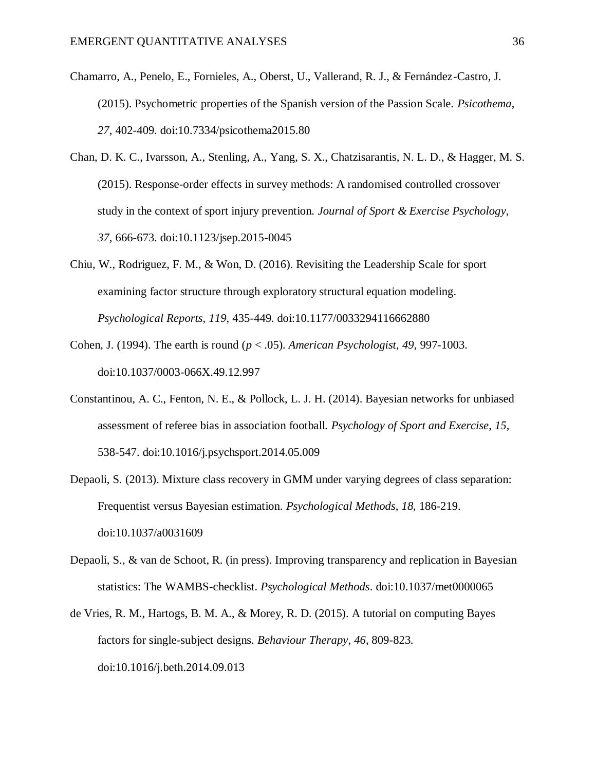Chamarro, A., Penelo, E., Fornieles, A., Oberst, U., Vallerand, R. J., & Fernández-Castro, J. (2015). Psychometric properties of the Spanish version of the Passion Scale. *Psicothema*, *27*, 402-409. doi:10.7334/psicothema2015.80

Chan, D. K. C., Ivarsson, A., Stenling, A., Yang, S. X., Chatzisarantis, N. L. D., & Hagger, M. S. (2015). Response-order effects in survey methods: A randomised controlled crossover study in the context of sport injury prevention. *Journal of Sport & Exercise Psychology*, *37*, 666-673. doi:10.1123/jsep.2015-0045

Chiu, W., Rodriguez, F. M., & Won, D. (2016). Revisiting the Leadership Scale for sport examining factor structure through exploratory structural equation modeling. *Psychological Reports*, *119*, 435-449. doi:10.1177/0033294116662880

Cohen, J. (1994). The earth is round ($p < .05$). *American Psychologist*, *49*, 997-1003. doi:10.1037/0003-066X.49.12.997

Constantinou, A. C., Fenton, N. E., & Pollock, L. J. H. (2014). Bayesian networks for unbiased assessment of referee bias in association football. *Psychology of Sport and Exercise*, *15*, 538-547. doi:10.1016/j.psychsport.2014.05.009

Depaoli, S. (2013). Mixture class recovery in GMM under varying degrees of class separation: Frequentist versus Bayesian estimation. *Psychological Methods*, *18*, 186-219. doi:10.1037/a0031609

Depaoli, S., & van de Schoot, R. (in press). Improving transparency and replication in Bayesian statistics: The WAMBS-checklist. *Psychological Methods*. doi:10.1037/met0000065

de Vries, R. M., Hartogs, B. M. A., & Morey, R. D. (2015). A tutorial on computing Bayes factors for single-subject designs. *Behaviour Therapy*, *46*, 809-823. doi:10.1016/j.beth.2014.09.013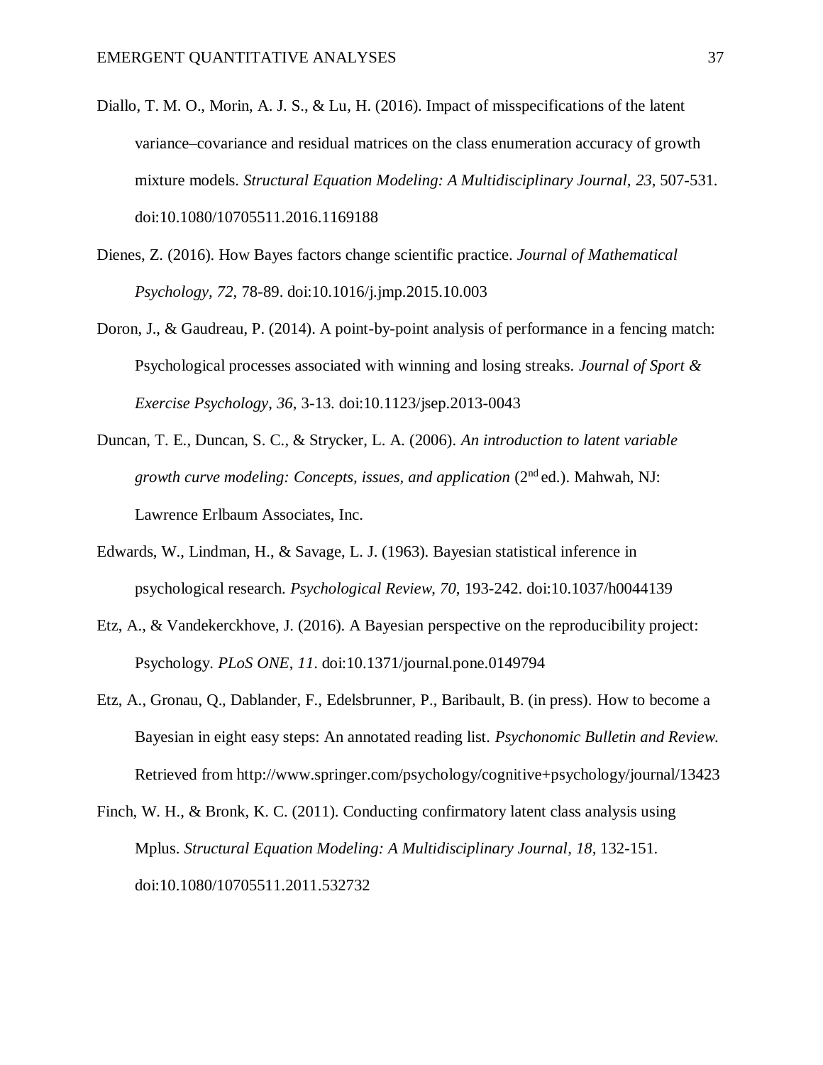Diallo, T. M. O., Morin, A. J. S., & Lu, H. (2016). Impact of misspecifications of the latent variance–covariance and residual matrices on the class enumeration accuracy of growth mixture models. *Structural Equation Modeling: A Multidisciplinary Journal*, *23*, 507-531. doi:10.1080/10705511.2016.1169188

Dienes, Z. (2016). How Bayes factors change scientific practice. *Journal of Mathematical Psychology*, *72*, 78-89. doi:10.1016/j.jmp.2015.10.003

Doron, J., & Gaudreau, P. (2014). A point-by-point analysis of performance in a fencing match: Psychological processes associated with winning and losing streaks. *Journal of Sport & Exercise Psychology*, *36*, 3-13. doi:10.1123/jsep.2013-0043

Duncan, T. E., Duncan, S. C., & Strycker, L. A. (2006). *An introduction to latent variable growth curve modeling: Concepts, issues, and application* (2nd ed.). Mahwah, NJ: Lawrence Erlbaum Associates, Inc.

Edwards, W., Lindman, H., & Savage, L. J. (1963). Bayesian statistical inference in psychological research. *Psychological Review*, *70*, 193-242. doi:10.1037/h0044139

Etz, A., & Vandekerckhove, J. (2016). A Bayesian perspective on the reproducibility project: Psychology. *PLoS ONE*, *11*. doi:10.1371/journal.pone.0149794

Etz, A., Gronau, Q., Dablander, F., Edelsbrunner, P., Baribault, B. (in press). How to become a Bayesian in eight easy steps: An annotated reading list. *Psychonomic Bulletin and Review.* Retrieved from http://www.springer.com/psychology/cognitive+psychology/journal/13423

Finch, W. H., & Bronk, K. C. (2011). Conducting confirmatory latent class analysis using Mplus. *Structural Equation Modeling: A Multidisciplinary Journal*, *18*, 132-151. doi:10.1080/10705511.2011.532732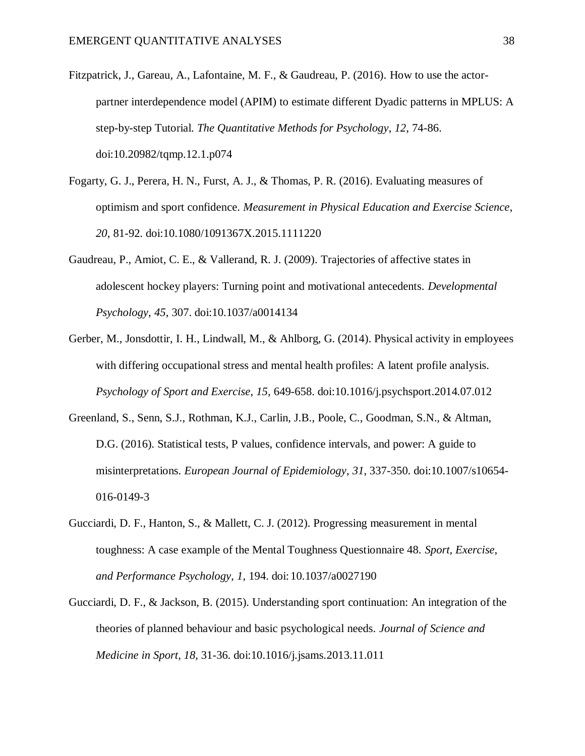Fitzpatrick, J., Gareau, A., Lafontaine, M. F., & Gaudreau, P. (2016). How to use the actor-partner interdependence model (APIM) to estimate different Dyadic patterns in MPLUS: A step-by-step Tutorial. *The Quantitative Methods for Psychology*, *12*, 74-86. doi:10.20982/tqmp.12.1.p074

Fogarty, G. J., Perera, H. N., Furst, A. J., & Thomas, P. R. (2016). Evaluating measures of optimism and sport confidence. *Measurement in Physical Education and Exercise Science*, *20*, 81-92. doi:10.1080/1091367X.2015.1111220

Gaudreau, P., Amiot, C. E., & Vallerand, R. J. (2009). Trajectories of affective states in adolescent hockey players: Turning point and motivational antecedents. *Developmental Psychology*, *45*, 307. doi:10.1037/a0014134

Gerber, M., Jonsdottir, I. H., Lindwall, M., & Ahlborg, G. (2014). Physical activity in employees with differing occupational stress and mental health profiles: A latent profile analysis. *Psychology of Sport and Exercise*, *15*, 649-658. doi:10.1016/j.psychsport.2014.07.012

Greenland, S., Senn, S.J., Rothman, K.J., Carlin, J.B., Poole, C., Goodman, S.N., & Altman, D.G. (2016). Statistical tests, P values, confidence intervals, and power: A guide to misinterpretations. *European Journal of Epidemiology*, *31*, 337-350. doi:10.1007/s10654-016-0149-3

Gucciardi, D. F., Hanton, S., & Mallett, C. J. (2012). Progressing measurement in mental toughness: A case example of the Mental Toughness Questionnaire 48. *Sport, Exercise, and Performance Psychology*, *1*, 194. doi:10.1037/a0027190

Gucciardi, D. F., & Jackson, B. (2015). Understanding sport continuation: An integration of the theories of planned behaviour and basic psychological needs. *Journal of Science and Medicine in Sport*, *18*, 31-36. doi:10.1016/j.jsams.2013.11.011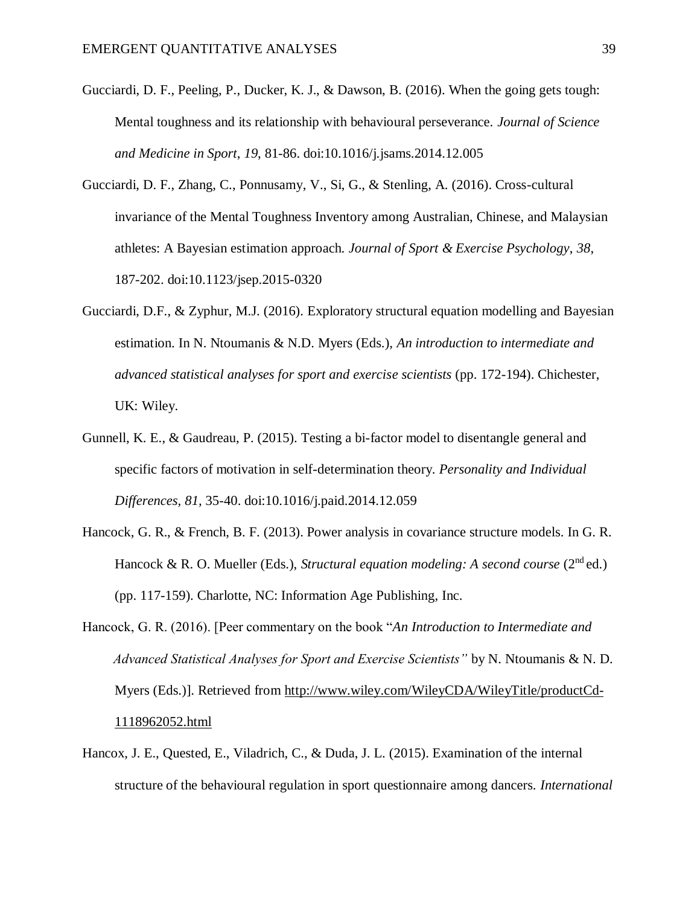Gucciardi, D. F., Peeling, P., Ducker, K. J., & Dawson, B. (2016). When the going gets tough: Mental toughness and its relationship with behavioural perseverance. *Journal of Science and Medicine in Sport*, *19*, 81-86. doi:10.1016/j.jsams.2014.12.005

Gucciardi, D. F., Zhang, C., Ponnusamy, V., Si, G., & Stenling, A. (2016). Cross-cultural invariance of the Mental Toughness Inventory among Australian, Chinese, and Malaysian athletes: A Bayesian estimation approach. *Journal of Sport & Exercise Psychology*, *38*, 187-202. doi:10.1123/jsep.2015-0320

Gucciardi, D.F., & Zyphur, M.J. (2016). Exploratory structural equation modelling and Bayesian estimation. In N. Ntoumanis & N.D. Myers (Eds.), *An introduction to intermediate and advanced statistical analyses for sport and exercise scientists* (pp. 172-194). Chichester, UK: Wiley.

Gunnell, K. E., & Gaudreau, P. (2015). Testing a bi-factor model to disentangle general and specific factors of motivation in self-determination theory. *Personality and Individual Differences, 81,* 35-40. doi:10.1016/j.paid.2014.12.059

Hancock, G. R., & French, B. F. (2013). Power analysis in covariance structure models. In G. R. Hancock & R. O. Mueller (Eds.), *Structural equation modeling: A second course* (2nd ed.) (pp. 117-159). Charlotte, NC: Information Age Publishing, Inc.

Hancock, G. R. (2016). [Peer commentary on the book "*An Introduction to Intermediate and Advanced Statistical Analyses for Sport and Exercise Scientists"* by N. Ntoumanis & N. D. Myers (Eds.)]. Retrieved from http://www.wiley.com/WileyCDA/WileyTitle/productCd-1118962052.html

Hancox, J. E., Quested, E., Viladrich, C., & Duda, J. L. (2015). Examination of the internal structure of the behavioural regulation in sport questionnaire among dancers. *International*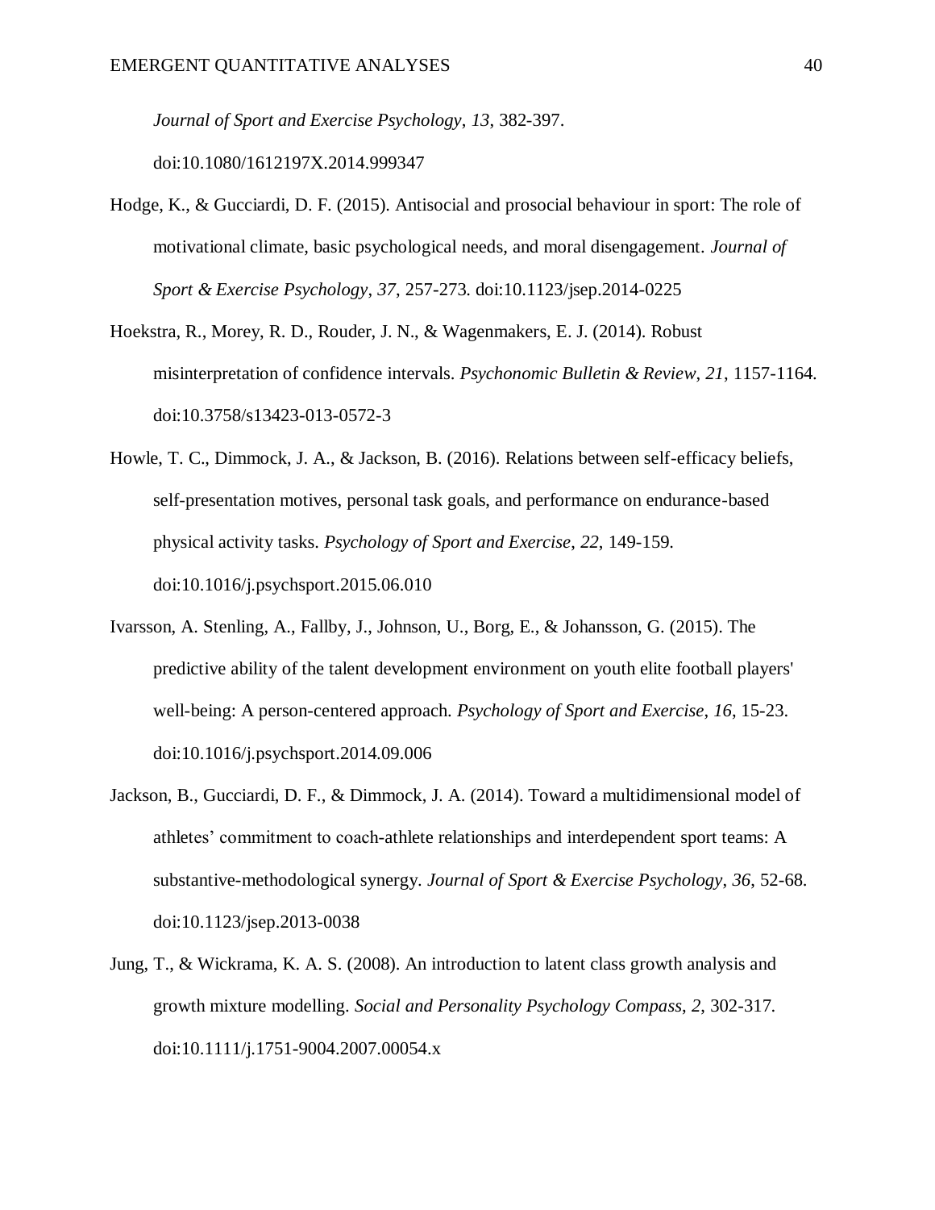*Journal of Sport and Exercise Psychology*, *13*, 382-397. doi:10.1080/1612197X.2014.999347

Hodge, K., & Gucciardi, D. F. (2015). Antisocial and prosocial behaviour in sport: The role of motivational climate, basic psychological needs, and moral disengagement. *Journal of Sport & Exercise Psychology*, *37*, 257-273. doi:10.1123/jsep.2014-0225

Hoekstra, R., Morey, R. D., Rouder, J. N., & Wagenmakers, E. J. (2014). Robust misinterpretation of confidence intervals. *Psychonomic Bulletin & Review*, *21*, 1157-1164. doi:10.3758/s13423-013-0572-3

Howle, T. C., Dimmock, J. A., & Jackson, B. (2016). Relations between self-efficacy beliefs, self-presentation motives, personal task goals, and performance on endurance-based physical activity tasks. *Psychology of Sport and Exercise*, *22*, 149-159. doi:10.1016/j.psychsport.2015.06.010

Ivarsson, A. Stenling, A., Fallby, J., Johnson, U., Borg, E., & Johansson, G. (2015). The predictive ability of the talent development environment on youth elite football players' well-being: A person-centered approach. *Psychology of Sport and Exercise*, *16*, 15-23. doi:10.1016/j.psychsport.2014.09.006

Jackson, B., Gucciardi, D. F., & Dimmock, J. A. (2014). Toward a multidimensional model of athletes' commitment to coach-athlete relationships and interdependent sport teams: A substantive-methodological synergy. *Journal of Sport & Exercise Psychology*, *36*, 52-68. doi:10.1123/jsep.2013-0038

Jung, T., & Wickrama, K. A. S. (2008). An introduction to latent class growth analysis and growth mixture modelling. *Social and Personality Psychology Compass*, *2*, 302-317. doi:10.1111/j.1751-9004.2007.00054.x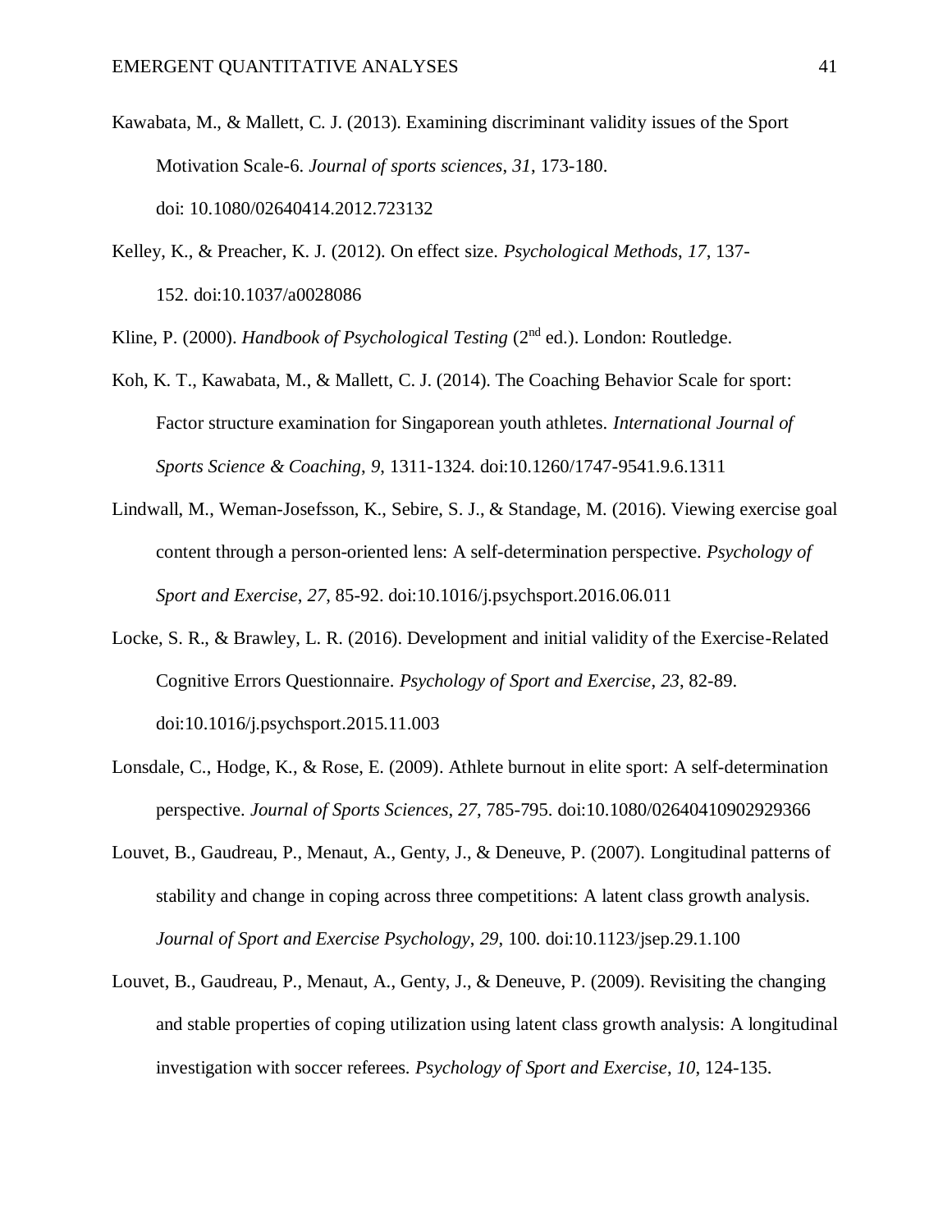Kawabata, M., & Mallett, C. J. (2013). Examining discriminant validity issues of the Sport Motivation Scale-6. *Journal of sports sciences*, *31*, 173-180. doi: 10.1080/02640414.2012.723132

Kelley, K., & Preacher, K. J. (2012). On effect size. *Psychological Methods*, *17*, 137-152. doi:10.1037/a0028086

Kline, P. (2000). *Handbook of Psychological Testing* (2nd ed.). London: Routledge.

Koh, K. T., Kawabata, M., & Mallett, C. J. (2014). The Coaching Behavior Scale for sport: Factor structure examination for Singaporean youth athletes. *International Journal of Sports Science & Coaching*, *9*, 1311-1324. doi:10.1260/1747-9541.9.6.1311

Lindwall, M., Weman-Josefsson, K., Sebire, S. J., & Standage, M. (2016). Viewing exercise goal content through a person-oriented lens: A self-determination perspective. *Psychology of Sport and Exercise*, *27*, 85-92. doi:10.1016/j.psychsport.2016.06.011

Locke, S. R., & Brawley, L. R. (2016). Development and initial validity of the Exercise-Related Cognitive Errors Questionnaire. *Psychology of Sport and Exercise*, *23*, 82-89. doi:10.1016/j.psychsport.2015.11.003

Lonsdale, C., Hodge, K., & Rose, E. (2009). Athlete burnout in elite sport: A self-determination perspective. *Journal of Sports Sciences*, *27*, 785-795. doi:10.1080/02640410902929366

Louvet, B., Gaudreau, P., Menaut, A., Genty, J., & Deneuve, P. (2007). Longitudinal patterns of stability and change in coping across three competitions: A latent class growth analysis. *Journal of Sport and Exercise Psychology*, *29*, 100. doi:10.1123/jsep.29.1.100

Louvet, B., Gaudreau, P., Menaut, A., Genty, J., & Deneuve, P. (2009). Revisiting the changing and stable properties of coping utilization using latent class growth analysis: A longitudinal investigation with soccer referees. *Psychology of Sport and Exercise*, *10*, 124-135.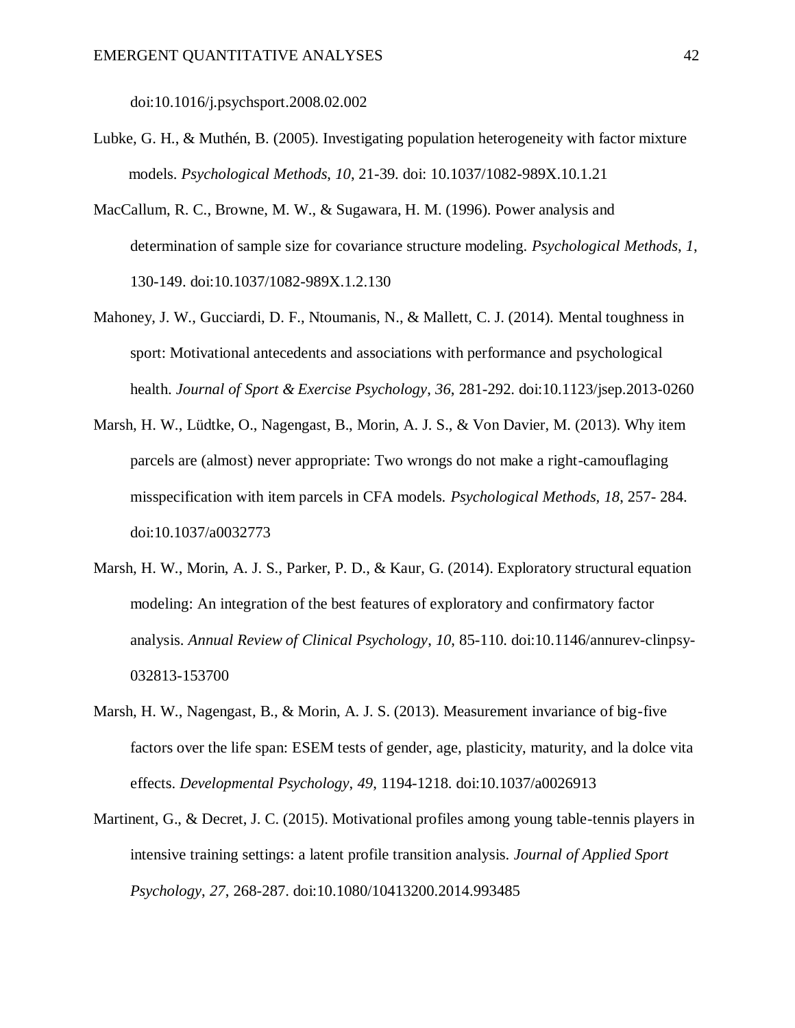doi:10.1016/j.psychsport.2008.02.002

Lubke, G. H., & Muthén, B. (2005). Investigating population heterogeneity with factor mixture models. *Psychological Methods*, *10*, 21-39. doi: 10.1037/1082-989X.10.1.21

MacCallum, R. C., Browne, M. W., & Sugawara, H. M. (1996). Power analysis and determination of sample size for covariance structure modeling. *Psychological Methods*, *1*, 130-149. doi:10.1037/1082-989X.1.2.130

Mahoney, J. W., Gucciardi, D. F., Ntoumanis, N., & Mallett, C. J. (2014). Mental toughness in sport: Motivational antecedents and associations with performance and psychological health. *Journal of Sport & Exercise Psychology*, *36*, 281-292. doi:10.1123/jsep.2013-0260

Marsh, H. W., Lüdtke, O., Nagengast, B., Morin, A. J. S., & Von Davier, M. (2013). Why item parcels are (almost) never appropriate: Two wrongs do not make a right-camouflaging misspecification with item parcels in CFA models. *Psychological Methods*, *18*, 257- 284. doi:10.1037/a0032773

Marsh, H. W., Morin, A. J. S., Parker, P. D., & Kaur, G. (2014). Exploratory structural equation modeling: An integration of the best features of exploratory and confirmatory factor analysis. *Annual Review of Clinical Psychology*, *10*, 85-110. doi:10.1146/annurev-clinpsy-032813-153700

Marsh, H. W., Nagengast, B., & Morin, A. J. S. (2013). Measurement invariance of big-five factors over the life span: ESEM tests of gender, age, plasticity, maturity, and la dolce vita effects. *Developmental Psychology*, *49*, 1194-1218. doi:10.1037/a0026913

Martinent, G., & Decret, J. C. (2015). Motivational profiles among young table-tennis players in intensive training settings: a latent profile transition analysis. *Journal of Applied Sport Psychology*, *27*, 268-287. doi:10.1080/10413200.2014.993485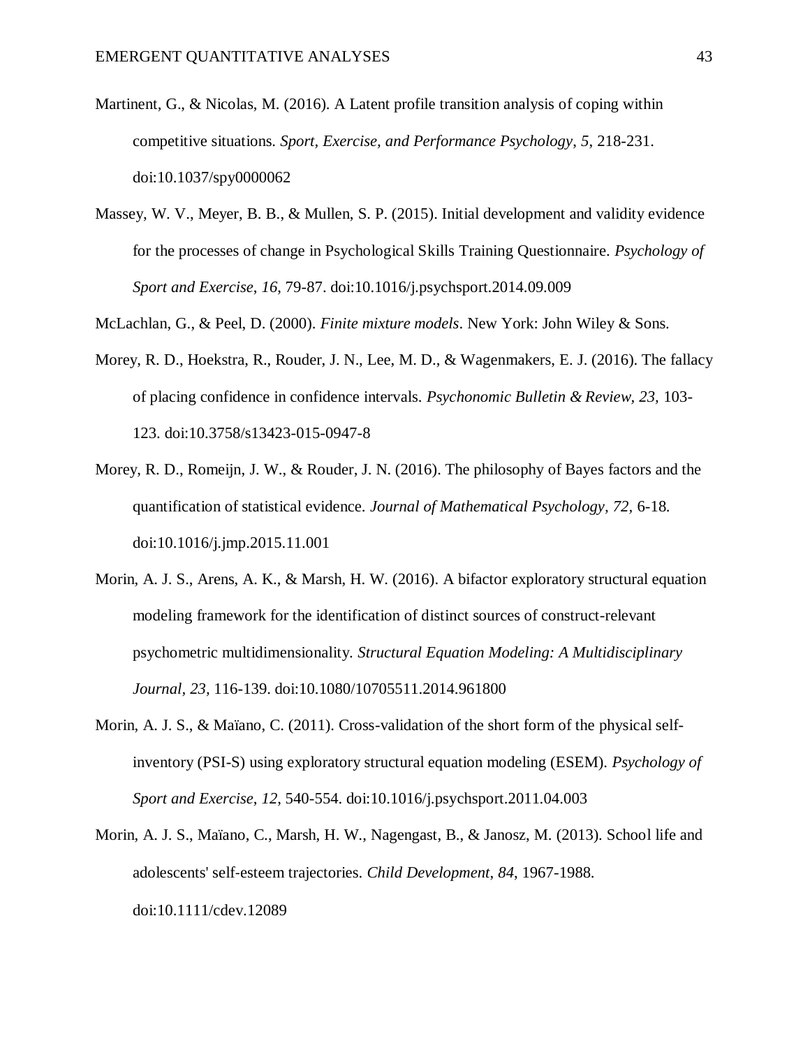Martinent, G., & Nicolas, M. (2016). A Latent profile transition analysis of coping within competitive situations. *Sport, Exercise, and Performance Psychology, 5*, 218-231. doi:10.1037/spy0000062

Massey, W. V., Meyer, B. B., & Mullen, S. P. (2015). Initial development and validity evidence for the processes of change in Psychological Skills Training Questionnaire. *Psychology of Sport and Exercise*, *16*, 79-87. doi:10.1016/j.psychsport.2014.09.009

McLachlan, G., & Peel, D. (2000). *Finite mixture models*. New York: John Wiley & Sons.

Morey, R. D., Hoekstra, R., Rouder, J. N., Lee, M. D., & Wagenmakers, E. J. (2016). The fallacy of placing confidence in confidence intervals. *Psychonomic Bulletin & Review*, *23*, 103-123. doi:10.3758/s13423-015-0947-8

Morey, R. D., Romeijn, J. W., & Rouder, J. N. (2016). The philosophy of Bayes factors and the quantification of statistical evidence. *Journal of Mathematical Psychology*, *72*, 6-18. doi:10.1016/j.jmp.2015.11.001

Morin, A. J. S., Arens, A. K., & Marsh, H. W. (2016). A bifactor exploratory structural equation modeling framework for the identification of distinct sources of construct-relevant psychometric multidimensionality. *Structural Equation Modeling: A Multidisciplinary Journal*, *23*, 116-139. doi:10.1080/10705511.2014.961800

Morin, A. J. S., & Maïano, C. (2011). Cross-validation of the short form of the physical self-inventory (PSI-S) using exploratory structural equation modeling (ESEM). *Psychology of Sport and Exercise*, *12*, 540-554. doi:10.1016/j.psychsport.2011.04.003

Morin, A. J. S., Maïano, C., Marsh, H. W., Nagengast, B., & Janosz, M. (2013). School life and adolescents' self-esteem trajectories. *Child Development*, *84*, 1967-1988. doi:10.1111/cdev.12089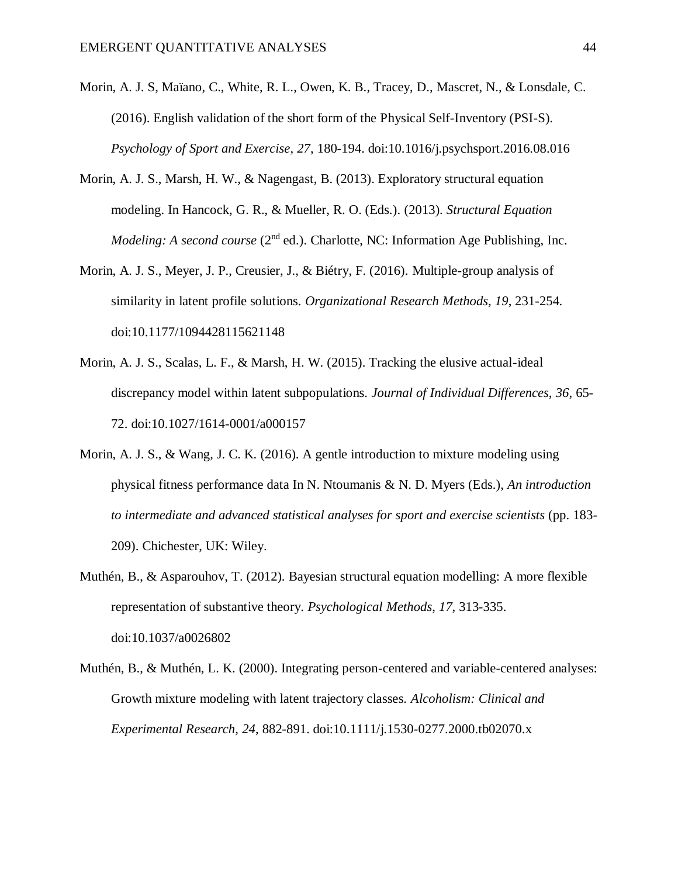Morin, A. J. S, Maïano, C., White, R. L., Owen, K. B., Tracey, D., Mascret, N., & Lonsdale, C. (2016). English validation of the short form of the Physical Self-Inventory (PSI-S). *Psychology of Sport and Exercise*, *27*, 180-194. doi:10.1016/j.psychsport.2016.08.016

Morin, A. J. S., Marsh, H. W., & Nagengast, B. (2013). Exploratory structural equation modeling. In Hancock, G. R., & Mueller, R. O. (Eds.). (2013). *Structural Equation Modeling: A second course* (2nd ed.). Charlotte, NC: Information Age Publishing, Inc.

Morin, A. J. S., Meyer, J. P., Creusier, J., & Biétry, F. (2016). Multiple-group analysis of similarity in latent profile solutions. *Organizational Research Methods, 19*, 231-254. doi:10.1177/1094428115621148

Morin, A. J. S., Scalas, L. F., & Marsh, H. W. (2015). Tracking the elusive actual-ideal discrepancy model within latent subpopulations. *Journal of Individual Differences*, *36*, 65-72. doi:10.1027/1614-0001/a000157

Morin, A. J. S., & Wang, J. C. K. (2016). A gentle introduction to mixture modeling using physical fitness performance data In N. Ntoumanis & N. D. Myers (Eds.), *An introduction to intermediate and advanced statistical analyses for sport and exercise scientists* (pp. 183-209). Chichester, UK: Wiley.

Muthén, B., & Asparouhov, T. (2012). Bayesian structural equation modelling: A more flexible representation of substantive theory. *Psychological Methods*, *17*, 313-335. doi:10.1037/a0026802

Muthén, B., & Muthén, L. K. (2000). Integrating person-centered and variable-centered analyses: Growth mixture modeling with latent trajectory classes. *Alcoholism: Clinical and Experimental Research*, *24*, 882-891. doi:10.1111/j.1530-0277.2000.tb02070.x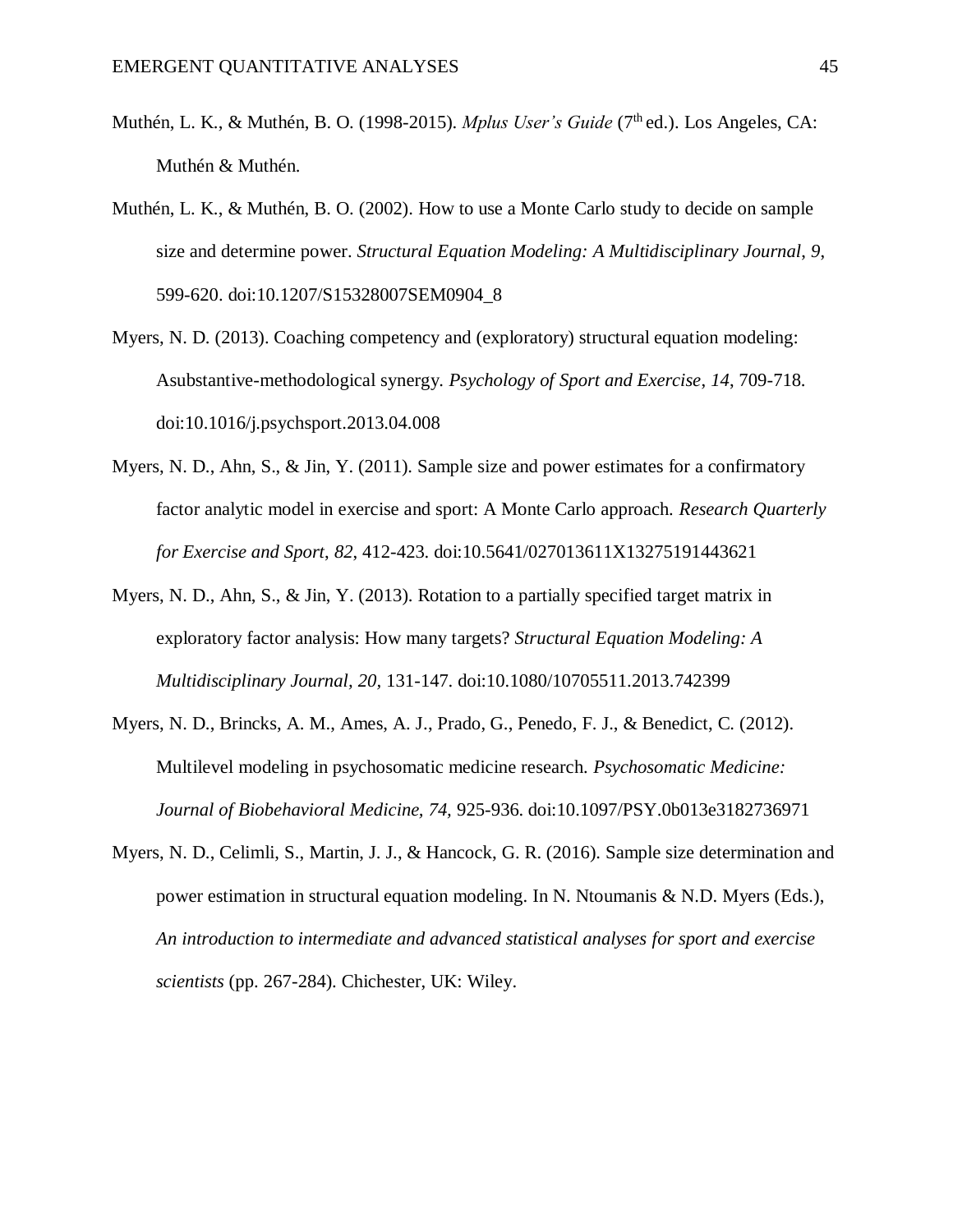Muthén, L. K., & Muthén, B. O. (1998-2015). *Mplus User's Guide* (7th ed.). Los Angeles, CA: Muthén & Muthén.

Muthén, L. K., & Muthén, B. O. (2002). How to use a Monte Carlo study to decide on sample size and determine power. *Structural Equation Modeling: A Multidisciplinary Journal*, *9*, 599-620. doi:10.1207/S15328007SEM0904_8

Myers, N. D. (2013). Coaching competency and (exploratory) structural equation modeling: Asubstantive-methodological synergy. *Psychology of Sport and Exercise*, *14*, 709-718. doi:10.1016/j.psychsport.2013.04.008

Myers, N. D., Ahn, S., & Jin, Y. (2011). Sample size and power estimates for a confirmatory factor analytic model in exercise and sport: A Monte Carlo approach. *Research Quarterly for Exercise and Sport*, *82*, 412-423. doi:10.5641/027013611X13275191443621

Myers, N. D., Ahn, S., & Jin, Y. (2013). Rotation to a partially specified target matrix in exploratory factor analysis: How many targets? *Structural Equation Modeling: A Multidisciplinary Journal, 20,* 131-147. doi:10.1080/10705511.2013.742399

Myers, N. D., Brincks, A. M., Ames, A. J., Prado, G., Penedo, F. J., & Benedict, C. (2012). Multilevel modeling in psychosomatic medicine research. *Psychosomatic Medicine: Journal of Biobehavioral Medicine, 74,* 925-936. doi:10.1097/PSY.0b013e3182736971

Myers, N. D., Celimli, S., Martin, J. J., & Hancock, G. R. (2016). Sample size determination and power estimation in structural equation modeling. In N. Ntoumanis & N.D. Myers (Eds.), *An introduction to intermediate and advanced statistical analyses for sport and exercise scientists* (pp. 267-284). Chichester, UK: Wiley.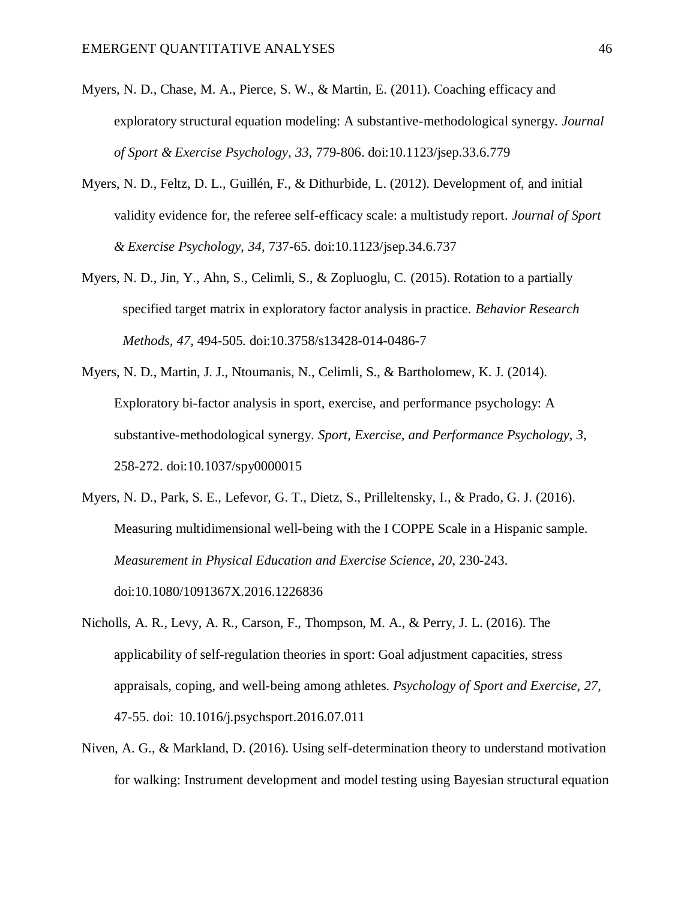Myers, N. D., Chase, M. A., Pierce, S. W., & Martin, E. (2011). Coaching efficacy and exploratory structural equation modeling: A substantive-methodological synergy. *Journal of Sport & Exercise Psychology*, *33*, 779-806. doi:10.1123/jsep.33.6.779

Myers, N. D., Feltz, D. L., Guillén, F., & Dithurbide, L. (2012). Development of, and initial validity evidence for, the referee self-efficacy scale: a multistudy report. *Journal of Sport & Exercise Psychology*, *34*, 737-65. doi:10.1123/jsep.34.6.737

Myers, N. D., Jin, Y., Ahn, S., Celimli, S., & Zopluoglu, C. (2015). Rotation to a partially specified target matrix in exploratory factor analysis in practice. *Behavior Research Methods*, *47*, 494-505. doi:10.3758/s13428-014-0486-7

Myers, N. D., Martin, J. J., Ntoumanis, N., Celimli, S., & Bartholomew, K. J. (2014). Exploratory bi-factor analysis in sport, exercise, and performance psychology: A substantive-methodological synergy. *Sport, Exercise, and Performance Psychology*, *3*, 258-272. doi:10.1037/spy0000015

Myers, N. D., Park, S. E., Lefevor, G. T., Dietz, S., Prilleltensky, I., & Prado, G. J. (2016). Measuring multidimensional well-being with the I COPPE Scale in a Hispanic sample. *Measurement in Physical Education and Exercise Science*, *20*, 230-243. doi:10.1080/1091367X.2016.1226836

Nicholls, A. R., Levy, A. R., Carson, F., Thompson, M. A., & Perry, J. L. (2016). The applicability of self-regulation theories in sport: Goal adjustment capacities, stress appraisals, coping, and well-being among athletes. *Psychology of Sport and Exercise*, *27*, 47-55. doi: 10.1016/j.psychsport.2016.07.011

Niven, A. G., & Markland, D. (2016). Using self-determination theory to understand motivation for walking: Instrument development and model testing using Bayesian structural equation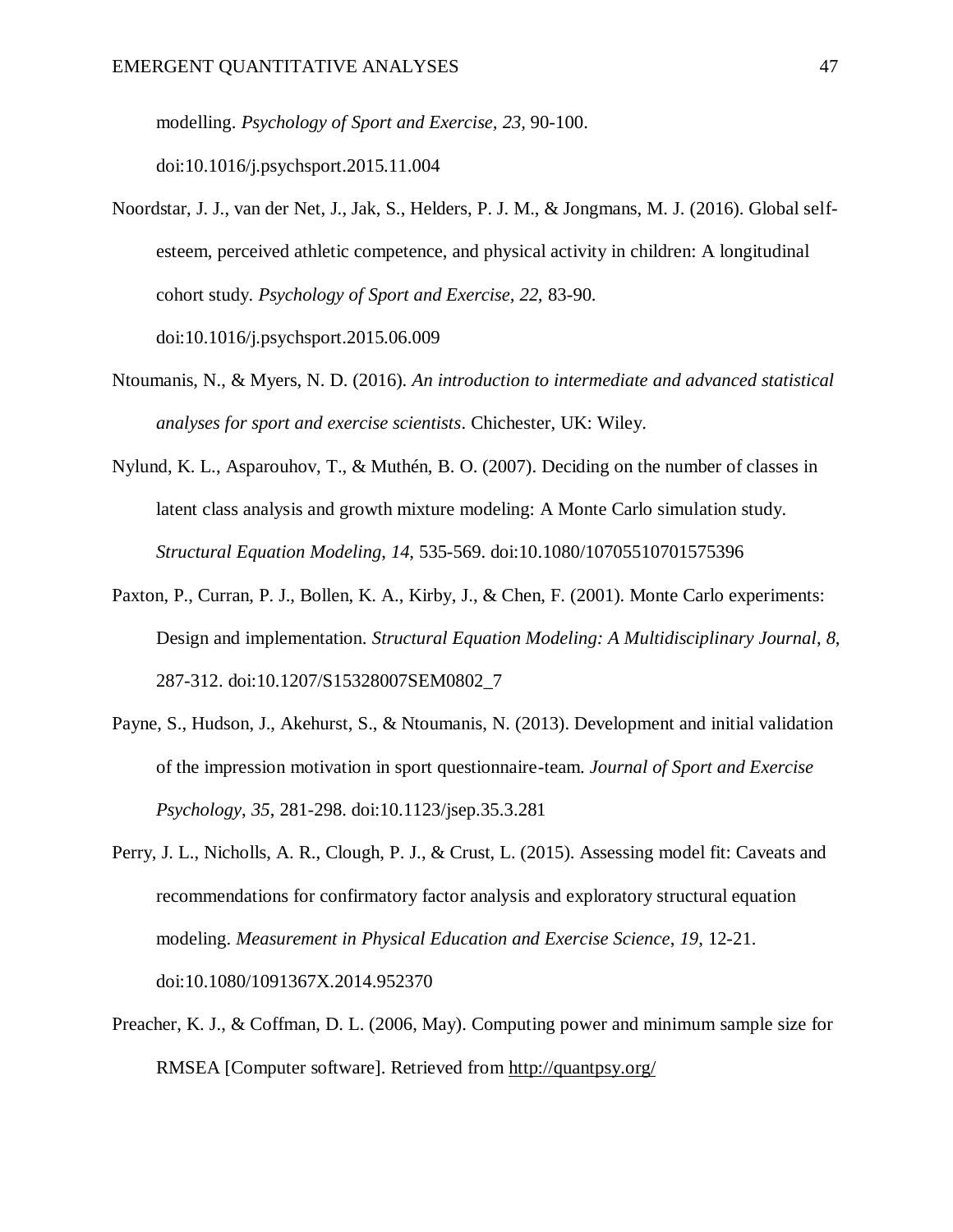modelling. *Psychology of Sport and Exercise, 23,* 90-100. doi:10.1016/j.psychsport.2015.11.004

Noordstar, J. J., van der Net, J., Jak, S., Helders, P. J. M., & Jongmans, M. J. (2016). Global self-esteem, perceived athletic competence, and physical activity in children: A longitudinal cohort study. *Psychology of Sport and Exercise, 22,* 83-90. doi:10.1016/j.psychsport.2015.06.009

Ntoumanis, N., & Myers, N. D. (2016). *An introduction to intermediate and advanced statistical analyses for sport and exercise scientists*. Chichester, UK: Wiley.

Nylund, K. L., Asparouhov, T., & Muthén, B. O. (2007). Deciding on the number of classes in latent class analysis and growth mixture modeling: A Monte Carlo simulation study. *Structural Equation Modeling*, *14*, 535-569. doi:10.1080/10705510701575396

Paxton, P., Curran, P. J., Bollen, K. A., Kirby, J., & Chen, F. (2001). Monte Carlo experiments: Design and implementation. *Structural Equation Modeling: A Multidisciplinary Journal, 8*, 287-312. doi:10.1207/S15328007SEM0802_7

Payne, S., Hudson, J., Akehurst, S., & Ntoumanis, N. (2013). Development and initial validation of the impression motivation in sport questionnaire-team. *Journal of Sport and Exercise Psychology*, *35*, 281-298. doi:10.1123/jsep.35.3.281

Perry, J. L., Nicholls, A. R., Clough, P. J., & Crust, L. (2015). Assessing model fit: Caveats and recommendations for confirmatory factor analysis and exploratory structural equation modeling. *Measurement in Physical Education and Exercise Science*, *19*, 12-21. doi:10.1080/1091367X.2014.952370

Preacher, K. J., & Coffman, D. L. (2006, May). Computing power and minimum sample size for RMSEA [Computer software]. Retrieved from http://quantpsy.org/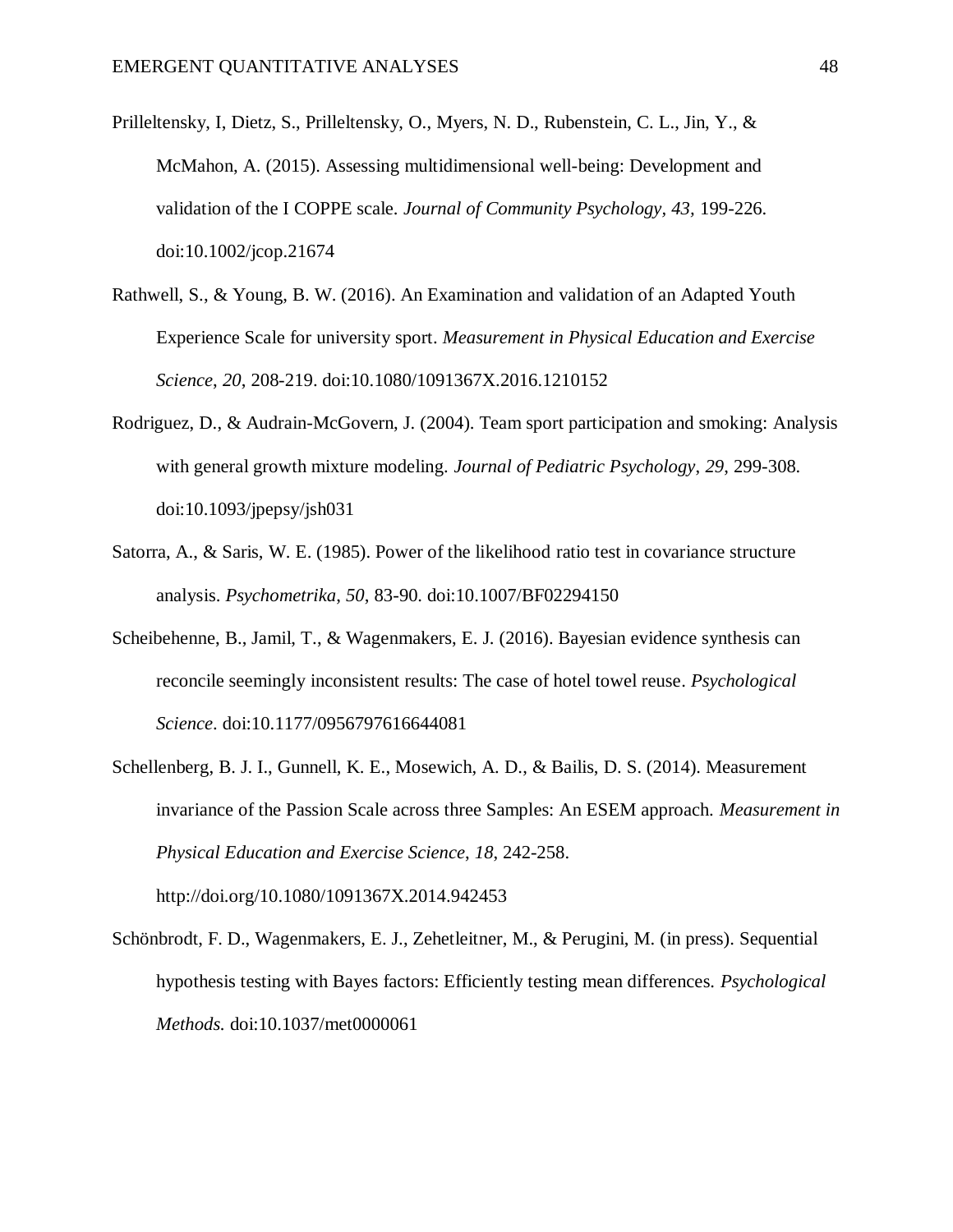Prilleltensky, I, Dietz, S., Prilleltensky, O., Myers, N. D., Rubenstein, C. L., Jin, Y., & McMahon, A. (2015). Assessing multidimensional well-being: Development and validation of the I COPPE scale. *Journal of Community Psychology*, *43*, 199-226. doi:10.1002/jcop.21674

Rathwell, S., & Young, B. W. (2016). An Examination and validation of an Adapted Youth Experience Scale for university sport. *Measurement in Physical Education and Exercise Science*, *20*, 208-219. doi:10.1080/1091367X.2016.1210152

Rodriguez, D., & Audrain-McGovern, J. (2004). Team sport participation and smoking: Analysis with general growth mixture modeling. *Journal of Pediatric Psychology*, *29*, 299-308. doi:10.1093/jpepsy/jsh031

Satorra, A., & Saris, W. E. (1985). Power of the likelihood ratio test in covariance structure analysis. *Psychometrika*, *50*, 83-90. doi:10.1007/BF02294150

Scheibehenne, B., Jamil, T., & Wagenmakers, E. J. (2016). Bayesian evidence synthesis can reconcile seemingly inconsistent results: The case of hotel towel reuse. *Psychological Science*. doi:10.1177/0956797616644081

Schellenberg, B. J. I., Gunnell, K. E., Mosewich, A. D., & Bailis, D. S. (2014). Measurement invariance of the Passion Scale across three Samples: An ESEM approach. *Measurement in Physical Education and Exercise Science*, *18*, 242-258. http://doi.org/10.1080/1091367X.2014.942453

Schönbrodt, F. D., Wagenmakers, E. J., Zehetleitner, M., & Perugini, M. (in press). Sequential hypothesis testing with Bayes factors: Efficiently testing mean differences. *Psychological Methods.* doi:10.1037/met0000061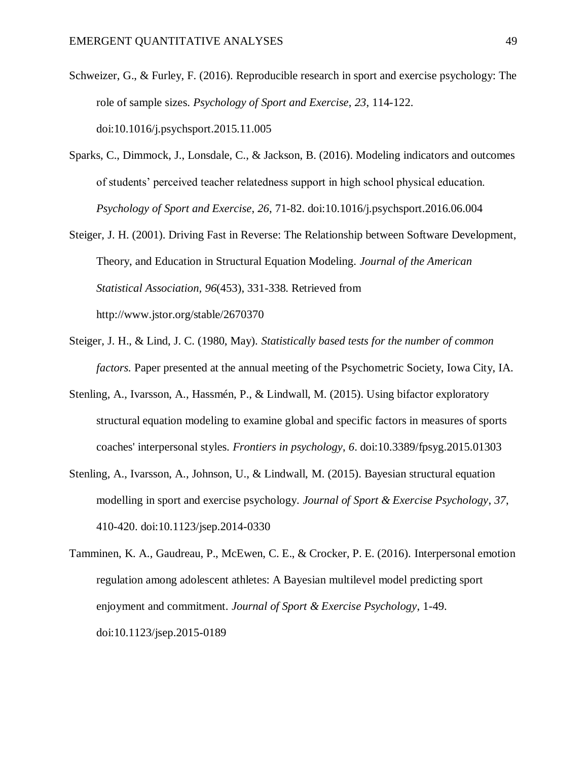Schweizer, G., & Furley, F. (2016). Reproducible research in sport and exercise psychology: The role of sample sizes. *Psychology of Sport and Exercise*, *23*, 114-122. doi:10.1016/j.psychsport.2015.11.005

Sparks, C., Dimmock, J., Lonsdale, C., & Jackson, B. (2016). Modeling indicators and outcomes of students' perceived teacher relatedness support in high school physical education. *Psychology of Sport and Exercise*, *26*, 71-82. doi:10.1016/j.psychsport.2016.06.004

Steiger, J. H. (2001). Driving Fast in Reverse: The Relationship between Software Development, Theory, and Education in Structural Equation Modeling. *Journal of the American Statistical Association, 96*(453), 331-338. Retrieved from http://www.jstor.org/stable/2670370

Steiger, J. H., & Lind, J. C. (1980, May). *Statistically based tests for the number of common factors.* Paper presented at the annual meeting of the Psychometric Society, Iowa City, IA.

Stenling, A., Ivarsson, A., Hassmén, P., & Lindwall, M. (2015). Using bifactor exploratory structural equation modeling to examine global and specific factors in measures of sports coaches' interpersonal styles. *Frontiers in psychology*, *6*. doi:10.3389/fpsyg.2015.01303

Stenling, A., Ivarsson, A., Johnson, U., & Lindwall, M. (2015). Bayesian structural equation modelling in sport and exercise psychology. *Journal of Sport & Exercise Psychology*, *37*, 410-420. doi:10.1123/jsep.2014-0330

Tamminen, K. A., Gaudreau, P., McEwen, C. E., & Crocker, P. E. (2016). Interpersonal emotion regulation among adolescent athletes: A Bayesian multilevel model predicting sport enjoyment and commitment. *Journal of Sport & Exercise Psychology*, 1-49. doi:10.1123/jsep.2015-0189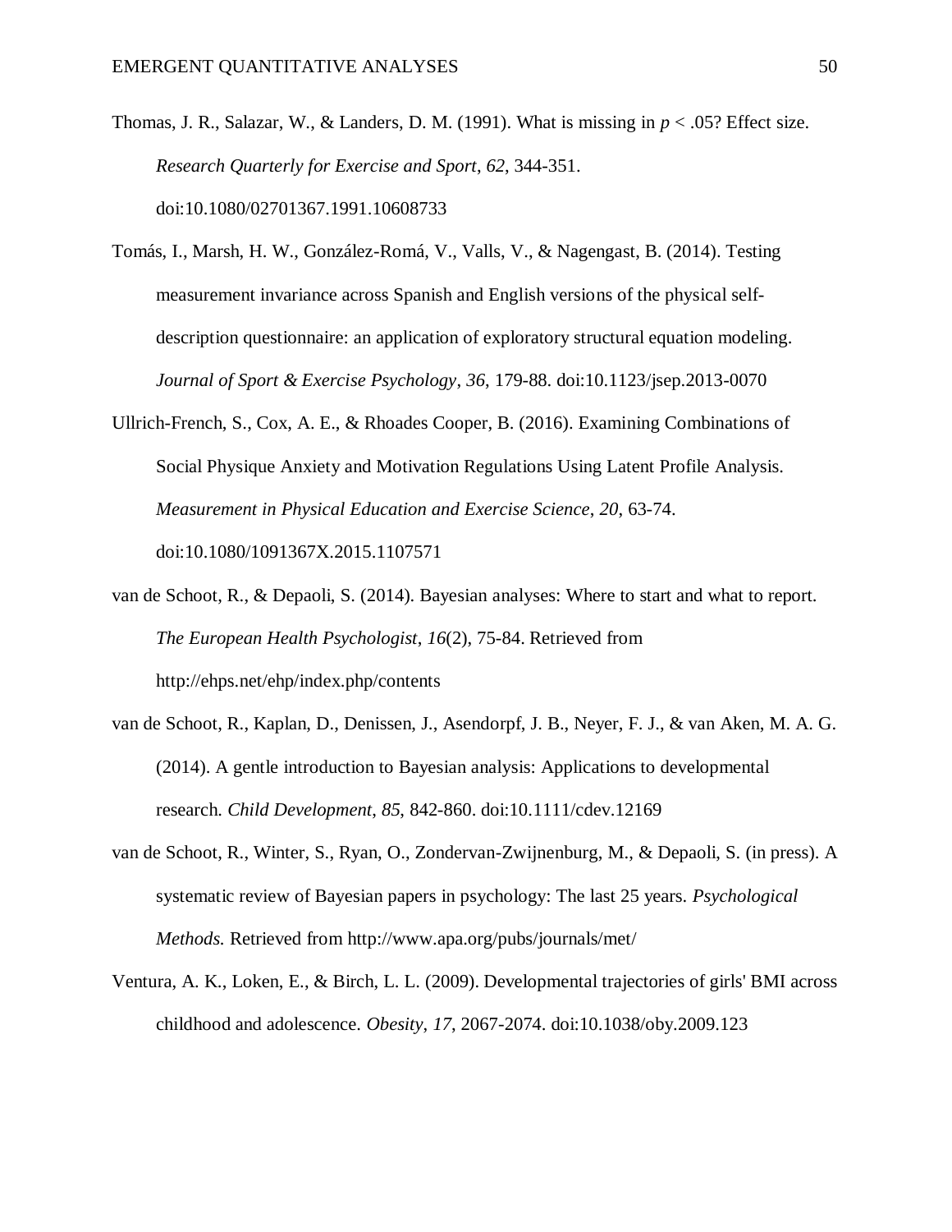Thomas, J. R., Salazar, W., & Landers, D. M. (1991). What is missing in $p < .05$? Effect size. *Research Quarterly for Exercise and Sport*, *62*, 344-351. doi:10.1080/02701367.1991.10608733

Tomás, I., Marsh, H. W., González-Romá, V., Valls, V., & Nagengast, B. (2014). Testing measurement invariance across Spanish and English versions of the physical self-description questionnaire: an application of exploratory structural equation modeling. *Journal of Sport & Exercise Psychology*, *36*, 179-88. doi:10.1123/jsep.2013-0070

Ullrich-French, S., Cox, A. E., & Rhoades Cooper, B. (2016). Examining Combinations of Social Physique Anxiety and Motivation Regulations Using Latent Profile Analysis. *Measurement in Physical Education and Exercise Science*, *20*, 63-74. doi:10.1080/1091367X.2015.1107571

van de Schoot, R., & Depaoli, S. (2014). Bayesian analyses: Where to start and what to report. *The European Health Psychologist*, *16*(2), 75-84. Retrieved from http://ehps.net/ehp/index.php/contents

van de Schoot, R., Kaplan, D., Denissen, J., Asendorpf, J. B., Neyer, F. J., & van Aken, M. A. G. (2014). A gentle introduction to Bayesian analysis: Applications to developmental research. *Child Development*, *85*, 842-860. doi:10.1111/cdev.12169

van de Schoot, R., Winter, S., Ryan, O., Zondervan-Zwijnenburg, M., & Depaoli, S. (in press). A systematic review of Bayesian papers in psychology: The last 25 years. *Psychological Methods.* Retrieved from http://www.apa.org/pubs/journals/met/

Ventura, A. K., Loken, E., & Birch, L. L. (2009). Developmental trajectories of girls' BMI across childhood and adolescence. *Obesity*, *17*, 2067-2074. doi:10.1038/oby.2009.123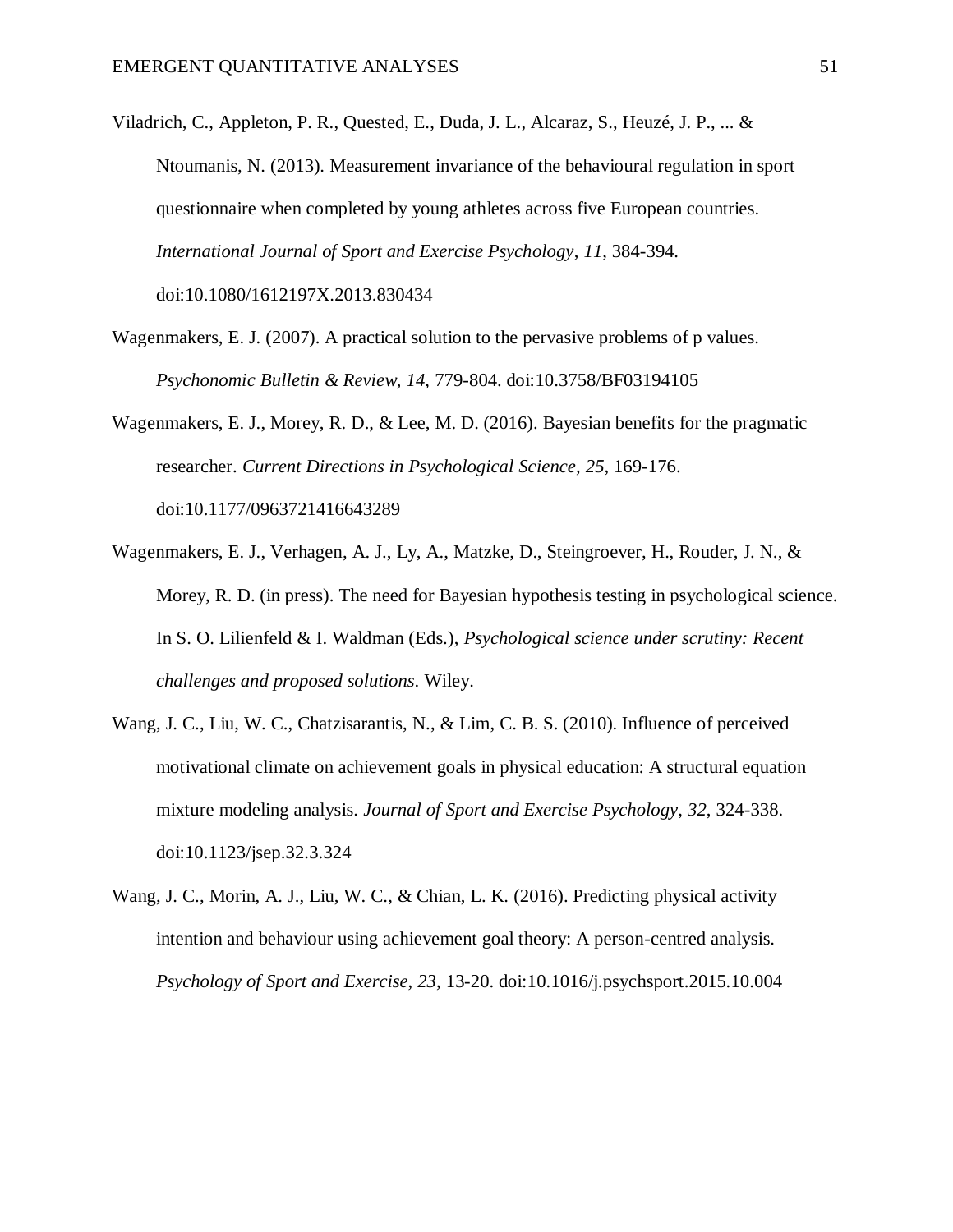Viladrich, C., Appleton, P. R., Quested, E., Duda, J. L., Alcaraz, S., Heuzé, J. P., ... & Ntoumanis, N. (2013). Measurement invariance of the behavioural regulation in sport questionnaire when completed by young athletes across five European countries. *International Journal of Sport and Exercise Psychology*, *11*, 384-394. doi:10.1080/1612197X.2013.830434

Wagenmakers, E. J. (2007). A practical solution to the pervasive problems of p values. *Psychonomic Bulletin & Review*, *14*, 779-804. doi:10.3758/BF03194105

Wagenmakers, E. J., Morey, R. D., & Lee, M. D. (2016). Bayesian benefits for the pragmatic researcher. *Current Directions in Psychological Science*, *25*, 169-176. doi:10.1177/0963721416643289

Wagenmakers, E. J., Verhagen, A. J., Ly, A., Matzke, D., Steingroever, H., Rouder, J. N., & Morey, R. D. (in press). The need for Bayesian hypothesis testing in psychological science. In S. O. Lilienfeld & I. Waldman (Eds.), *Psychological science under scrutiny: Recent challenges and proposed solutions*. Wiley.

Wang, J. C., Liu, W. C., Chatzisarantis, N., & Lim, C. B. S. (2010). Influence of perceived motivational climate on achievement goals in physical education: A structural equation mixture modeling analysis. *Journal of Sport and Exercise Psychology*, *32*, 324-338. doi:10.1123/jsep.32.3.324

Wang, J. C., Morin, A. J., Liu, W. C., & Chian, L. K. (2016). Predicting physical activity intention and behaviour using achievement goal theory: A person-centred analysis. *Psychology of Sport and Exercise*, *23*, 13-20. doi:10.1016/j.psychsport.2015.10.004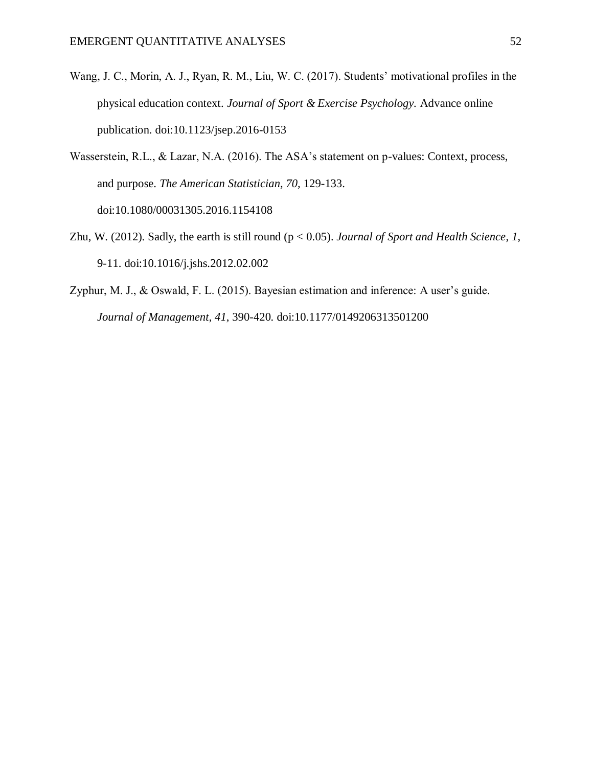Wang, J. C., Morin, A. J., Ryan, R. M., Liu, W. C. (2017). Students' motivational profiles in the physical education context. *Journal of Sport & Exercise Psychology.* Advance online publication. doi:10.1123/jsep.2016-0153

Wasserstein, R.L., & Lazar, N.A. (2016). The ASA's statement on p-values: Context, process, and purpose. *The American Statistician, 70,* 129-133. doi:10.1080/00031305.2016.1154108

Zhu, W. (2012). Sadly, the earth is still round ($p < 0.05$). *Journal of Sport and Health Science*, *1*, 9-11. doi:10.1016/j.jshs.2012.02.002

Zyphur, M. J., & Oswald, F. L. (2015). Bayesian estimation and inference: A user's guide. *Journal of Management*, *41*, 390-420. doi:10.1177/0149206313501200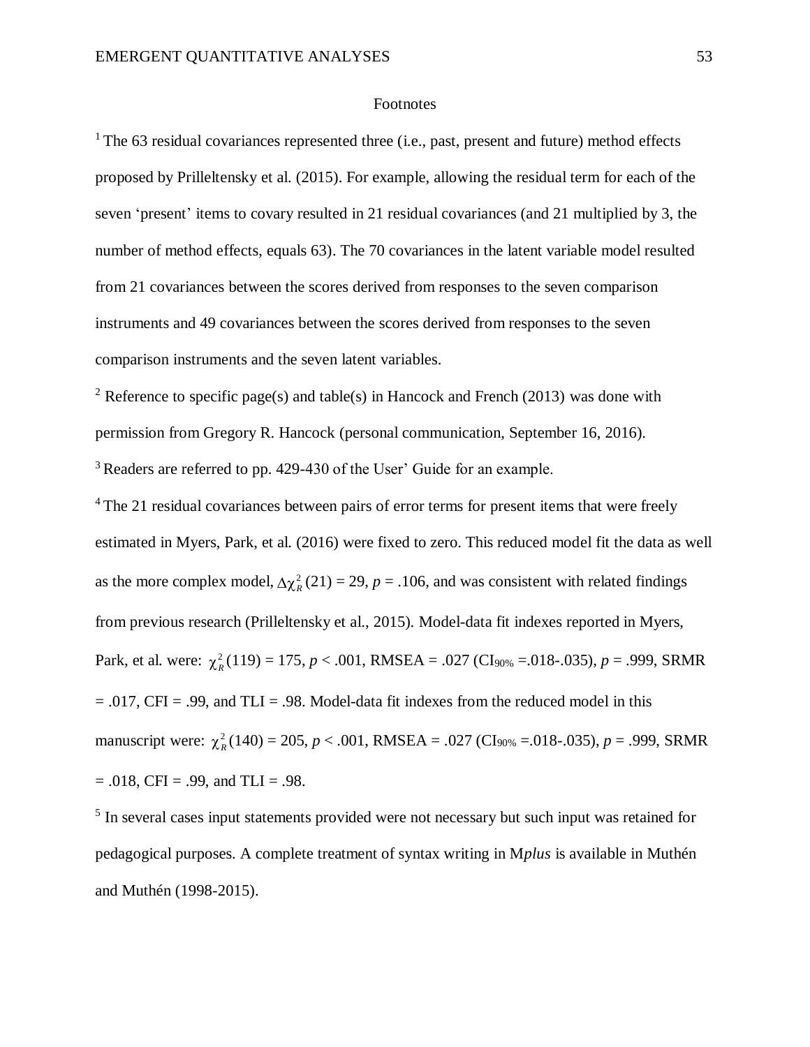Footnotes

[1] The 63 residual covariances represented three (i.e., past, present and future) method effects proposed by Prilleltensky et al. (2015). For example, allowing the residual term for each of the seven 'present' items to covary resulted in 21 residual covariances (and 21 multiplied by 3, the number of method effects, equals 63). The 70 covariances in the latent variable model resulted from 21 covariances between the scores derived from responses to the seven comparison instruments and 49 covariances between the scores derived from responses to the seven comparison instruments and the seven latent variables.

[2] Reference to specific page(s) and table(s) in Hancock and French (2013) was done with permission from Gregory R. Hancock (personal communication, September 16, 2016).

[3] Readers are referred to pp. 429-430 of the User' Guide for an example.

[4] The 21 residual covariances between pairs of error terms for present items that were freely estimated in Myers, Park, et al. (2016) were fixed to zero. This reduced model fit the data as well as the more complex model, $\Delta\chi^2_R(21) = 29$, $p = .106$, and was consistent with related findings from previous research (Prilleltensky et al., 2015). Model-data fit indexes reported in Myers, Park, et al. were: $\chi^2_R(119) = 175$, $p < .001$, RMSEA = .027 ($CI_{90\%}$ =.018-.035), $p = .999$, SRMR = .017, CFI = .99, and TLI = .98. Model-data fit indexes from the reduced model in this manuscript were: $\chi^2_R(140) = 205$, $p < .001$, RMSEA = .027 ($CI_{90\%}$ =.018-.035), $p = .999$, SRMR = .018, CFI = .99, and TLI = .98.

[5] In several cases input statements provided were not necessary but such input was retained for pedagogical purposes. A complete treatment of syntax writing in M*plus* is available in Muthén and Muthén (1998-2015).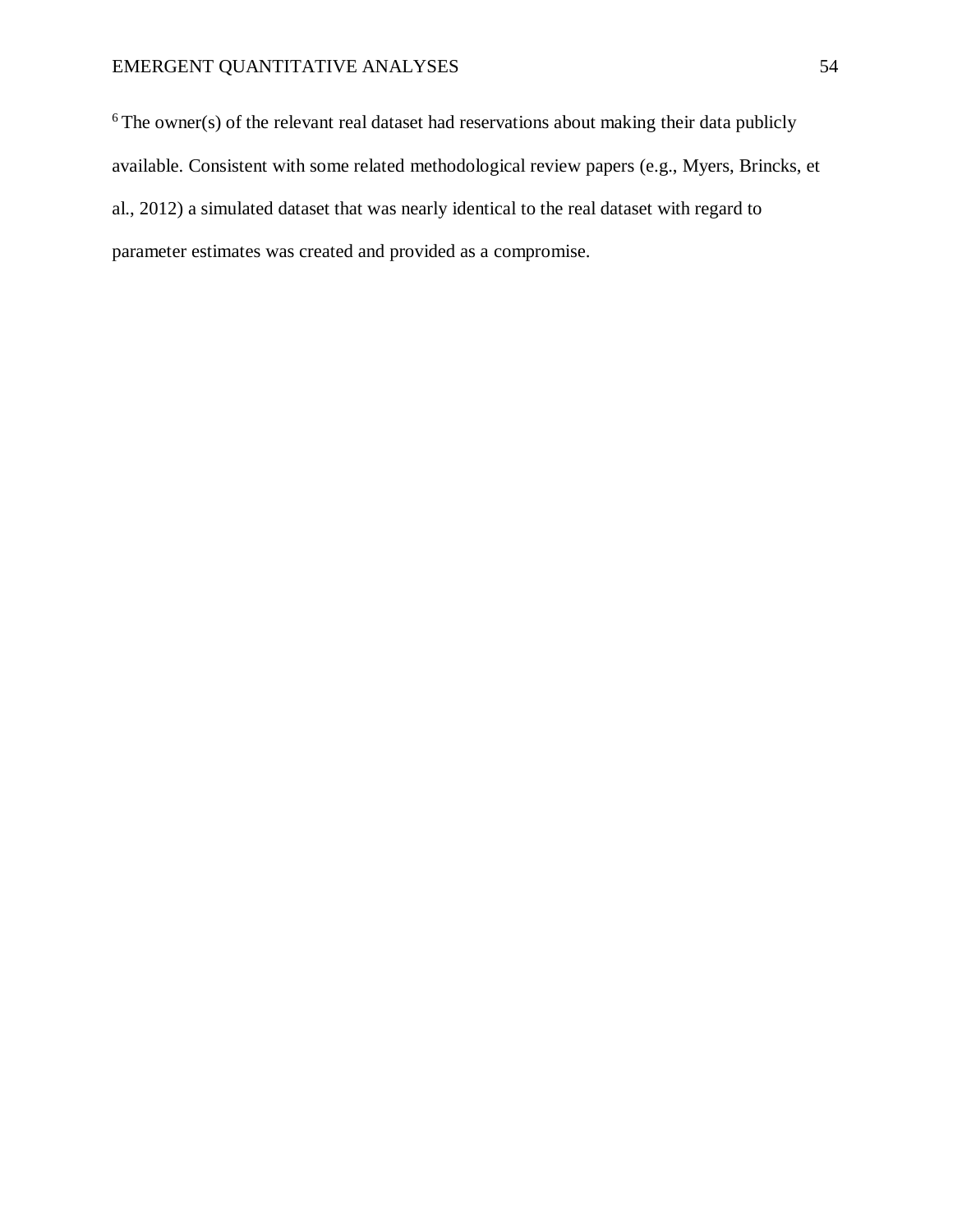[6] The owner(s) of the relevant real dataset had reservations about making their data publicly available. Consistent with some related methodological review papers (e.g., Myers, Brincks, et al., 2012) a simulated dataset that was nearly identical to the real dataset with regard to parameter estimates was created and provided as a compromise.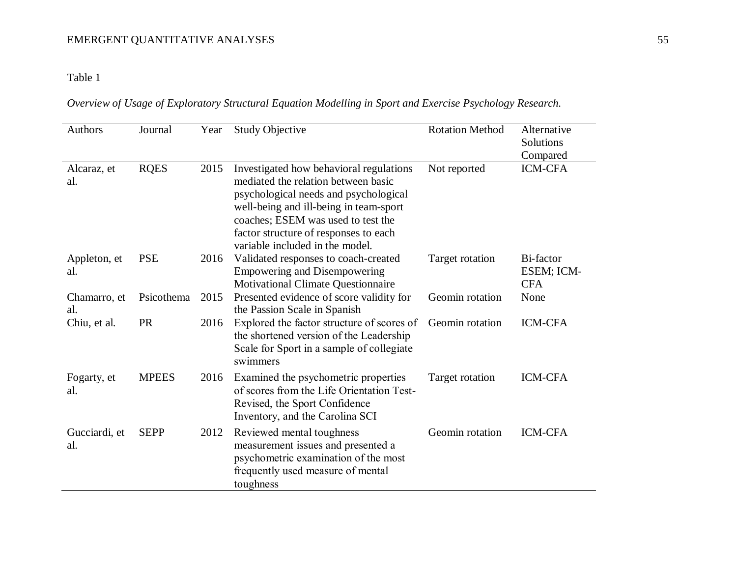Table 1

*Overview of Usage of Exploratory Structural Equation Modelling in Sport and Exercise Psychology Research.*

| Authors | Journal | Year | Study Objective | Rotation Method | Alternative Solutions Compared |
|---|---|---|---|---|---|
| Alcaraz, et al. | RQES | 2015 | Investigated how behavioral regulations mediated the relation between basic psychological needs and psychological well-being and ill-being in team-sport coaches; ESEM was used to test the factor structure of responses to each variable included in the model. | Not reported | ICM-CFA |
| Appleton, et al. | PSE | 2016 | Validated responses to coach-created Empowering and Disempowering Motivational Climate Questionnaire | Target rotation | Bi-factor ESEM; ICM-CFA |
| Chamarro, et al. | Psicothema | 2015 | Presented evidence of score validity for the Passion Scale in Spanish | Geomin rotation | None |
| Chiu, et al. | PR | 2016 | Explored the factor structure of scores of the shortened version of the Leadership Scale for Sport in a sample of collegiate swimmers | Geomin rotation | ICM-CFA |
| Fogarty, et al. | MPEES | 2016 | Examined the psychometric properties of scores from the Life Orientation Test-Revised, the Sport Confidence Inventory, and the Carolina SCI | Target rotation | ICM-CFA |
| Gucciardi, et al. | SEPP | 2012 | Reviewed mental toughness measurement issues and presented a psychometric examination of the most frequently used measure of mental toughness | Geomin rotation | ICM-CFA |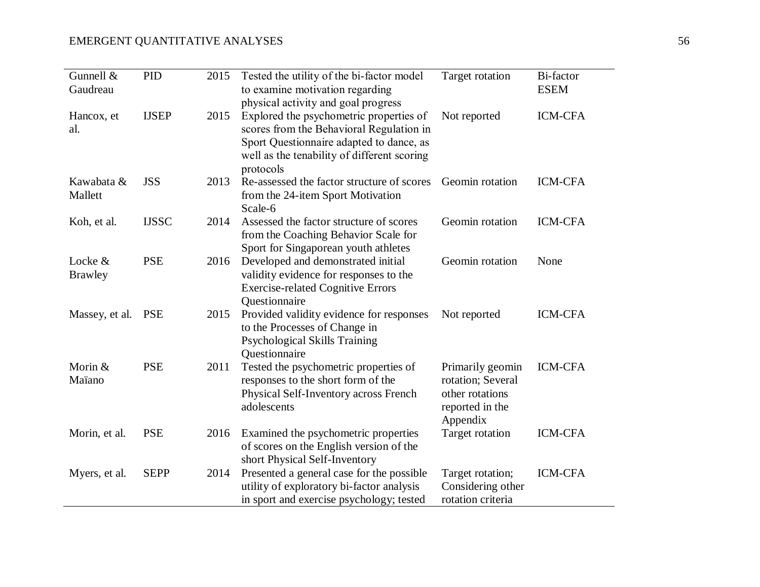| | | | | | |
|---|---|---|---|---|---|
| Gunnell & Gaudreau | PID | 2015 | Tested the utility of the bi-factor model to examine motivation regarding physical activity and goal progress | Target rotation | Bi-factor ESEM |
| Hancox, et al. | IJSEP | 2015 | Explored the psychometric properties of scores from the Behavioral Regulation in Sport Questionnaire adapted to dance, as well as the tenability of different scoring protocols | Not reported | ICM-CFA |
| Kawabata & Mallett | JSS | 2013 | Re-assessed the factor structure of scores from the 24-item Sport Motivation Scale-6 | Geomin rotation | ICM-CFA |
| Koh, et al. | IJSSC | 2014 | Assessed the factor structure of scores from the Coaching Behavior Scale for Sport for Singaporean youth athletes | Geomin rotation | ICM-CFA |
| Locke & Brawley | PSE | 2016 | Developed and demonstrated initial validity evidence for responses to the Exercise-related Cognitive Errors Questionnaire | Geomin rotation | None |
| Massey, et al. | PSE | 2015 | Provided validity evidence for responses to the Processes of Change in Psychological Skills Training Questionnaire | Not reported | ICM-CFA |
| Morin & Maïano | PSE | 2011 | Tested the psychometric properties of responses to the short form of the Physical Self-Inventory across French adolescents | Primarily geomin rotation; Several other rotations reported in the Appendix | ICM-CFA |
| Morin, et al. | PSE | 2016 | Examined the psychometric properties of scores on the English version of the short Physical Self-Inventory | Target rotation | ICM-CFA |
| Myers, et al. | SEPP | 2014 | Presented a general case for the possible utility of exploratory bi-factor analysis in sport and exercise psychology; tested | Target rotation; Considering other rotation criteria | ICM-CFA |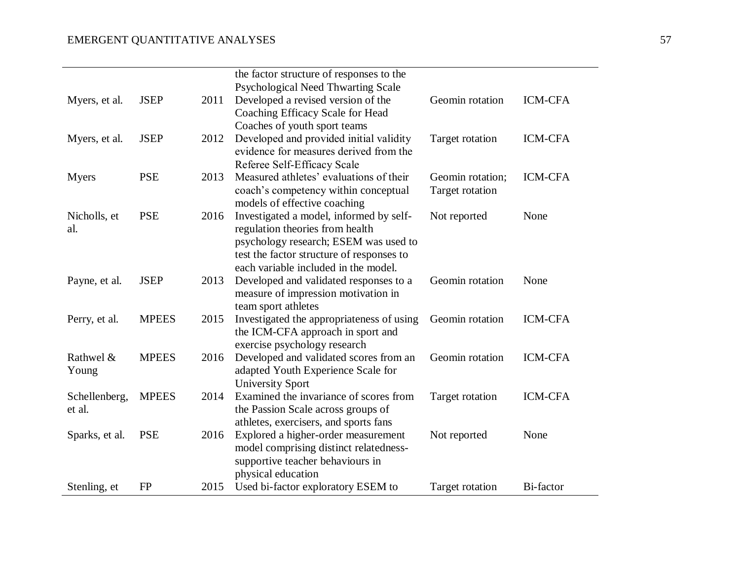| | | | | | |
|---|---|---|---|---|---|
| | | | the factor structure of responses to the Psychological Need Thwarting Scale | | |
| Myers, et al. | JSEP | 2011 | Developed a revised version of the Coaching Efficacy Scale for Head Coaches of youth sport teams | Geomin rotation | ICM-CFA |
| Myers, et al. | JSEP | 2012 | Developed and provided initial validity evidence for measures derived from the Referee Self-Efficacy Scale | Target rotation | ICM-CFA |
| Myers | PSE | 2013 | Measured athletes' evaluations of their coach's competency within conceptual models of effective coaching | Geomin rotation; Target rotation | ICM-CFA |
| Nicholls, et al. | PSE | 2016 | Investigated a model, informed by self-regulation theories from health psychology research; ESEM was used to test the factor structure of responses to each variable included in the model. | Not reported | None |
| Payne, et al. | JSEP | 2013 | Developed and validated responses to a measure of impression motivation in team sport athletes | Geomin rotation | None |
| Perry, et al. | MPEES | 2015 | Investigated the appropriateness of using the ICM-CFA approach in sport and exercise psychology research | Geomin rotation | ICM-CFA |
| Rathwel & Young | MPEES | 2016 | Developed and validated scores from an adapted Youth Experience Scale for University Sport | Geomin rotation | ICM-CFA |
| Schellenberg, et al. | MPEES | 2014 | Examined the invariance of scores from the Passion Scale across groups of athletes, exercisers, and sports fans | Target rotation | ICM-CFA |
| Sparks, et al. | PSE | 2016 | Explored a higher-order measurement model comprising distinct relatedness-supportive teacher behaviours in physical education | Not reported | None |
| Stenling, et | FP | 2015 | Used bi-factor exploratory ESEM to | Target rotation | Bi-factor |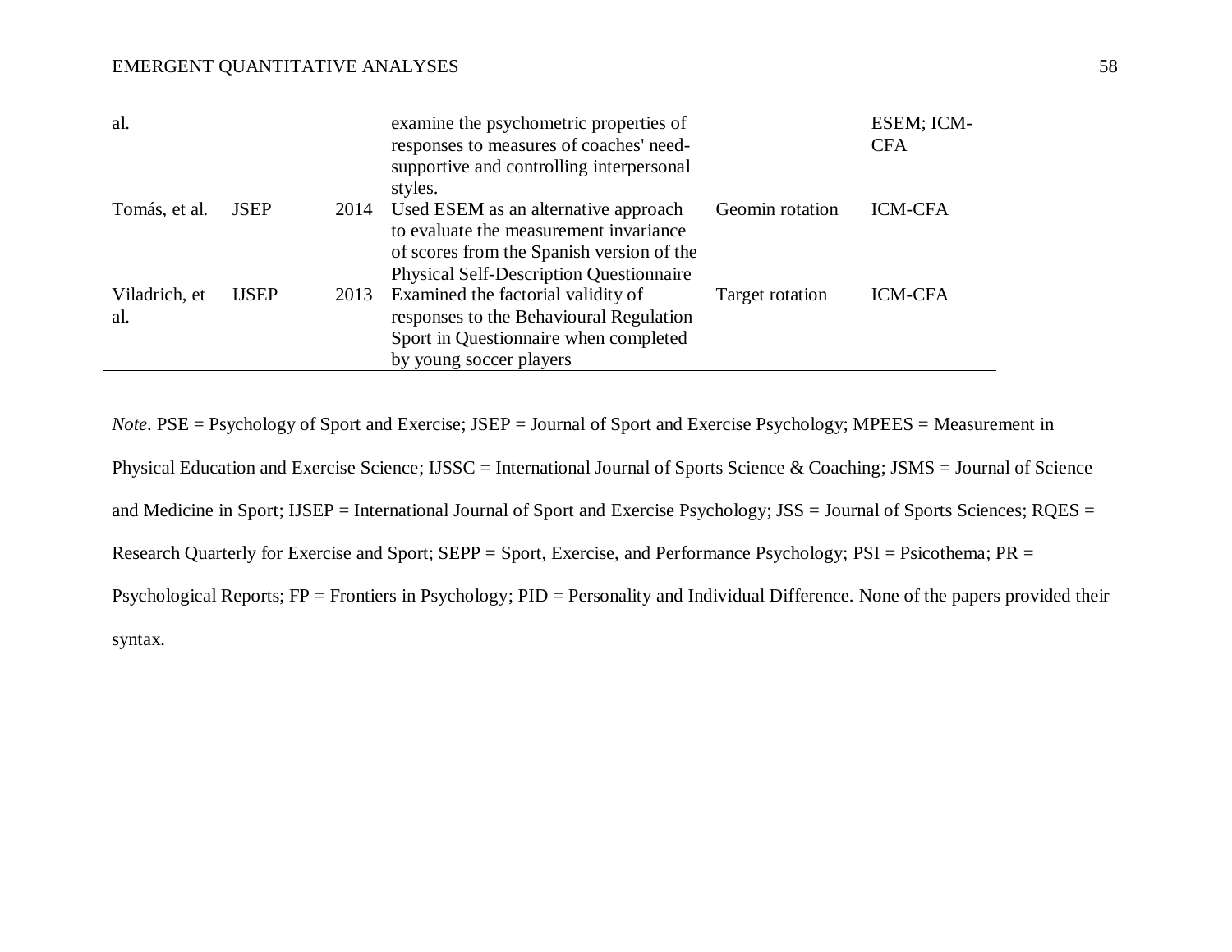| | | | | | |
|---|---|---|---|---|---|
| al. | | | examine the psychometric properties of responses to measures of coaches' need-supportive and controlling interpersonal styles. | | ESEM; ICM-CFA |
| Tomás, et al. | JSEP | 2014 | Used ESEM as an alternative approach to evaluate the measurement invariance of scores from the Spanish version of the Physical Self-Description Questionnaire | Geomin rotation | ICM-CFA |
| Viladrich, et al. | IJSEP | 2013 | Examined the factorial validity of responses to the Behavioural Regulation Sport in Questionnaire when completed by young soccer players | Target rotation | ICM-CFA |

*Note*. PSE = Psychology of Sport and Exercise; JSEP = Journal of Sport and Exercise Psychology; MPEES = Measurement in Physical Education and Exercise Science; IJSSC = International Journal of Sports Science & Coaching; JSMS = Journal of Science and Medicine in Sport; IJSEP = International Journal of Sport and Exercise Psychology; JSS = Journal of Sports Sciences; RQES = Research Quarterly for Exercise and Sport; SEPP = Sport, Exercise, and Performance Psychology; PSI = Psicothema; PR = Psychological Reports; FP = Frontiers in Psychology; PID = Personality and Individual Difference. None of the papers provided their syntax.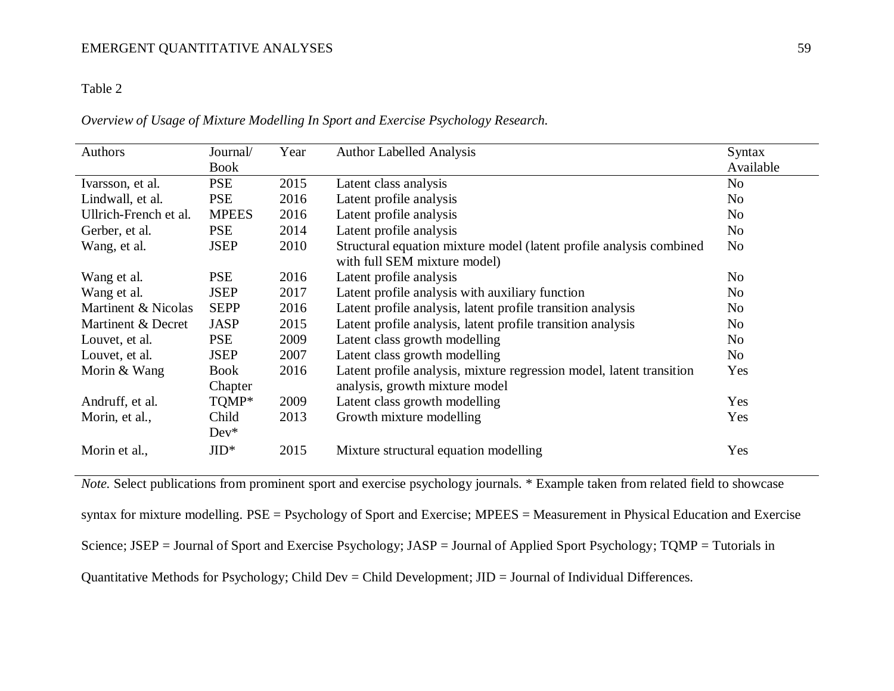Table 2

*Overview of Usage of Mixture Modelling In Sport and Exercise Psychology Research.*

| Authors | Journal/ Book | Year | Author Labelled Analysis | Syntax Available |
|---|---|---|---|---|
| Ivarsson, et al. | PSE | 2015 | Latent class analysis | No |
| Lindwall, et al. | PSE | 2016 | Latent profile analysis | No |
| Ullrich-French et al. | MPEES | 2016 | Latent profile analysis | No |
| Gerber, et al. | PSE | 2014 | Latent profile analysis | No |
| Wang, et al. | JSEP | 2010 | Structural equation mixture model (latent profile analysis combined with full SEM mixture model) | No |
| Wang et al. | PSE | 2016 | Latent profile analysis | No |
| Wang et al. | JSEP | 2017 | Latent profile analysis with auxiliary function | No |
| Martinent & Nicolas | SEPP | 2016 | Latent profile analysis, latent profile transition analysis | No |
| Martinent & Decret | JASP | 2015 | Latent profile analysis, latent profile transition analysis | No |
| Louvet, et al. | PSE | 2009 | Latent class growth modelling | No |
| Louvet, et al. | JSEP | 2007 | Latent class growth modelling | No |
| Morin & Wang | Book Chapter | 2016 | Latent profile analysis, mixture regression model, latent transition analysis, growth mixture model | Yes |
| Andruff, et al. | TQMP* | 2009 | Latent class growth modelling | Yes |
| Morin, et al., | Child Dev* | 2013 | Growth mixture modelling | Yes |
| Morin et al., | JID* | 2015 | Mixture structural equation modelling | Yes |

*Note.* Select publications from prominent sport and exercise psychology journals. * Example taken from related field to showcase syntax for mixture modelling. PSE = Psychology of Sport and Exercise; MPEES = Measurement in Physical Education and Exercise Science; JSEP = Journal of Sport and Exercise Psychology; JASP = Journal of Applied Sport Psychology; TQMP = Tutorials in Quantitative Methods for Psychology; Child Dev = Child Development; JID = Journal of Individual Differences.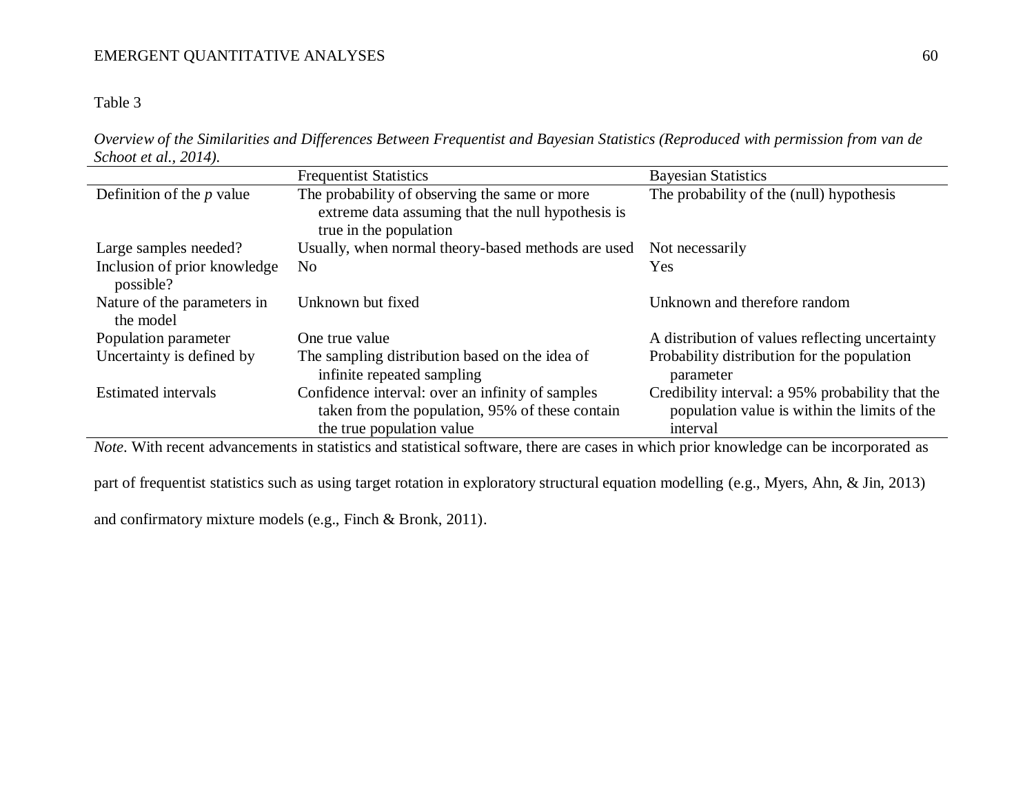Table 3

*Overview of the Similarities and Differences Between Frequentist and Bayesian Statistics (Reproduced with permission from van de Schoot et al., 2014).*

| | Frequentist Statistics | Bayesian Statistics |
|---|---|---|
| Definition of the *p* value | The probability of observing the same or more extreme data assuming that the null hypothesis is true in the population | The probability of the (null) hypothesis |
| Large samples needed? | Usually, when normal theory-based methods are used | Not necessarily |
| Inclusion of prior knowledge possible? | No | Yes |
| Nature of the parameters in the model | Unknown but fixed | Unknown and therefore random |
| Population parameter | One true value | A distribution of values reflecting uncertainty |
| Uncertainty is defined by | The sampling distribution based on the idea of infinite repeated sampling | Probability distribution for the population parameter |
| Estimated intervals | Confidence interval: over an infinity of samples taken from the population, 95% of these contain the true population value | Credibility interval: a 95% probability that the population value is within the limits of the interval |

*Note*. With recent advancements in statistics and statistical software, there are cases in which prior knowledge can be incorporated as part of frequentist statistics such as using target rotation in exploratory structural equation modelling (e.g., Myers, Ahn, & Jin, 2013) and confirmatory mixture models (e.g., Finch & Bronk, 2011).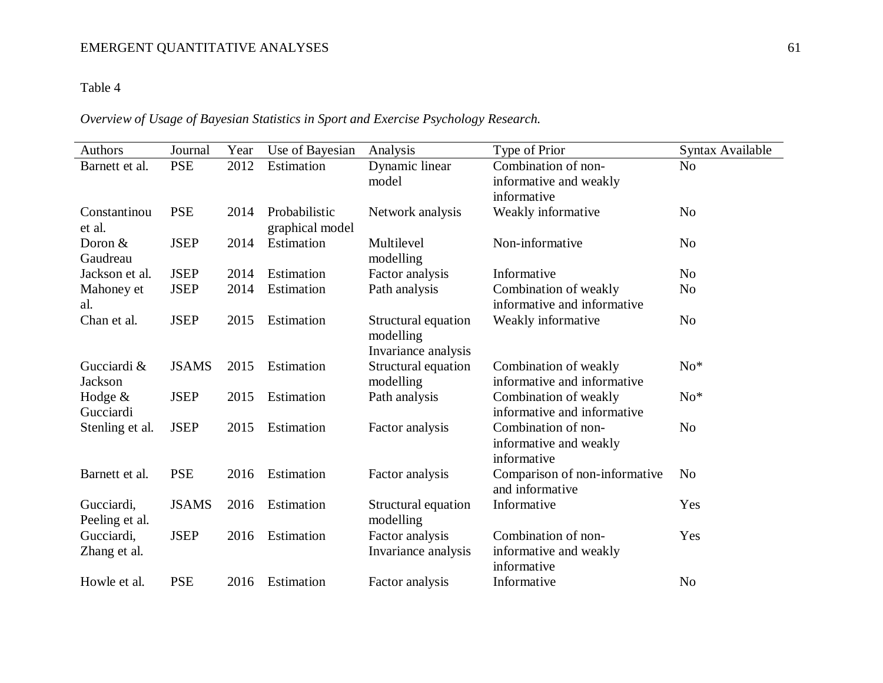Table 4

*Overview of Usage of Bayesian Statistics in Sport and Exercise Psychology Research.*

| Authors | Journal | Year | Use of Bayesian | Analysis | Type of Prior | Syntax Available |
|---|---|---|---|---|---|---|
| Barnett et al. | PSE | 2012 | Estimation | Dynamic linear model | Combination of non-informative and weakly informative | No |
| Constantinou et al. | PSE | 2014 | Probabilistic graphical model | Network analysis | Weakly informative | No |
| Doron & Gaudreau | JSEP | 2014 | Estimation | Multilevel modelling | Non-informative | No |
| Jackson et al. | JSEP | 2014 | Estimation | Factor analysis | Informative | No |
| Mahoney et al. | JSEP | 2014 | Estimation | Path analysis | Combination of weakly informative and informative | No |
| Chan et al. | JSEP | 2015 | Estimation | Structural equation modelling Invariance analysis | Weakly informative | No |
| Gucciardi & Jackson | JSAMS | 2015 | Estimation | Structural equation modelling | Combination of weakly informative and informative | No* |
| Hodge & Gucciardi | JSEP | 2015 | Estimation | Path analysis | Combination of weakly informative and informative | No* |
| Stenling et al. | JSEP | 2015 | Estimation | Factor analysis | Combination of non-informative and weakly informative | No |
| Barnett et al. | PSE | 2016 | Estimation | Factor analysis | Comparison of non-informative and informative | No |
| Gucciardi, Peeling et al. | JSAMS | 2016 | Estimation | Structural equation modelling | Informative | Yes |
| Gucciardi, Zhang et al. | JSEP | 2016 | Estimation | Factor analysis Invariance analysis | Combination of non-informative and weakly informative | Yes |
| Howle et al. | PSE | 2016 | Estimation | Factor analysis | Informative | No |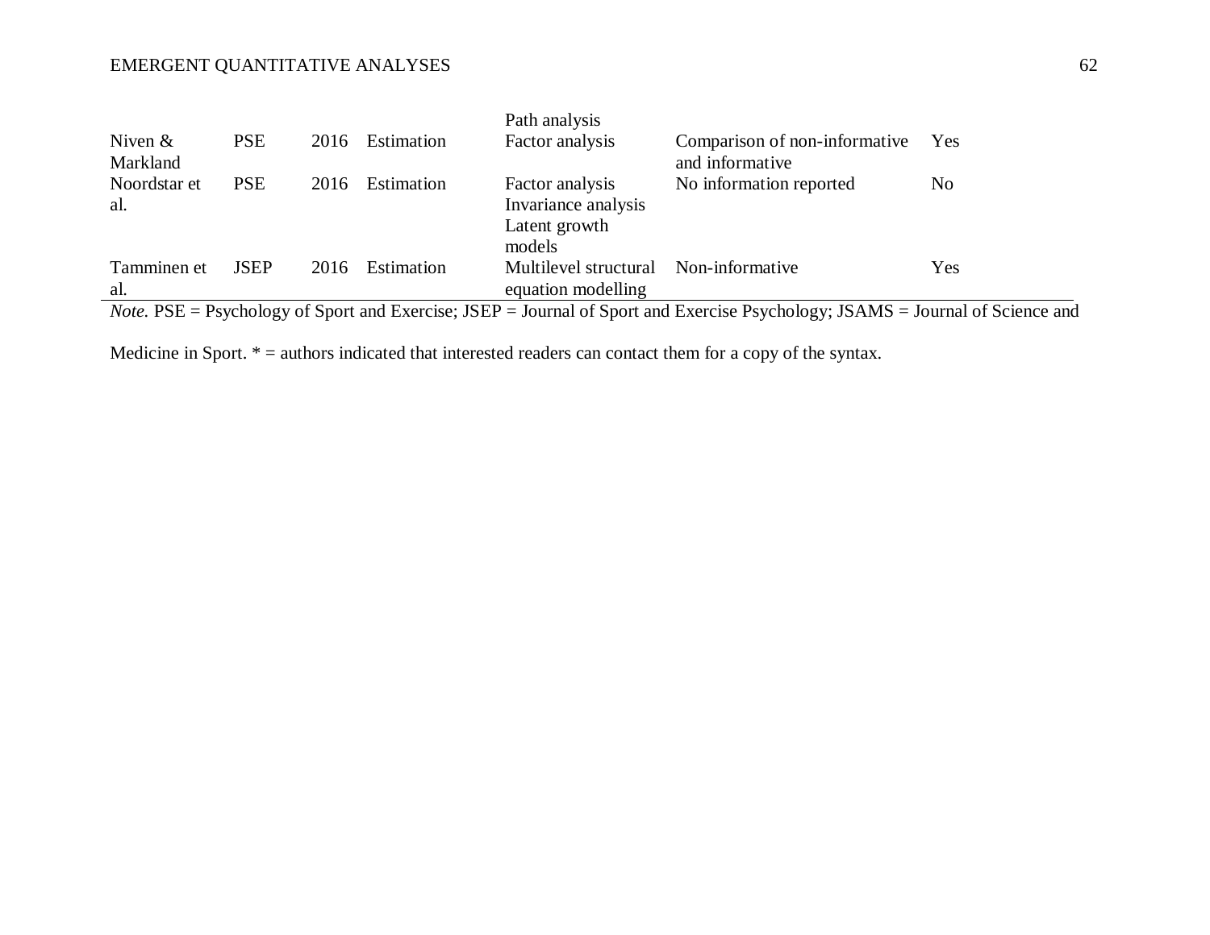| | | | | Path analysis | | |
|---|---|---|---|---|---|---|
| Niven & Markland | PSE | 2016 | Estimation | Factor analysis | Comparison of non-informative and informative | Yes |
| Noordstar et al. | PSE | 2016 | Estimation | Factor analysis<br>Invariance analysis<br>Latent growth models | No information reported | No |
| Tamminen et al. | JSEP | 2016 | Estimation | Multilevel structural equation modelling | Non-informative | Yes |

*Note.* PSE = Psychology of Sport and Exercise; JSEP = Journal of Sport and Exercise Psychology; JSAMS = Journal of Science and Medicine in Sport. * = authors indicated that interested readers can contact them for a copy of the syntax.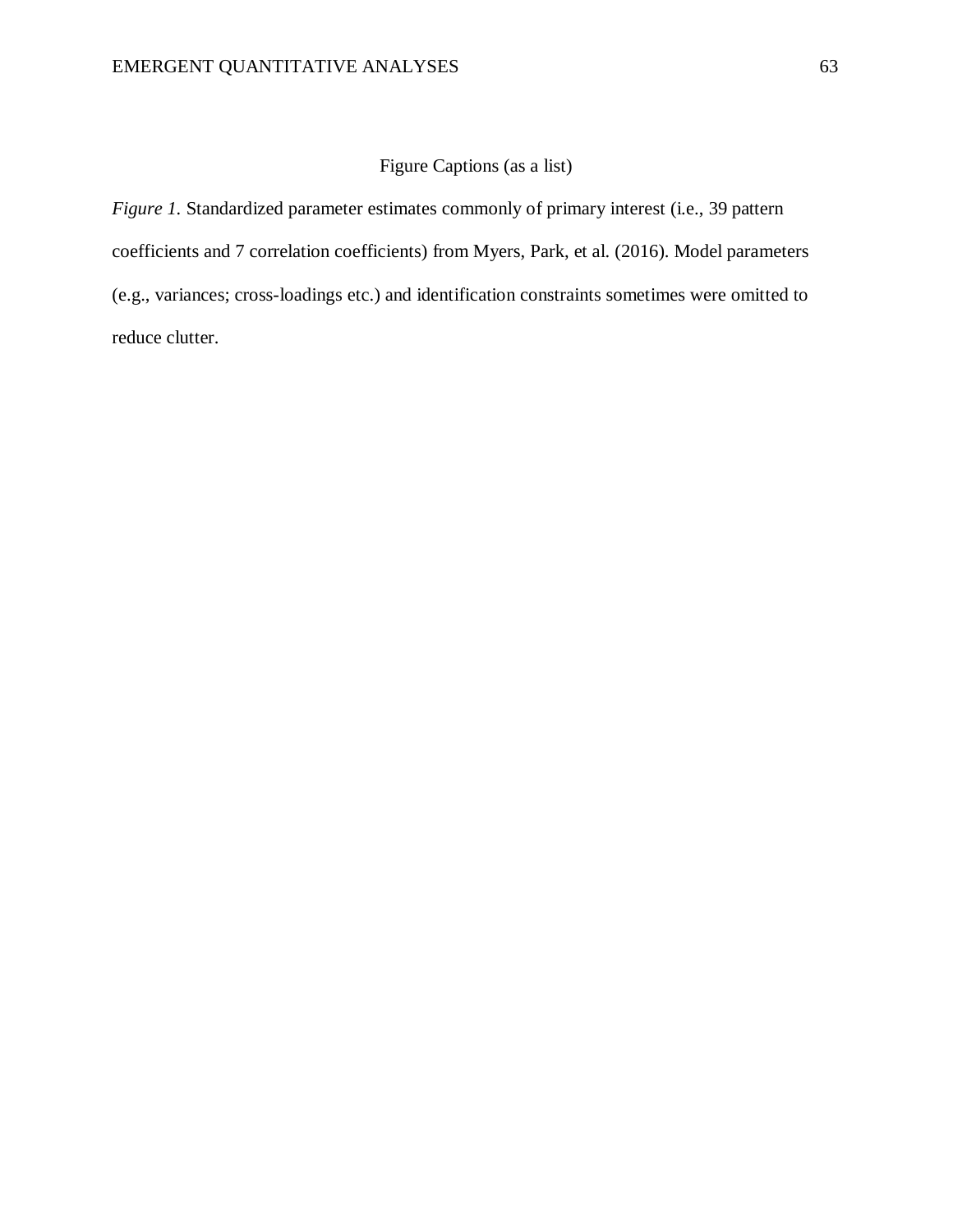Figure Captions (as a list)

*Figure 1.* Standardized parameter estimates commonly of primary interest (i.e., 39 pattern coefficients and 7 correlation coefficients) from Myers, Park, et al. (2016). Model parameters (e.g., variances; cross-loadings etc.) and identification constraints sometimes were omitted to reduce clutter.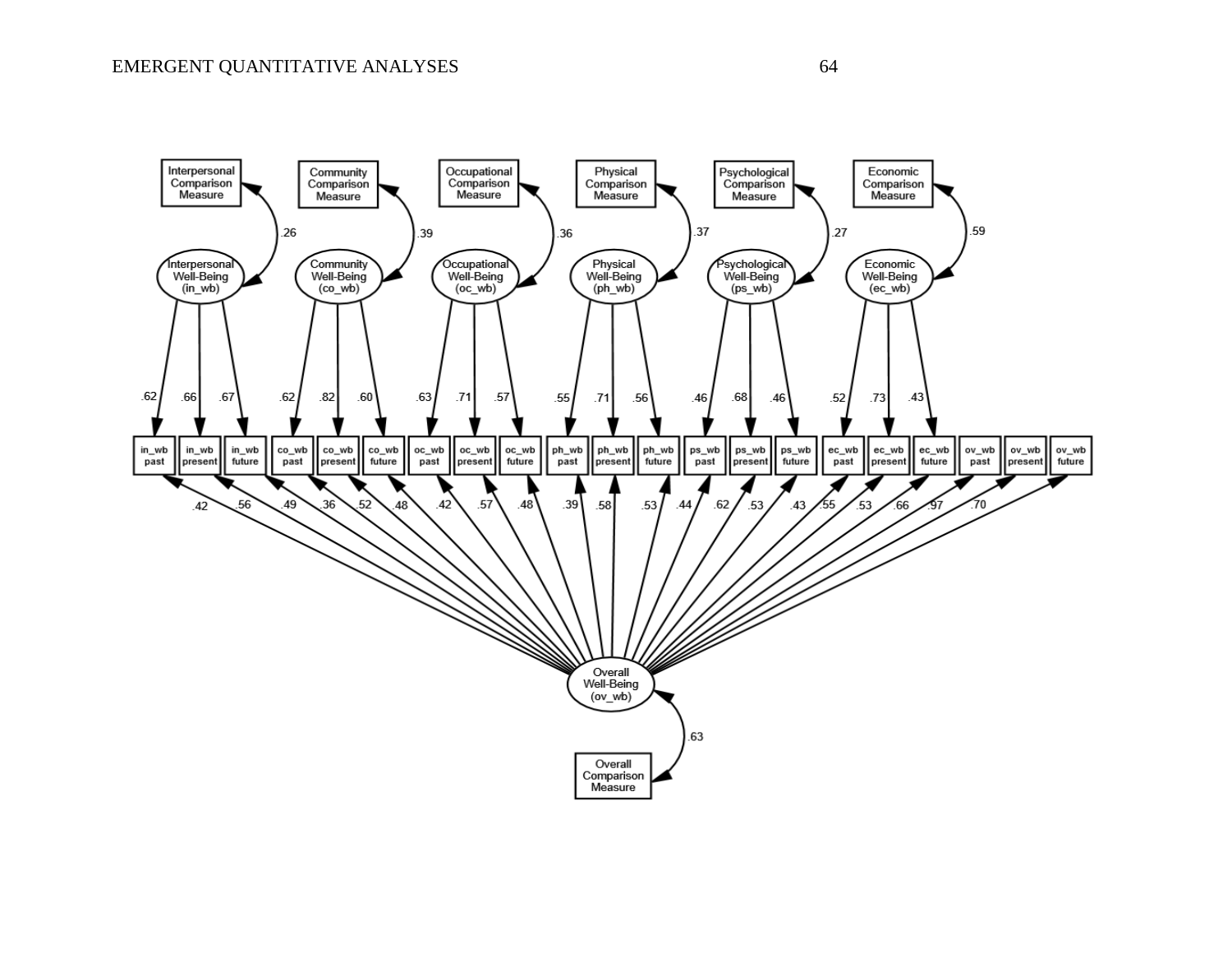| Factor | Comparison Measure correlation | past | present | future |
|---|---|---|---|---|
| Interpersonal Well-Being (in_wb) | .26 | .62 | .66 | .67 |
| Community Well-Being (co_wb) | .39 | .62 | .82 | .60 |
| Occupational Well-Being (oc_wb) | .36 | .63 | .71 | .57 |
| Physical Well-Being (ph_wb) | .37 | .55 | .71 | .56 |
| Psychological Well-Being (ps_wb) | .27 | .46 | .68 | .46 |
| Economic Well-Being (ec_wb) | .59 | .52 | .73 | .43 |

Overall Well-Being (ov_wb) — Overall Comparison Measure: .63

| Indicator | Overall Well-Being (ov_wb) |
|---|---|
| in_wb past | .42 |
| in_wb present | .56 |
| in_wb future | .49 |
| co_wb past | .36 |
| co_wb present | .52 |
| co_wb future | .48 |
| oc_wb past | .42 |
| oc_wb present | .57 |
| oc_wb future | .48 |
| ph_wb past | .39 |
| ph_wb present | .58 |
| ph_wb future | .53 |
| ps_wb past | .44 |
| ps_wb present | .62 |
| ps_wb future | .53 |
| ec_wb past | .43 |
| ec_wb present | .55 |
| ec_wb future | .53 |
| ov_wb past | .66 |
| ov_wb present | .97 |
| ov_wb future | .70 |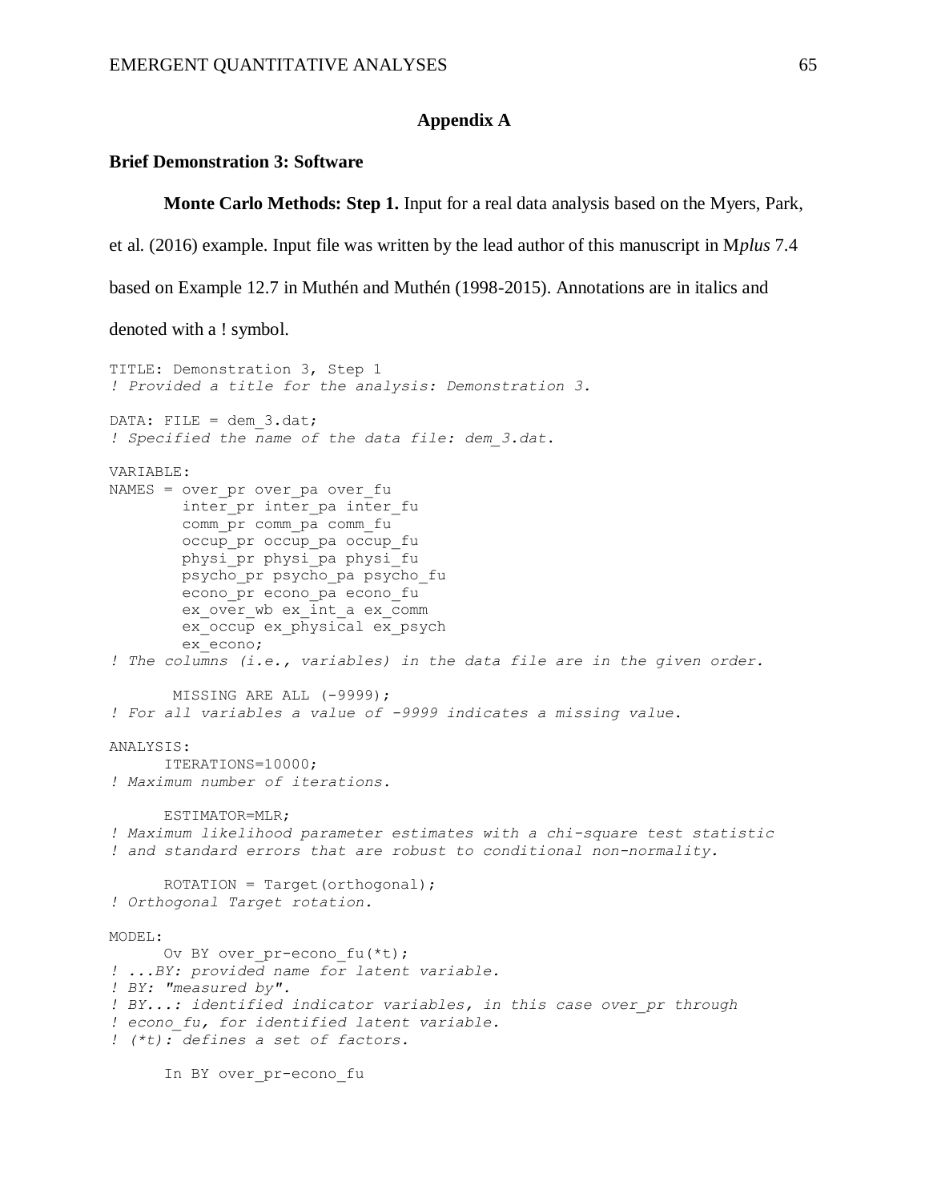# Appendix A

## Brief Demonstration 3: Software

**Monte Carlo Methods: Step 1.** Input for a real data analysis based on the Myers, Park, et al. (2016) example. Input file was written by the lead author of this manuscript in M*plus* 7.4 based on Example 12.7 in Muthén and Muthén (1998-2015). Annotations are in italics and denoted with a ! symbol.

```
TITLE: Demonstration 3, Step 1
! Provided a title for the analysis: Demonstration 3.

DATA: FILE = dem_3.dat;
! Specified the name of the data file: dem_3.dat.

VARIABLE:
NAMES = over_pr over_pa over_fu
        inter_pr inter_pa inter_fu
        comm_pr comm_pa comm_fu
        occup_pr occup_pa occup_fu
        physi_pr physi_pa physi_fu
        psycho_pr psycho_pa psycho_fu
        econo_pr econo_pa econo_fu
        ex_over_wb ex_int_a ex_comm
        ex_occup ex_physical ex_psych
        ex_econo;
! The columns (i.e., variables) in the data file are in the given order.

       MISSING ARE ALL (-9999);
! For all variables a value of -9999 indicates a missing value.

ANALYSIS:
      ITERATIONS=10000;
! Maximum number of iterations.

      ESTIMATOR=MLR;
! Maximum likelihood parameter estimates with a chi-square test statistic
! and standard errors that are robust to conditional non-normality.

      ROTATION = Target(orthogonal);
! Orthogonal Target rotation.

MODEL:
      Ov BY over_pr-econo_fu(*t);
! ...BY: provided name for latent variable.
! BY: "measured by".
! BY...: identified indicator variables, in this case over_pr through
! econo_fu, for identified latent variable.
! (*t): defines a set of factors.

      In BY over_pr-econo_fu
```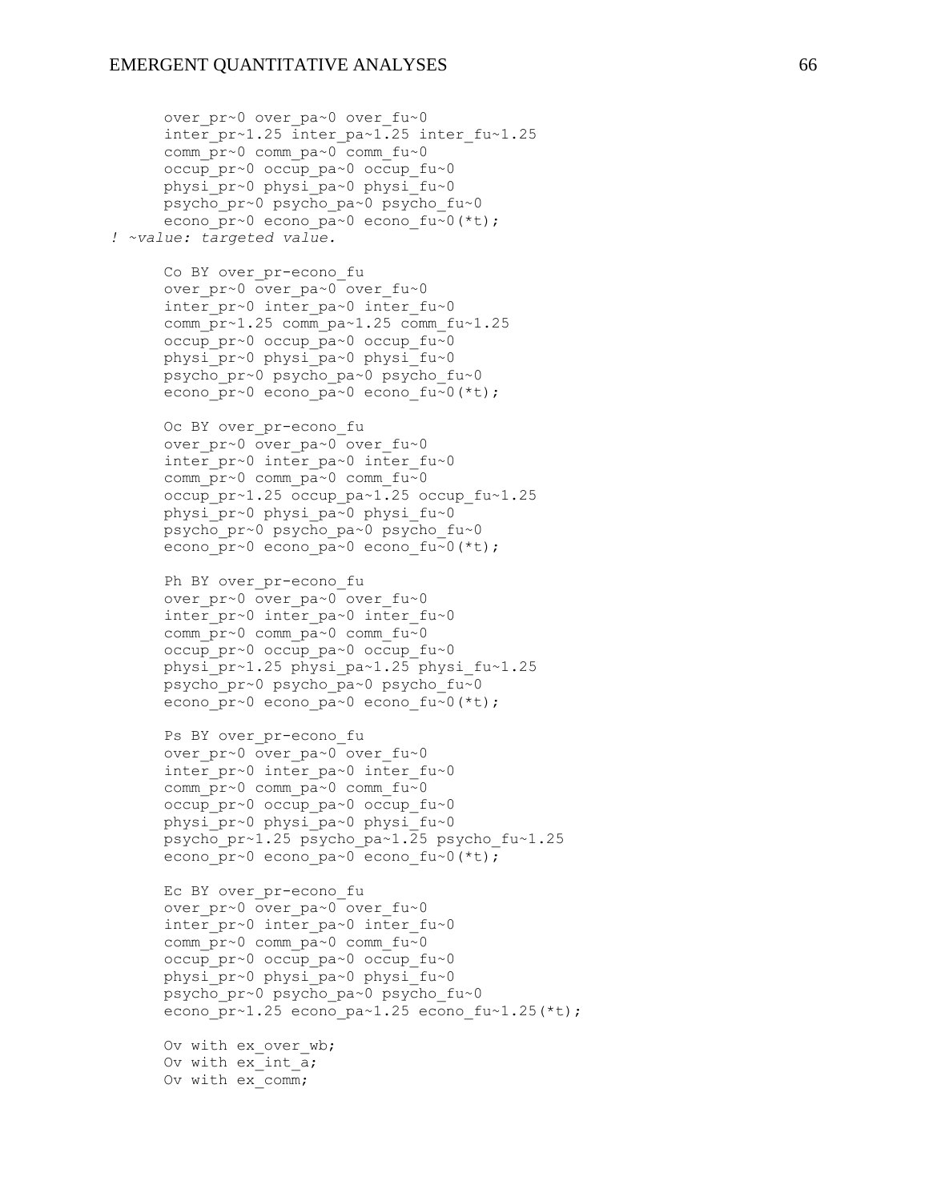```
      over_pr~0 over_pa~0 over_fu~0
      inter_pr~1.25 inter_pa~1.25 inter_fu~1.25
      comm_pr~0 comm_pa~0 comm_fu~0
      occup_pr~0 occup_pa~0 occup_fu~0
      physi_pr~0 physi_pa~0 physi_fu~0
      psycho_pr~0 psycho_pa~0 psycho_fu~0
      econo_pr~0 econo_pa~0 econo_fu~0(*t);
! ~value: targeted value.

      Co BY over_pr-econo_fu
      over_pr~0 over_pa~0 over_fu~0
      inter_pr~0 inter_pa~0 inter_fu~0
      comm_pr~1.25 comm_pa~1.25 comm_fu~1.25
      occup_pr~0 occup_pa~0 occup_fu~0
      physi_pr~0 physi_pa~0 physi_fu~0
      psycho_pr~0 psycho_pa~0 psycho_fu~0
      econo_pr~0 econo_pa~0 econo_fu~0(*t);

      Oc BY over_pr-econo_fu
      over_pr~0 over_pa~0 over_fu~0
      inter_pr~0 inter_pa~0 inter_fu~0
      comm_pr~0 comm_pa~0 comm_fu~0
      occup_pr~1.25 occup_pa~1.25 occup_fu~1.25
      physi_pr~0 physi_pa~0 physi_fu~0
      psycho_pr~0 psycho_pa~0 psycho_fu~0
      econo_pr~0 econo_pa~0 econo_fu~0(*t);

      Ph BY over_pr-econo_fu
      over_pr~0 over_pa~0 over_fu~0
      inter_pr~0 inter_pa~0 inter_fu~0
      comm_pr~0 comm_pa~0 comm_fu~0
      occup_pr~0 occup_pa~0 occup_fu~0
      physi_pr~1.25 physi_pa~1.25 physi_fu~1.25
      psycho_pr~0 psycho_pa~0 psycho_fu~0
      econo_pr~0 econo_pa~0 econo_fu~0(*t);

      Ps BY over_pr-econo_fu
      over_pr~0 over_pa~0 over_fu~0
      inter_pr~0 inter_pa~0 inter_fu~0
      comm_pr~0 comm_pa~0 comm_fu~0
      occup_pr~0 occup_pa~0 occup_fu~0
      physi_pr~0 physi_pa~0 physi_fu~0
      psycho_pr~1.25 psycho_pa~1.25 psycho_fu~1.25
      econo_pr~0 econo_pa~0 econo_fu~0(*t);

      Ec BY over_pr-econo_fu
      over_pr~0 over_pa~0 over_fu~0
      inter_pr~0 inter_pa~0 inter_fu~0
      comm_pr~0 comm_pa~0 comm_fu~0
      occup_pr~0 occup_pa~0 occup_fu~0
      physi_pr~0 physi_pa~0 physi_fu~0
      psycho_pr~0 psycho_pa~0 psycho_fu~0
      econo_pr~1.25 econo_pa~1.25 econo_fu~1.25(*t);

      Ov with ex_over_wb;
      Ov with ex_int_a;
      Ov with ex_comm;
```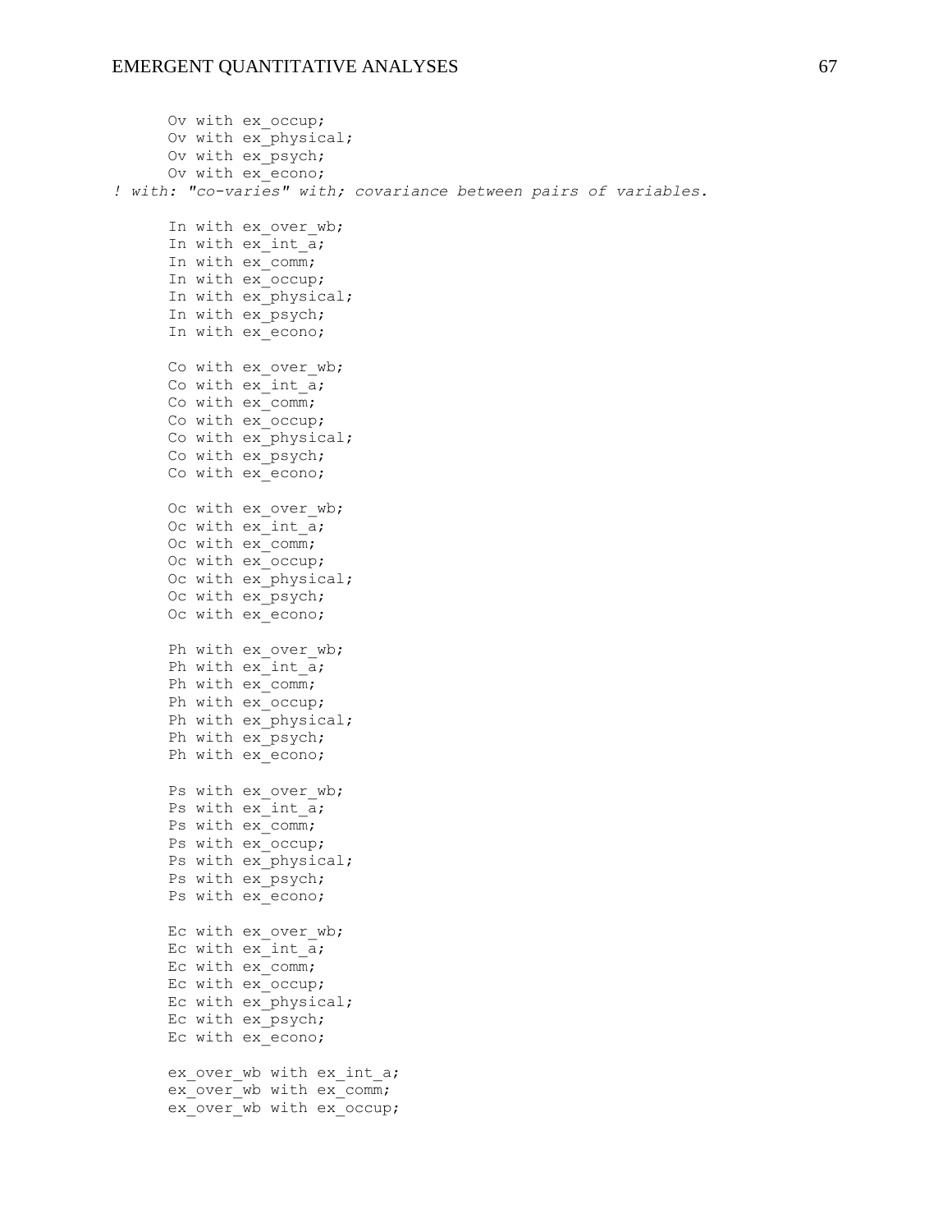```
      Ov with ex_occup;
      Ov with ex_physical;
      Ov with ex_psych;
      Ov with ex_econo;
! with: "co-varies" with; covariance between pairs of variables.

      In with ex_over_wb;
      In with ex_int_a;
      In with ex_comm;
      In with ex_occup;
      In with ex_physical;
      In with ex_psych;
      In with ex_econo;

      Co with ex_over_wb;
      Co with ex_int_a;
      Co with ex_comm;
      Co with ex_occup;
      Co with ex_physical;
      Co with ex_psych;
      Co with ex_econo;

      Oc with ex_over_wb;
      Oc with ex_int_a;
      Oc with ex_comm;
      Oc with ex_occup;
      Oc with ex_physical;
      Oc with ex_psych;
      Oc with ex_econo;

      Ph with ex_over_wb;
      Ph with ex_int_a;
      Ph with ex_comm;
      Ph with ex_occup;
      Ph with ex_physical;
      Ph with ex_psych;
      Ph with ex_econo;

      Ps with ex_over_wb;
      Ps with ex_int_a;
      Ps with ex_comm;
      Ps with ex_occup;
      Ps with ex_physical;
      Ps with ex_psych;
      Ps with ex_econo;

      Ec with ex_over_wb;
      Ec with ex_int_a;
      Ec with ex_comm;
      Ec with ex_occup;
      Ec with ex_physical;
      Ec with ex_psych;
      Ec with ex_econo;

      ex_over_wb with ex_int_a;
      ex_over_wb with ex_comm;
      ex_over_wb with ex_occup;
```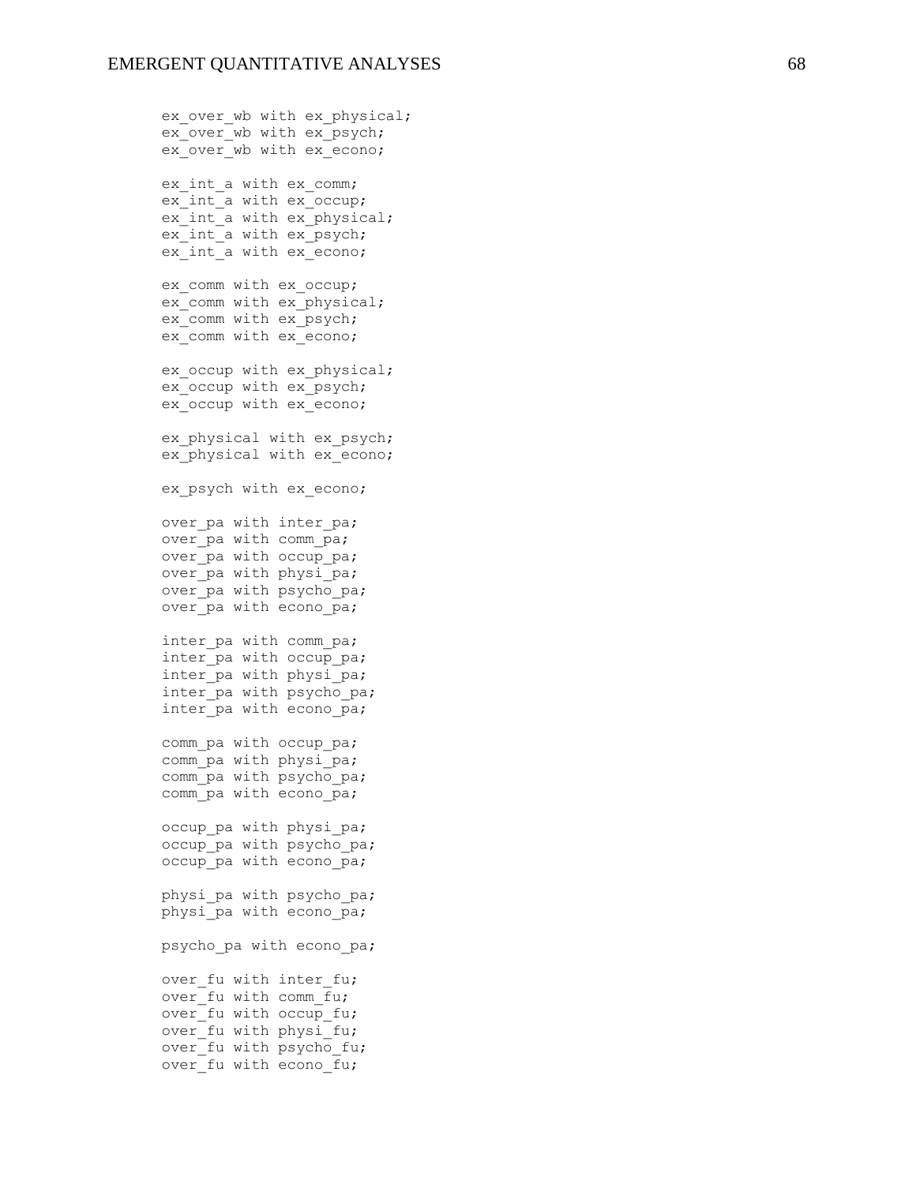```
ex_over_wb with ex_physical;
ex_over_wb with ex_psych;
ex_over_wb with ex_econo;

ex_int_a with ex_comm;
ex_int_a with ex_occup;
ex_int_a with ex_physical;
ex_int_a with ex_psych;
ex_int_a with ex_econo;

ex_comm with ex_occup;
ex_comm with ex_physical;
ex_comm with ex_psych;
ex_comm with ex_econo;

ex_occup with ex_physical;
ex_occup with ex_psych;
ex_occup with ex_econo;

ex_physical with ex_psych;
ex_physical with ex_econo;

ex_psych with ex_econo;

over_pa with inter_pa;
over_pa with comm_pa;
over_pa with occup_pa;
over_pa with physi_pa;
over_pa with psycho_pa;
over_pa with econo_pa;

inter_pa with comm_pa;
inter_pa with occup_pa;
inter_pa with physi_pa;
inter_pa with psycho_pa;
inter_pa with econo_pa;

comm_pa with occup_pa;
comm_pa with physi_pa;
comm_pa with psycho_pa;
comm_pa with econo_pa;

occup_pa with physi_pa;
occup_pa with psycho_pa;
occup_pa with econo_pa;

physi_pa with psycho_pa;
physi_pa with econo_pa;

psycho_pa with econo_pa;

over_fu with inter_fu;
over_fu with comm_fu;
over_fu with occup_fu;
over_fu with physi_fu;
over_fu with psycho_fu;
over_fu with econo_fu;
```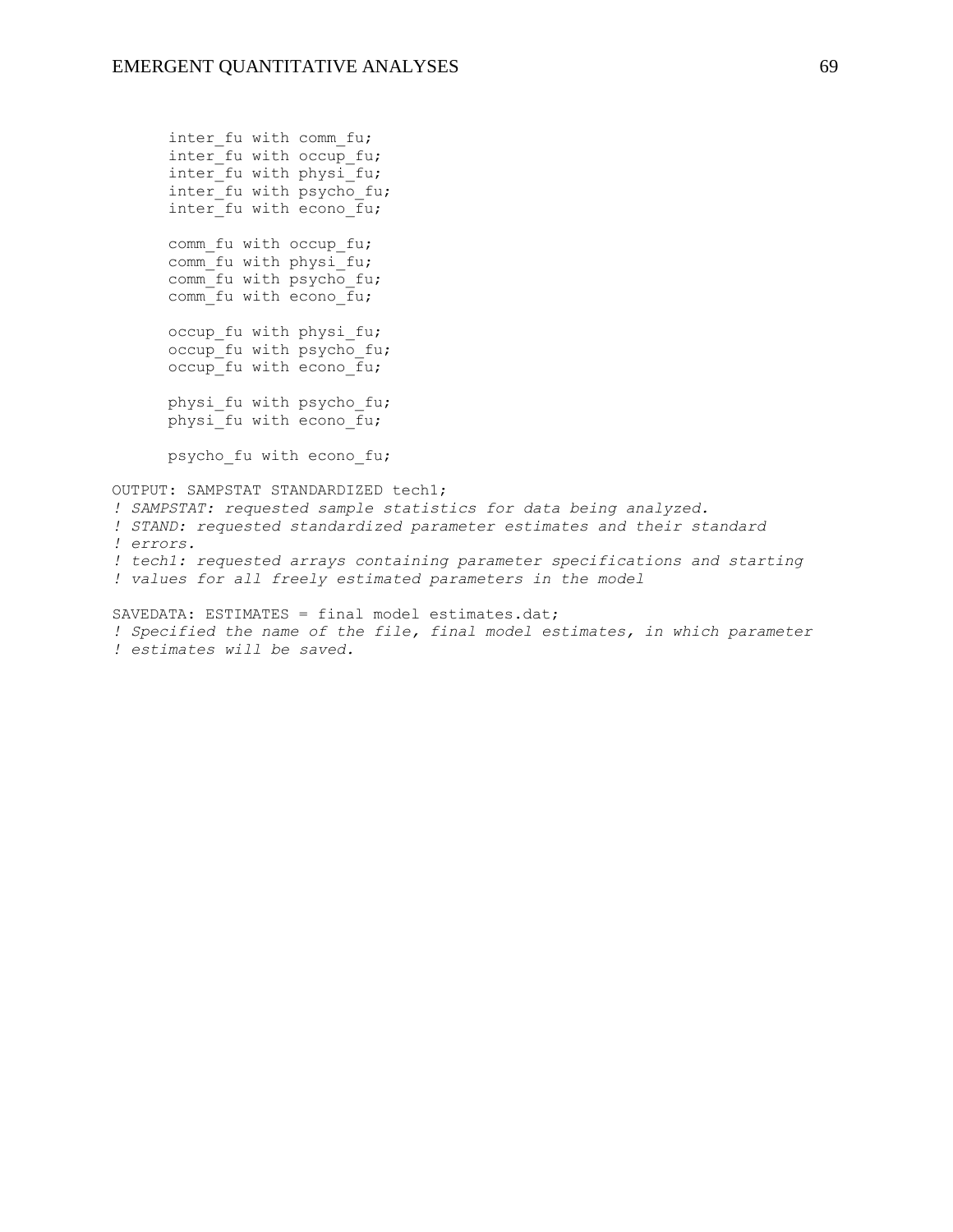```
      inter_fu with comm_fu;
      inter_fu with occup_fu;
      inter_fu with physi_fu;
      inter_fu with psycho_fu;
      inter_fu with econo_fu;

      comm_fu with occup_fu;
      comm_fu with physi_fu;
      comm_fu with psycho_fu;
      comm_fu with econo_fu;

      occup_fu with physi_fu;
      occup_fu with psycho_fu;
      occup_fu with econo_fu;

      physi_fu with psycho_fu;
      physi_fu with econo_fu;

      psycho_fu with econo_fu;

OUTPUT: SAMPSTAT STANDARDIZED tech1;
! SAMPSTAT: requested sample statistics for data being analyzed.
! STAND: requested standardized parameter estimates and their standard
! errors.
! tech1: requested arrays containing parameter specifications and starting
! values for all freely estimated parameters in the model

SAVEDATA: ESTIMATES = final model estimates.dat;
! Specified the name of the file, final model estimates, in which parameter
! estimates will be saved.
```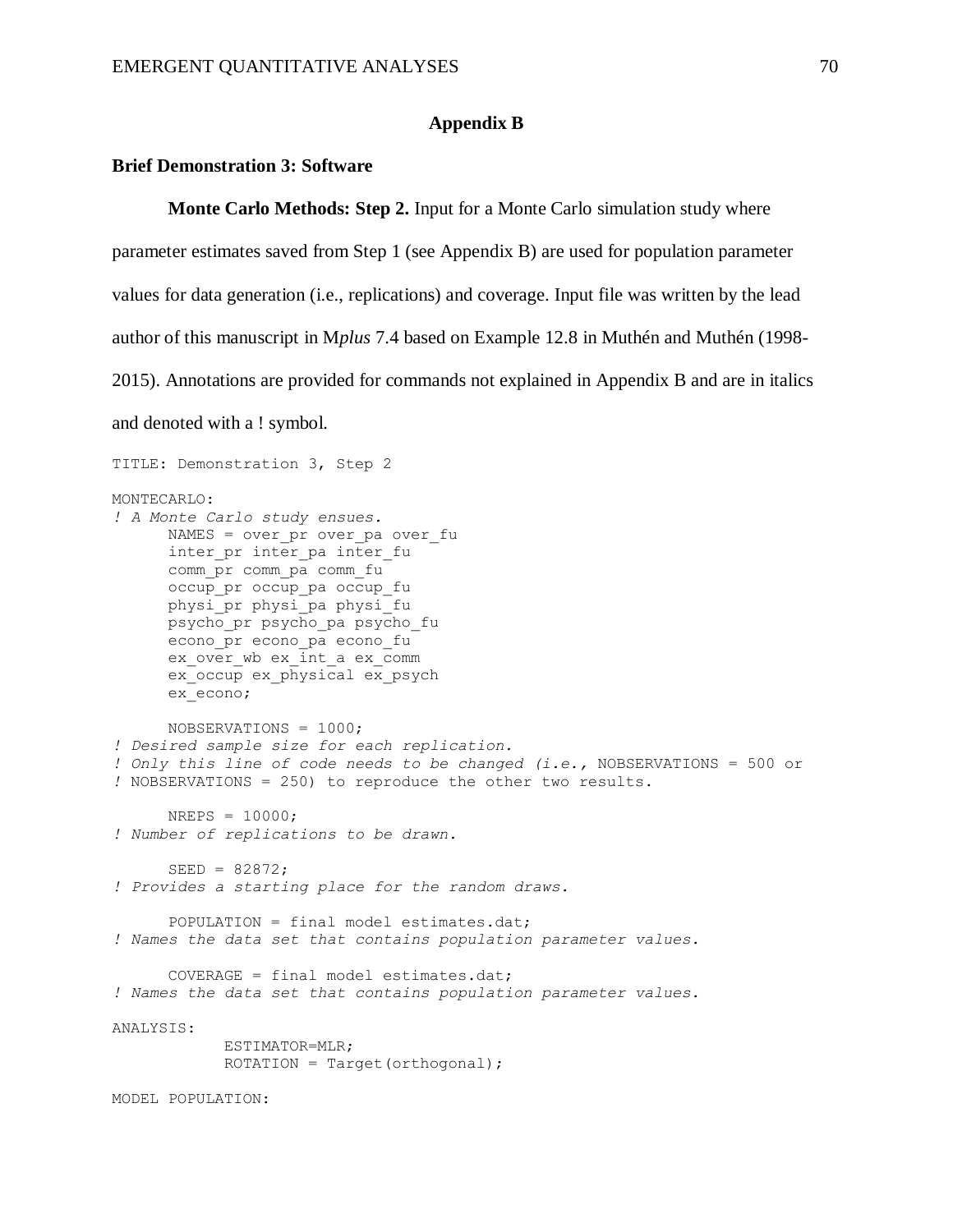# Appendix B

## Brief Demonstration 3: Software

**Monte Carlo Methods: Step 2.** Input for a Monte Carlo simulation study where parameter estimates saved from Step 1 (see Appendix B) are used for population parameter values for data generation (i.e., replications) and coverage. Input file was written by the lead author of this manuscript in M*plus* 7.4 based on Example 12.8 in Muthén and Muthén (1998-2015). Annotations are provided for commands not explained in Appendix B and are in italics and denoted with a ! symbol.

```
TITLE: Demonstration 3, Step 2

MONTECARLO:
! A Monte Carlo study ensues.
      NAMES = over_pr over_pa over_fu
      inter_pr inter_pa inter_fu
      comm_pr comm_pa comm_fu
      occup_pr occup_pa occup_fu
      physi_pr physi_pa physi_fu
      psycho_pr psycho_pa psycho_fu
      econo_pr econo_pa econo_fu
      ex_over_wb ex_int_a ex_comm
      ex_occup ex_physical ex_psych
      ex_econo;

      NOBSERVATIONS = 1000;
! Desired sample size for each replication.
! Only this line of code needs to be changed (i.e., NOBSERVATIONS = 500 or
! NOBSERVATIONS = 250) to reproduce the other two results.

      NREPS = 10000;
! Number of replications to be drawn.

      SEED = 82872;
! Provides a starting place for the random draws.

      POPULATION = final model estimates.dat;
! Names the data set that contains population parameter values.

      COVERAGE = final model estimates.dat;
! Names the data set that contains population parameter values.

ANALYSIS:
            ESTIMATOR=MLR;
            ROTATION = Target(orthogonal);

MODEL POPULATION:
```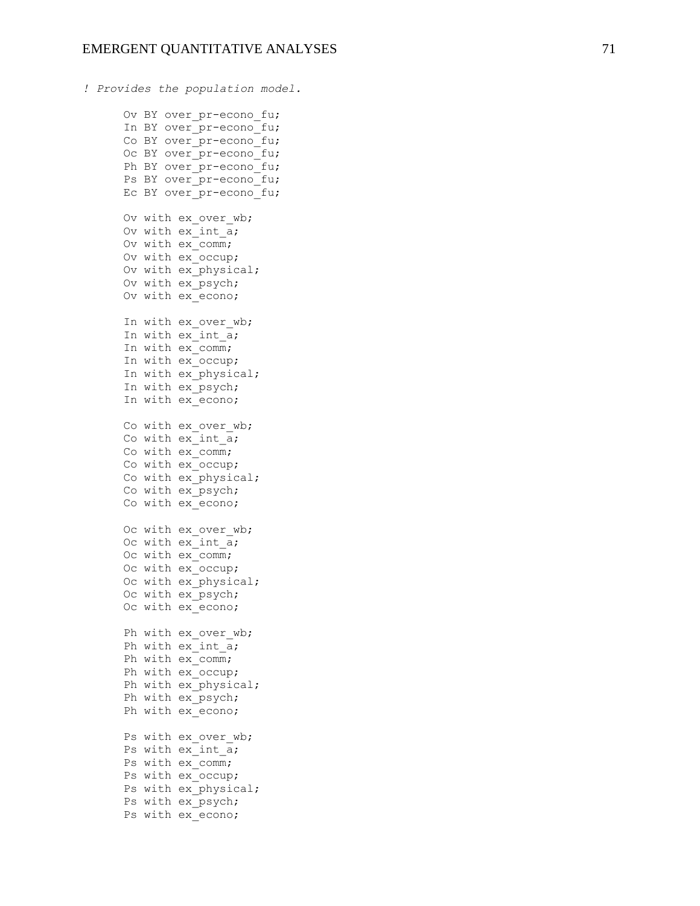```
! Provides the population model.

      Ov BY over_pr-econo_fu;
      In BY over_pr-econo_fu;
      Co BY over_pr-econo_fu;
      Oc BY over_pr-econo_fu;
      Ph BY over_pr-econo_fu;
      Ps BY over_pr-econo_fu;
      Ec BY over_pr-econo_fu;

      Ov with ex_over_wb;
      Ov with ex_int_a;
      Ov with ex_comm;
      Ov with ex_occup;
      Ov with ex_physical;
      Ov with ex_psych;
      Ov with ex_econo;

      In with ex_over_wb;
      In with ex_int_a;
      In with ex_comm;
      In with ex_occup;
      In with ex_physical;
      In with ex_psych;
      In with ex_econo;

      Co with ex_over_wb;
      Co with ex_int_a;
      Co with ex_comm;
      Co with ex_occup;
      Co with ex_physical;
      Co with ex_psych;
      Co with ex_econo;

      Oc with ex_over_wb;
      Oc with ex_int_a;
      Oc with ex_comm;
      Oc with ex_occup;
      Oc with ex_physical;
      Oc with ex_psych;
      Oc with ex_econo;

      Ph with ex_over_wb;
      Ph with ex_int_a;
      Ph with ex_comm;
      Ph with ex_occup;
      Ph with ex_physical;
      Ph with ex_psych;
      Ph with ex_econo;

      Ps with ex_over_wb;
      Ps with ex_int_a;
      Ps with ex_comm;
      Ps with ex_occup;
      Ps with ex_physical;
      Ps with ex_psych;
      Ps with ex_econo;
```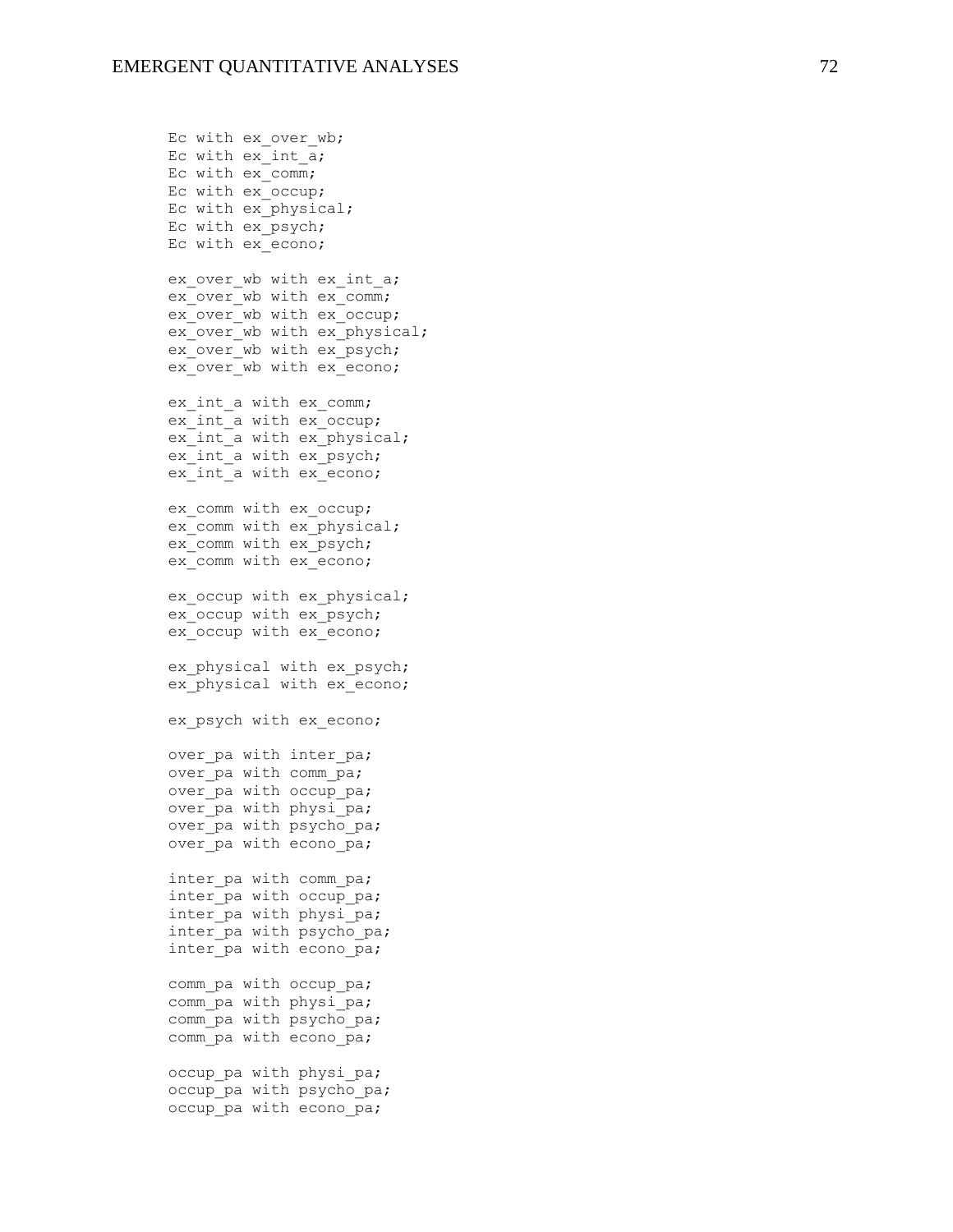```
Ec with ex_over_wb;
Ec with ex_int_a;
Ec with ex_comm;
Ec with ex_occup;
Ec with ex_physical;
Ec with ex_psych;
Ec with ex_econo;

ex_over_wb with ex_int_a;
ex_over_wb with ex_comm;
ex_over_wb with ex_occup;
ex_over_wb with ex_physical;
ex_over_wb with ex_psych;
ex_over_wb with ex_econo;

ex_int_a with ex_comm;
ex_int_a with ex_occup;
ex_int_a with ex_physical;
ex_int_a with ex_psych;
ex_int_a with ex_econo;

ex_comm with ex_occup;
ex_comm with ex_physical;
ex_comm with ex_psych;
ex_comm with ex_econo;

ex_occup with ex_physical;
ex_occup with ex_psych;
ex_occup with ex_econo;

ex_physical with ex_psych;
ex_physical with ex_econo;

ex_psych with ex_econo;

over_pa with inter_pa;
over_pa with comm_pa;
over_pa with occup_pa;
over_pa with physi_pa;
over_pa with psycho_pa;
over_pa with econo_pa;

inter_pa with comm_pa;
inter_pa with occup_pa;
inter_pa with physi_pa;
inter_pa with psycho_pa;
inter_pa with econo_pa;

comm_pa with occup_pa;
comm_pa with physi_pa;
comm_pa with psycho_pa;
comm_pa with econo_pa;

occup_pa with physi_pa;
occup_pa with psycho_pa;
occup_pa with econo_pa;
```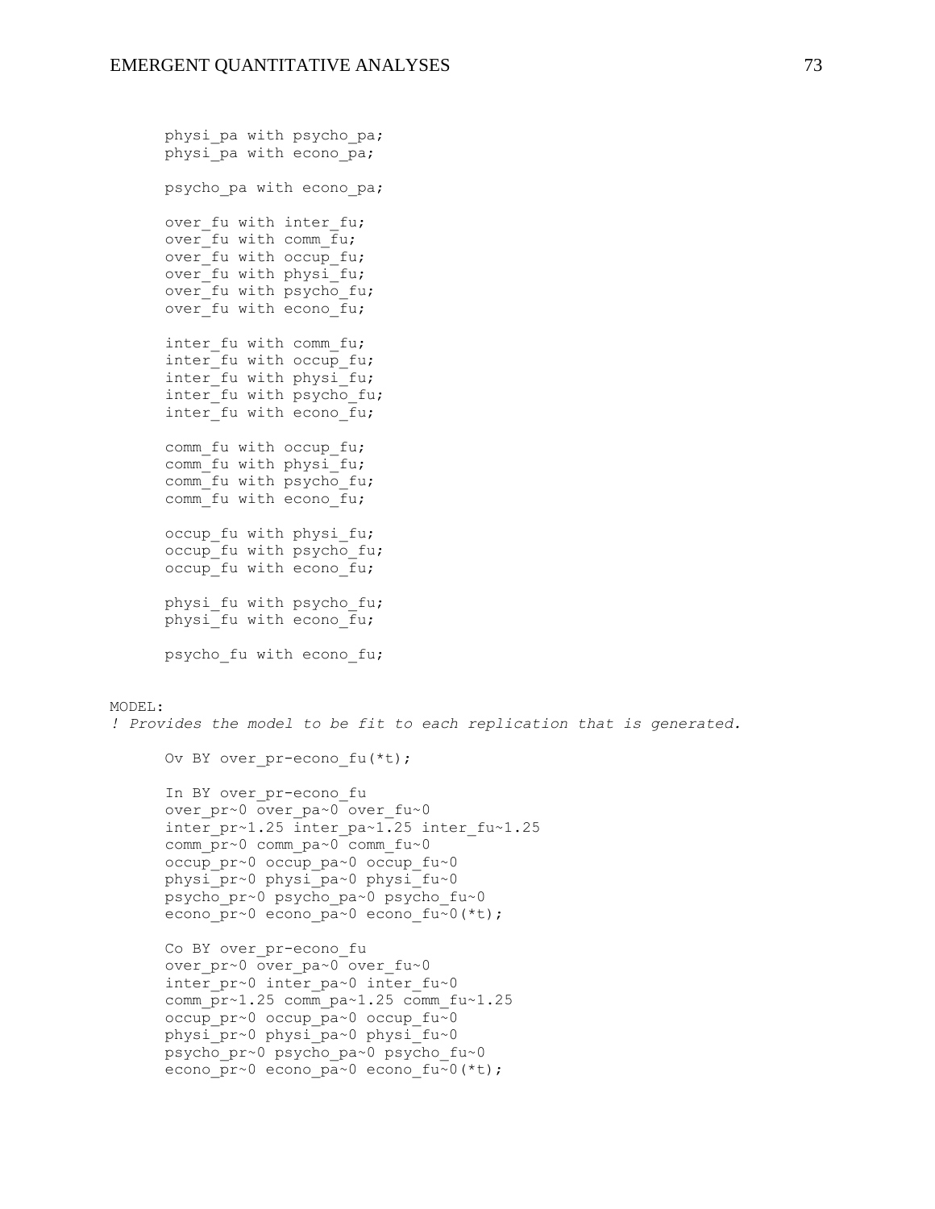```
      physi_pa with psycho_pa;
      physi_pa with econo_pa;

      psycho_pa with econo_pa;

      over_fu with inter_fu;
      over_fu with comm_fu;
      over_fu with occup_fu;
      over_fu with physi_fu;
      over_fu with psycho_fu;
      over_fu with econo_fu;

      inter_fu with comm_fu;
      inter_fu with occup_fu;
      inter_fu with physi_fu;
      inter_fu with psycho_fu;
      inter_fu with econo_fu;

      comm_fu with occup_fu;
      comm_fu with physi_fu;
      comm_fu with psycho_fu;
      comm_fu with econo_fu;

      occup_fu with physi_fu;
      occup_fu with psycho_fu;
      occup_fu with econo_fu;

      physi_fu with psycho_fu;
      physi_fu with econo_fu;

      psycho_fu with econo_fu;


MODEL:
! Provides the model to be fit to each replication that is generated.

      Ov BY over_pr-econo_fu(*t);

      In BY over_pr-econo_fu
      over_pr~0 over_pa~0 over_fu~0
      inter_pr~1.25 inter_pa~1.25 inter_fu~1.25
      comm_pr~0 comm_pa~0 comm_fu~0
      occup_pr~0 occup_pa~0 occup_fu~0
      physi_pr~0 physi_pa~0 physi_fu~0
      psycho_pr~0 psycho_pa~0 psycho_fu~0
      econo_pr~0 econo_pa~0 econo_fu~0(*t);

      Co BY over_pr-econo_fu
      over_pr~0 over_pa~0 over_fu~0
      inter_pr~0 inter_pa~0 inter_fu~0
      comm_pr~1.25 comm_pa~1.25 comm_fu~1.25
      occup_pr~0 occup_pa~0 occup_fu~0
      physi_pr~0 physi_pa~0 physi_fu~0
      psycho_pr~0 psycho_pa~0 psycho_fu~0
      econo_pr~0 econo_pa~0 econo_fu~0(*t);
```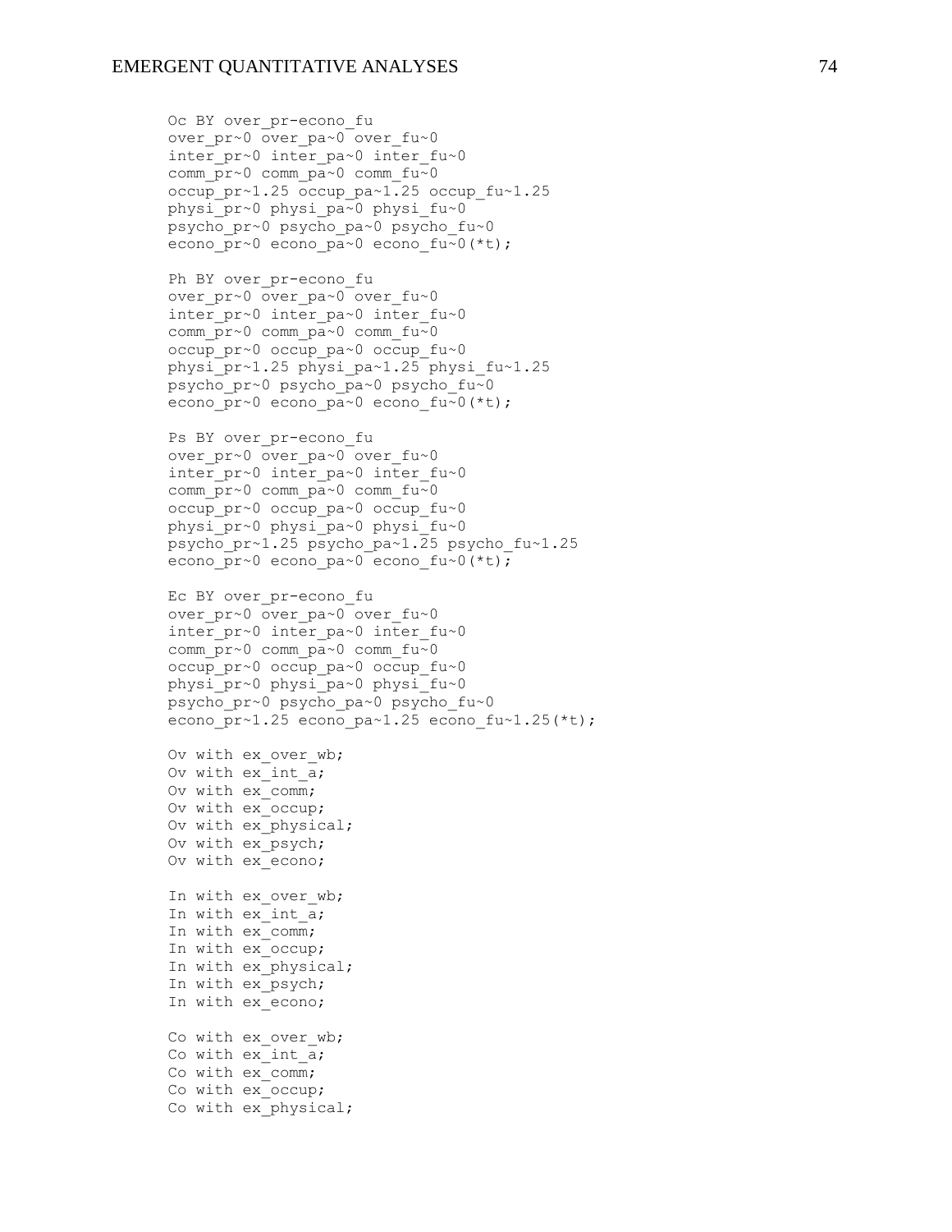```
Oc BY over_pr-econo_fu
over_pr~0 over_pa~0 over_fu~0
inter_pr~0 inter_pa~0 inter_fu~0
comm_pr~0 comm_pa~0 comm_fu~0
occup_pr~1.25 occup_pa~1.25 occup_fu~1.25
physi_pr~0 physi_pa~0 physi_fu~0
psycho_pr~0 psycho_pa~0 psycho_fu~0
econo_pr~0 econo_pa~0 econo_fu~0(*t);

Ph BY over_pr-econo_fu
over_pr~0 over_pa~0 over_fu~0
inter_pr~0 inter_pa~0 inter_fu~0
comm_pr~0 comm_pa~0 comm_fu~0
occup_pr~0 occup_pa~0 occup_fu~0
physi_pr~1.25 physi_pa~1.25 physi_fu~1.25
psycho_pr~0 psycho_pa~0 psycho_fu~0
econo_pr~0 econo_pa~0 econo_fu~0(*t);

Ps BY over_pr-econo_fu
over_pr~0 over_pa~0 over_fu~0
inter_pr~0 inter_pa~0 inter_fu~0
comm_pr~0 comm_pa~0 comm_fu~0
occup_pr~0 occup_pa~0 occup_fu~0
physi_pr~0 physi_pa~0 physi_fu~0
psycho_pr~1.25 psycho_pa~1.25 psycho_fu~1.25
econo_pr~0 econo_pa~0 econo_fu~0(*t);

Ec BY over_pr-econo_fu
over_pr~0 over_pa~0 over_fu~0
inter_pr~0 inter_pa~0 inter_fu~0
comm_pr~0 comm_pa~0 comm_fu~0
occup_pr~0 occup_pa~0 occup_fu~0
physi_pr~0 physi_pa~0 physi_fu~0
psycho_pr~0 psycho_pa~0 psycho_fu~0
econo_pr~1.25 econo_pa~1.25 econo_fu~1.25(*t);

Ov with ex_over_wb;
Ov with ex_int_a;
Ov with ex_comm;
Ov with ex_occup;
Ov with ex_physical;
Ov with ex_psych;
Ov with ex_econo;

In with ex_over_wb;
In with ex_int_a;
In with ex_comm;
In with ex_occup;
In with ex_physical;
In with ex_psych;
In with ex_econo;

Co with ex_over_wb;
Co with ex_int_a;
Co with ex_comm;
Co with ex_occup;
Co with ex_physical;
```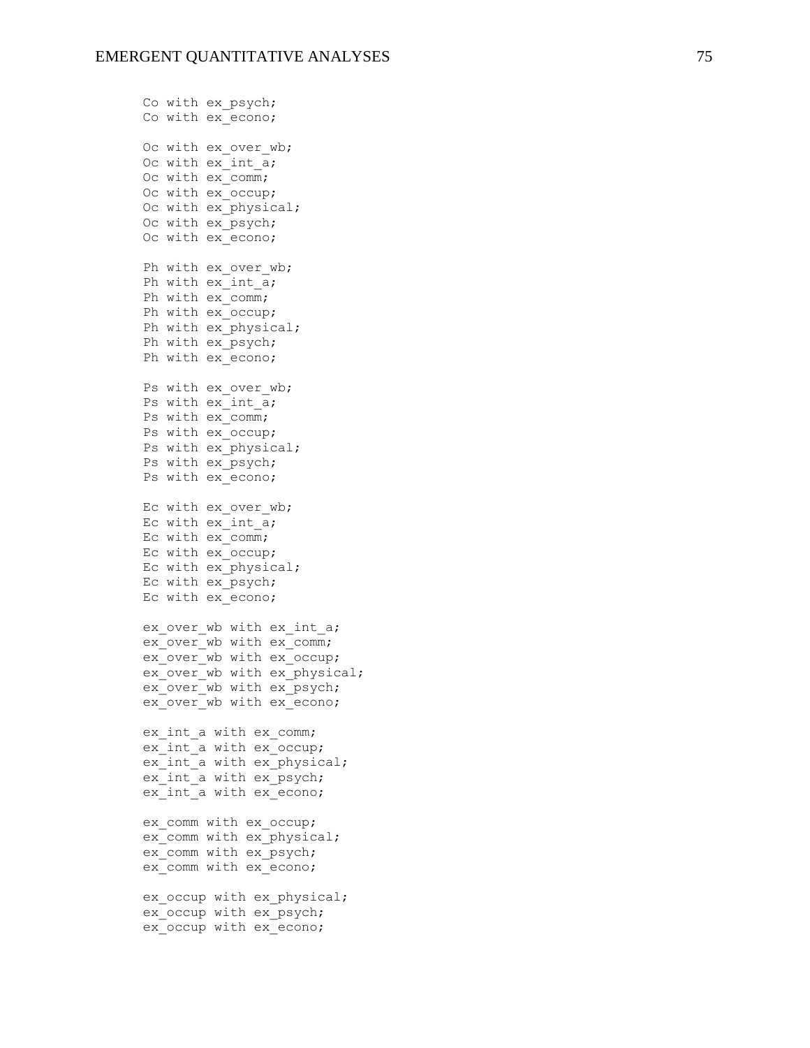```
Co with ex_psych;
Co with ex_econo;

Oc with ex_over_wb;
Oc with ex_int_a;
Oc with ex_comm;
Oc with ex_occup;
Oc with ex_physical;
Oc with ex_psych;
Oc with ex_econo;

Ph with ex_over_wb;
Ph with ex_int_a;
Ph with ex_comm;
Ph with ex_occup;
Ph with ex_physical;
Ph with ex_psych;
Ph with ex_econo;

Ps with ex_over_wb;
Ps with ex_int_a;
Ps with ex_comm;
Ps with ex_occup;
Ps with ex_physical;
Ps with ex_psych;
Ps with ex_econo;

Ec with ex_over_wb;
Ec with ex_int_a;
Ec with ex_comm;
Ec with ex_occup;
Ec with ex_physical;
Ec with ex_psych;
Ec with ex_econo;

ex_over_wb with ex_int_a;
ex_over_wb with ex_comm;
ex_over_wb with ex_occup;
ex_over_wb with ex_physical;
ex_over_wb with ex_psych;
ex_over_wb with ex_econo;

ex_int_a with ex_comm;
ex_int_a with ex_occup;
ex_int_a with ex_physical;
ex_int_a with ex_psych;
ex_int_a with ex_econo;

ex_comm with ex_occup;
ex_comm with ex_physical;
ex_comm with ex_psych;
ex_comm with ex_econo;

ex_occup with ex_physical;
ex_occup with ex_psych;
ex_occup with ex_econo;
```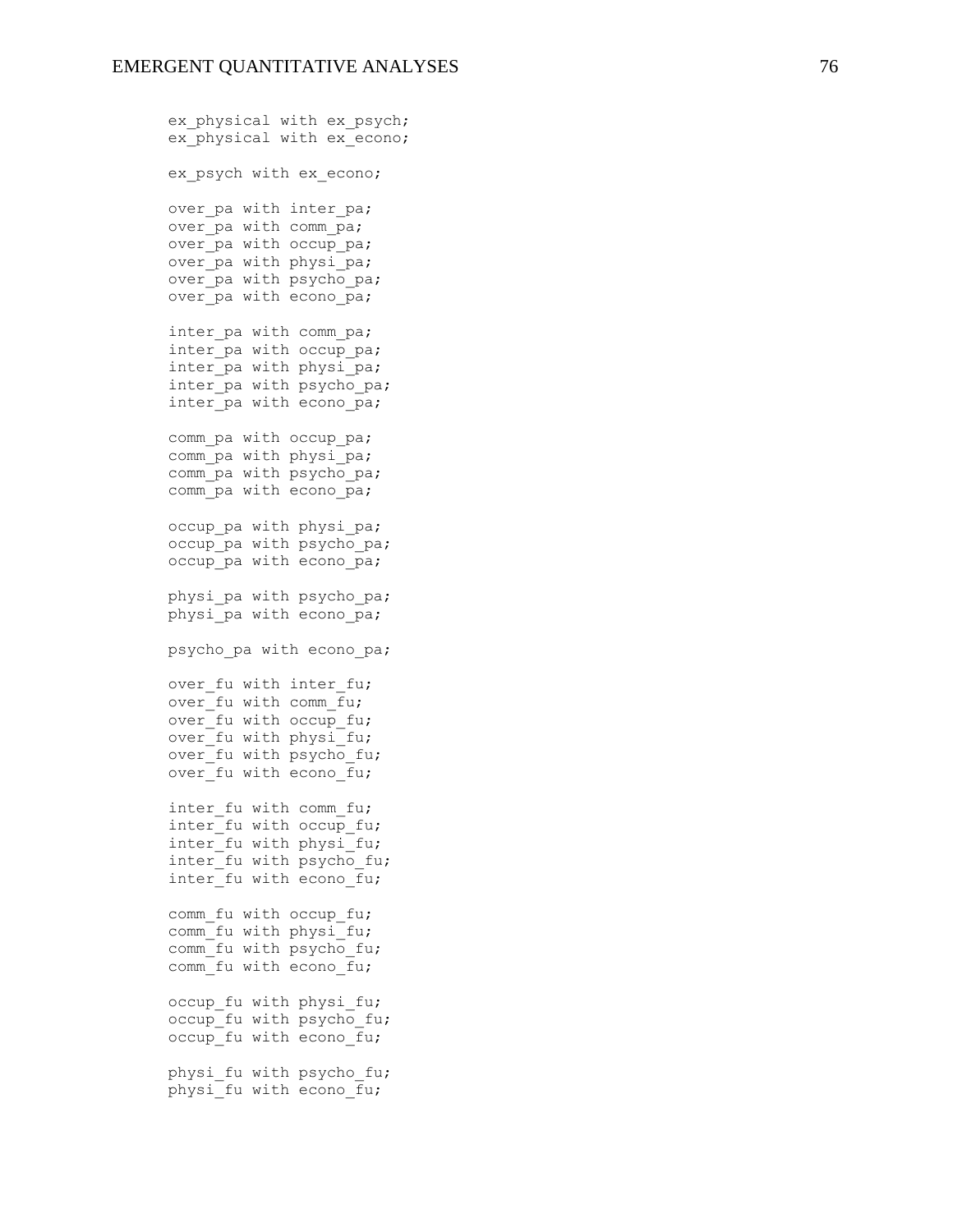```
ex_physical with ex_psych;
ex_physical with ex_econo;

ex_psych with ex_econo;

over_pa with inter_pa;
over_pa with comm_pa;
over_pa with occup_pa;
over_pa with physi_pa;
over_pa with psycho_pa;
over_pa with econo_pa;

inter_pa with comm_pa;
inter_pa with occup_pa;
inter_pa with physi_pa;
inter_pa with psycho_pa;
inter_pa with econo_pa;

comm_pa with occup_pa;
comm_pa with physi_pa;
comm_pa with psycho_pa;
comm_pa with econo_pa;

occup_pa with physi_pa;
occup_pa with psycho_pa;
occup_pa with econo_pa;

physi_pa with psycho_pa;
physi_pa with econo_pa;

psycho_pa with econo_pa;

over_fu with inter_fu;
over_fu with comm_fu;
over_fu with occup_fu;
over_fu with physi_fu;
over_fu with psycho_fu;
over_fu with econo_fu;

inter_fu with comm_fu;
inter_fu with occup_fu;
inter_fu with physi_fu;
inter_fu with psycho_fu;
inter_fu with econo_fu;

comm_fu with occup_fu;
comm_fu with physi_fu;
comm_fu with psycho_fu;
comm_fu with econo_fu;

occup_fu with physi_fu;
occup_fu with psycho_fu;
occup_fu with econo_fu;

physi_fu with psycho_fu;
physi_fu with econo_fu;
```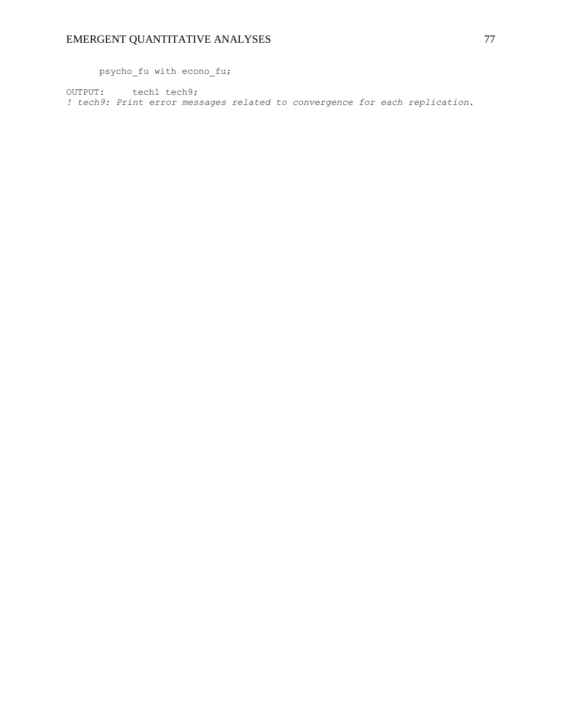```
      psycho_fu with econo_fu;

OUTPUT:     tech1 tech9;
! tech9: Print error messages related to convergence for each replication.
```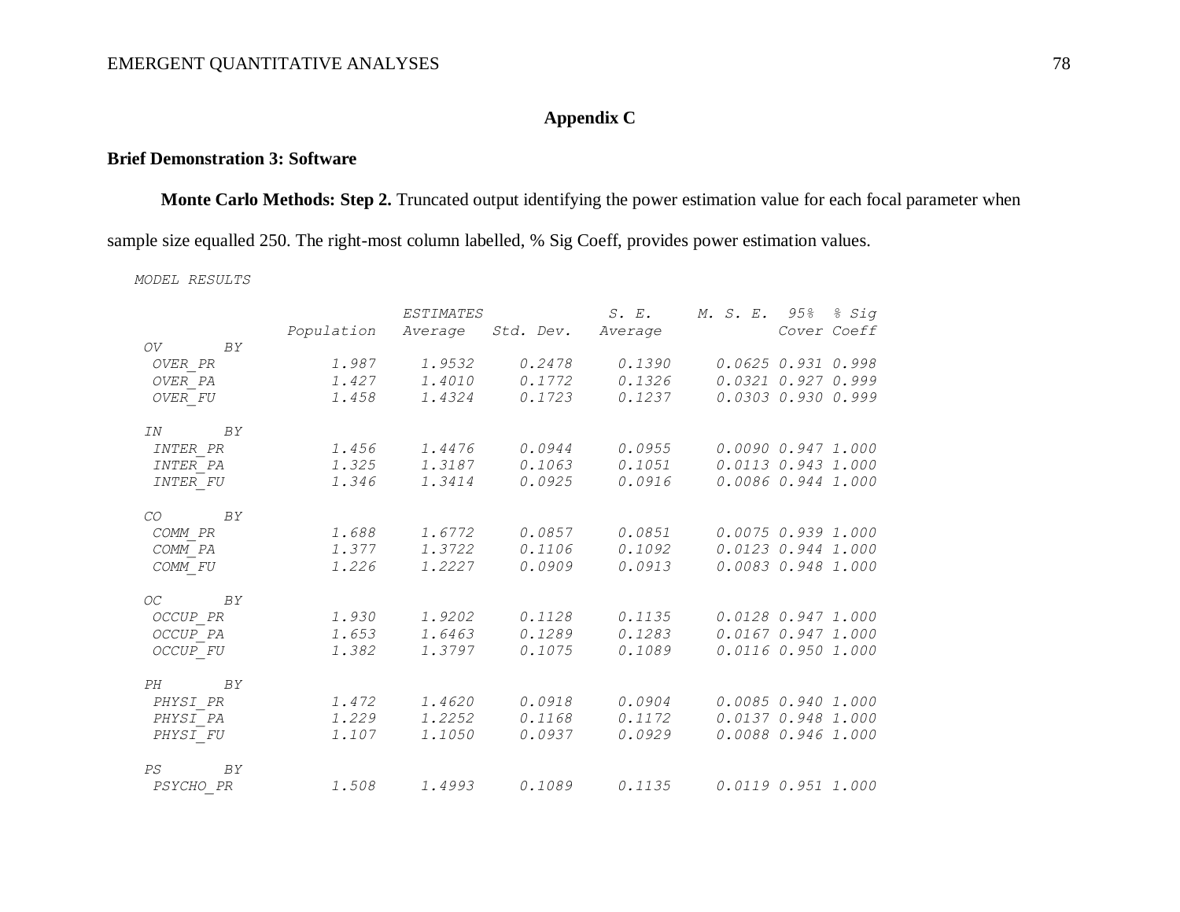## Appendix C

### Brief Demonstration 3: Software

**Monte Carlo Methods: Step 2.** Truncated output identifying the power estimation value for each focal parameter when sample size equalled 250. The right-most column labelled, % Sig Coeff, provides power estimation values.

```
MODEL RESULTS

                              ESTIMATES              S. E.     M. S. E.  95%  % Sig
                Population   Average   Std. Dev.   Average              Cover Coeff
 OV       BY
  OVER_PR            1.987     1.9532     0.2478     0.1390     0.0625 0.931 0.998
  OVER_PA            1.427     1.4010     0.1772     0.1326     0.0321 0.927 0.999
  OVER_FU            1.458     1.4324     0.1723     0.1237     0.0303 0.930 0.999

 IN       BY
  INTER_PR           1.456     1.4476     0.0944     0.0955     0.0090 0.947 1.000
  INTER_PA           1.325     1.3187     0.1063     0.1051     0.0113 0.943 1.000
  INTER_FU           1.346     1.3414     0.0925     0.0916     0.0086 0.944 1.000

 CO       BY
  COMM_PR            1.688     1.6772     0.0857     0.0851     0.0075 0.939 1.000
  COMM_PA            1.377     1.3722     0.1106     0.1092     0.0123 0.944 1.000
  COMM_FU            1.226     1.2227     0.0909     0.0913     0.0083 0.948 1.000

 OC       BY
  OCCUP_PR           1.930     1.9202     0.1128     0.1135     0.0128 0.947 1.000
  OCCUP_PA           1.653     1.6463     0.1289     0.1283     0.0167 0.947 1.000
  OCCUP_FU           1.382     1.3797     0.1075     0.1089     0.0116 0.950 1.000

 PH       BY
  PHYSI_PR           1.472     1.4620     0.0918     0.0904     0.0085 0.940 1.000
  PHYSI_PA           1.229     1.2252     0.1168     0.1172     0.0137 0.948 1.000
  PHYSI_FU           1.107     1.1050     0.0937     0.0929     0.0088 0.946 1.000

 PS       BY
  PSYCHO_PR          1.508     1.4993     0.1089     0.1135     0.0119 0.951 1.000
```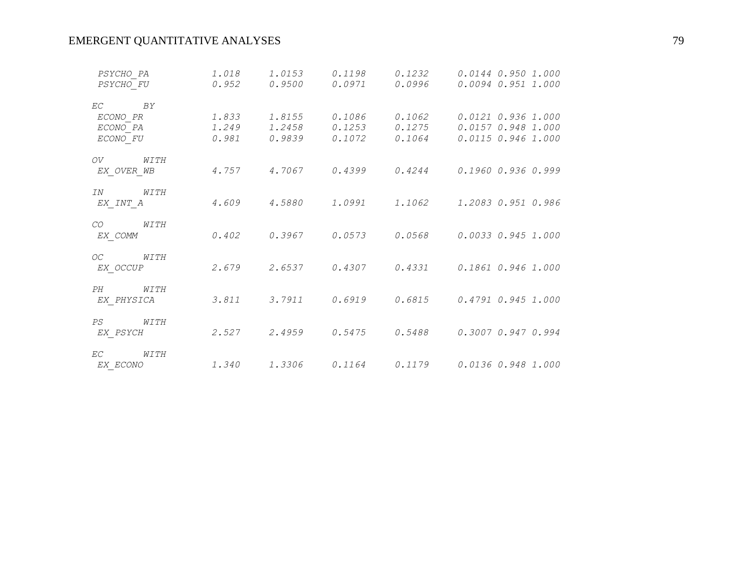```
 PSYCHO_PA           1.018     1.0153     0.1198     0.1232     0.0144 0.950 1.000
 PSYCHO_FU           0.952     0.9500     0.0971     0.0996     0.0094 0.951 1.000

EC       BY
 ECONO_PR            1.833     1.8155     0.1086     0.1062     0.0121 0.936 1.000
 ECONO_PA            1.249     1.2458     0.1253     0.1275     0.0157 0.948 1.000
 ECONO_FU            0.981     0.9839     0.1072     0.1064     0.0115 0.946 1.000

OV       WITH
 EX_OVER_WB          4.757     4.7067     0.4399     0.4244     0.1960 0.936 0.999

IN       WITH
 EX_INT_A            4.609     4.5880     1.0991     1.1062     1.2083 0.951 0.986

CO       WITH
 EX_COMM             0.402     0.3967     0.0573     0.0568     0.0033 0.945 1.000

OC       WITH
 EX_OCCUP            2.679     2.6537     0.4307     0.4331     0.1861 0.946 1.000

PH       WITH
 EX_PHYSICA          3.811     3.7911     0.6919     0.6815     0.4791 0.945 1.000

PS       WITH
 EX_PSYCH            2.527     2.4959     0.5475     0.5488     0.3007 0.947 0.994

EC       WITH
 EX_ECONO            1.340     1.3306     0.1164     0.1179     0.0136 0.948 1.000
```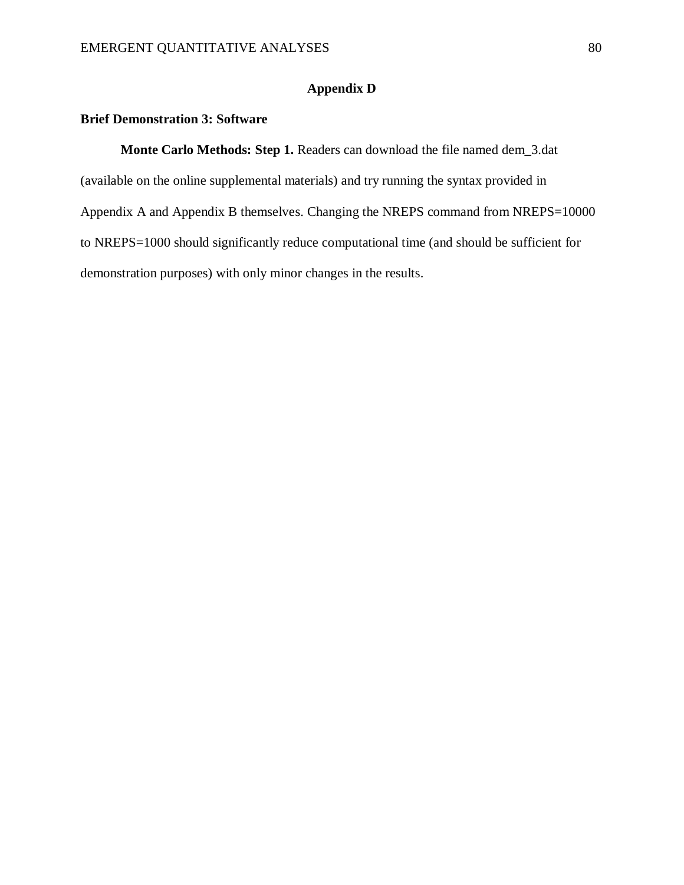# Appendix D

## Brief Demonstration 3: Software

**Monte Carlo Methods: Step 1.** Readers can download the file named dem_3.dat (available on the online supplemental materials) and try running the syntax provided in Appendix A and Appendix B themselves. Changing the NREPS command from NREPS=10000 to NREPS=1000 should significantly reduce computational time (and should be sufficient for demonstration purposes) with only minor changes in the results.